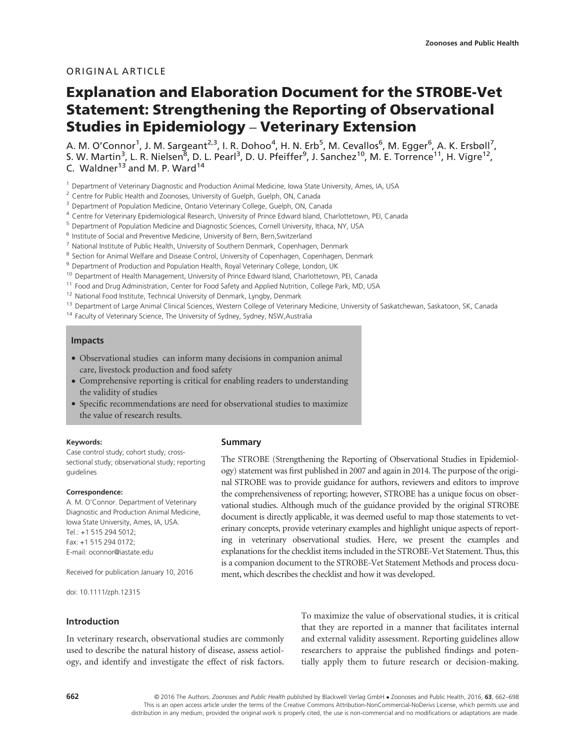ORIGINAL ARTICLE

# Explanation and Elaboration Document for the STROBE-Vet Statement: Strengthening the Reporting of Observational Studies in Epidemiology – Veterinary Extension

A. M. O'Connor[1], J. M. Sargeant[2,3], I. R. Dohoo[4], H. N. Erb[5], M. Cevallos[6], M. Egger[6], A. K. Ersbøll[7], S. W. Martin[3], L. R. Nielsen[8], D. L. Pearl[3], D. U. Pfeiffer[9], J. Sanchez[10], M. E. Torrence[11], H. Vigre[12], C. Waldner[13] and M. P. Ward[14]

[1] Department of Veterinary Diagnostic and Production Animal Medicine, Iowa State University, Ames, IA, USA
[2] Centre for Public Health and Zoonoses, University of Guelph, Guelph, ON, Canada
[3] Department of Population Medicine, Ontario Veterinary College, Guelph, ON, Canada
[4] Centre for Veterinary Epidemiological Research, University of Prince Edward Island, Charlottetown, PEI, Canada
[5] Department of Population Medicine and Diagnostic Sciences, Cornell University, Ithaca, NY, USA
[6] Institute of Social and Preventive Medicine, University of Bern, Bern,Switzerland
[7] National Institute of Public Health, University of Southern Denmark, Copenhagen, Denmark
[8] Section for Animal Welfare and Disease Control, University of Copenhagen, Copenhagen, Denmark
[9] Department of Production and Population Health, Royal Veterinary College, London, UK
[10] Department of Health Management, University of Prince Edward Island, Charlottetown, PEI, Canada
[11] Food and Drug Administration, Center for Food Safety and Applied Nutrition, College Park, MD, USA
[12] National Food Institute, Technical University of Denmark, Lyngby, Denmark
[13] Department of Large Animal Clinical Sciences, Western College of Veterinary Medicine, University of Saskatchewan, Saskatoon, SK, Canada
[14] Faculty of Veterinary Science, The University of Sydney, Sydney, NSW,Australia

### Impacts

- Observational studies can inform many decisions in companion animal care, livestock production and food safety
- Comprehensive reporting is critical for enabling readers to understanding the validity of studies
- Specific recommendations are need for observational studies to maximize the value of research results.

**Keywords:**
Case control study; cohort study; cross-sectional study; observational study; reporting guidelines

**Correspondence:**
A. M. O'Connor. Department of Veterinary Diagnostic and Production Animal Medicine, Iowa State University, Ames, IA, USA.
Tel.: +1 515 294 5012;
Fax: +1 515 294 0172;
E-mail: oconnor@iastate.edu

Received for publication January 10, 2016

doi: 10.1111/zph.12315

## Summary

The STROBE (Strengthening the Reporting of Observational Studies in Epidemiology) statement was first published in 2007 and again in 2014. The purpose of the original STROBE was to provide guidance for authors, reviewers and editors to improve the comprehensiveness of reporting; however, STROBE has a unique focus on observational studies. Although much of the guidance provided by the original STROBE document is directly applicable, it was deemed useful to map those statements to veterinary concepts, provide veterinary examples and highlight unique aspects of reporting in veterinary observational studies. Here, we present the examples and explanations for the checklist items included in the STROBE-Vet Statement. Thus, this is a companion document to the STROBE-Vet Statement Methods and process document, which describes the checklist and how it was developed.

## Introduction

In veterinary research, observational studies are commonly used to describe the natural history of disease, assess aetiology, and identify and investigate the effect of risk factors. To maximize the value of observational studies, it is critical that they are reported in a manner that facilitates internal and external validity assessment. Reporting guidelines allow researchers to appraise the published findings and potentially apply them to future research or decision-making.

© 2016 The Authors. *Zoonoses and Public Health* published by Blackwell Verlag GmbH • Zoonoses and Public Health, 2016, **63**, 662–698
This is an open access article under the terms of the Creative Commons Attribution-NonCommercial-NoDerivs License, which permits use and distribution in any medium, provided the original work is properly cited, the use is non-commercial and no modifications or adaptations are made.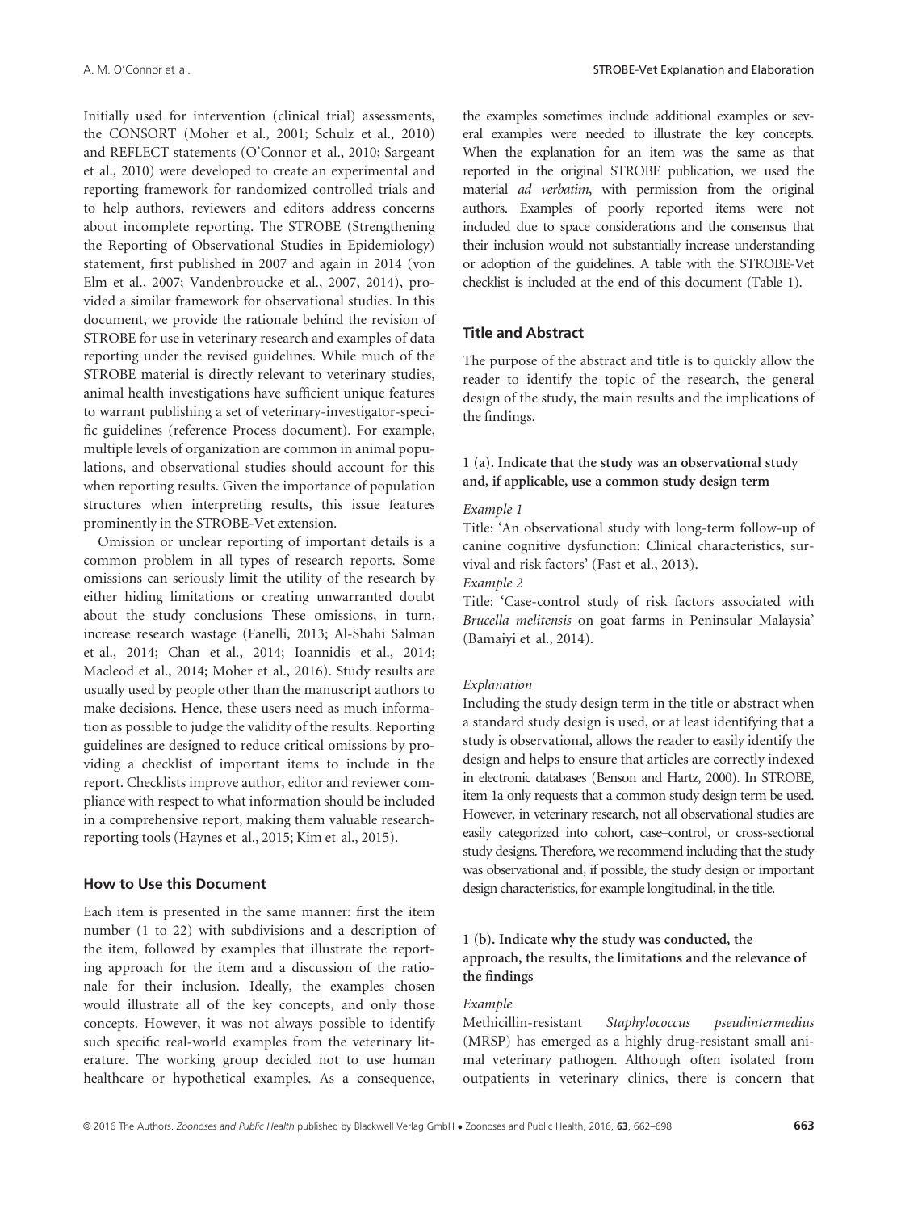Initially used for intervention (clinical trial) assessments, the CONSORT (Moher et al., 2001; Schulz et al., 2010) and REFLECT statements (O'Connor et al., 2010; Sargeant et al., 2010) were developed to create an experimental and reporting framework for randomized controlled trials and to help authors, reviewers and editors address concerns about incomplete reporting. The STROBE (Strengthening the Reporting of Observational Studies in Epidemiology) statement, first published in 2007 and again in 2014 (von Elm et al., 2007; Vandenbroucke et al., 2007, 2014), provided a similar framework for observational studies. In this document, we provide the rationale behind the revision of STROBE for use in veterinary research and examples of data reporting under the revised guidelines. While much of the STROBE material is directly relevant to veterinary studies, animal health investigations have sufficient unique features to warrant publishing a set of veterinary-investigator-specific guidelines (reference Process document). For example, multiple levels of organization are common in animal populations, and observational studies should account for this when reporting results. Given the importance of population structures when interpreting results, this issue features prominently in the STROBE-Vet extension.

Omission or unclear reporting of important details is a common problem in all types of research reports. Some omissions can seriously limit the utility of the research by either hiding limitations or creating unwarranted doubt about the study conclusions These omissions, in turn, increase research wastage (Fanelli, 2013; Al-Shahi Salman et al., 2014; Chan et al., 2014; Ioannidis et al., 2014; Macleod et al., 2014; Moher et al., 2016). Study results are usually used by people other than the manuscript authors to make decisions. Hence, these users need as much information as possible to judge the validity of the results. Reporting guidelines are designed to reduce critical omissions by providing a checklist of important items to include in the report. Checklists improve author, editor and reviewer compliance with respect to what information should be included in a comprehensive report, making them valuable research-reporting tools (Haynes et al., 2015; Kim et al., 2015).

## How to Use this Document

Each item is presented in the same manner: first the item number (1 to 22) with subdivisions and a description of the item, followed by examples that illustrate the reporting approach for the item and a discussion of the rationale for their inclusion. Ideally, the examples chosen would illustrate all of the key concepts, and only those concepts. However, it was not always possible to identify such specific real-world examples from the veterinary literature. The working group decided not to use human healthcare or hypothetical examples. As a consequence, the examples sometimes include additional examples or several examples were needed to illustrate the key concepts. When the explanation for an item was the same as that reported in the original STROBE publication, we used the material *ad verbatim*, with permission from the original authors. Examples of poorly reported items were not included due to space considerations and the consensus that their inclusion would not substantially increase understanding or adoption of the guidelines. A table with the STROBE-Vet checklist is included at the end of this document (Table 1).

## Title and Abstract

The purpose of the abstract and title is to quickly allow the reader to identify the topic of the research, the general design of the study, the main results and the implications of the findings.

### 1 (a). Indicate that the study was an observational study and, if applicable, use a common study design term

*Example 1*

Title: 'An observational study with long-term follow-up of canine cognitive dysfunction: Clinical characteristics, survival and risk factors' (Fast et al., 2013).

*Example 2*

Title: 'Case-control study of risk factors associated with *Brucella melitensis* on goat farms in Peninsular Malaysia' (Bamaiyi et al., 2014).

*Explanation*

Including the study design term in the title or abstract when a standard study design is used, or at least identifying that a study is observational, allows the reader to easily identify the design and helps to ensure that articles are correctly indexed in electronic databases (Benson and Hartz, 2000). In STROBE, item 1a only requests that a common study design term be used. However, in veterinary research, not all observational studies are easily categorized into cohort, case–control, or cross-sectional study designs. Therefore, we recommend including that the study was observational and, if possible, the study design or important design characteristics, for example longitudinal, in the title.

### 1 (b). Indicate why the study was conducted, the approach, the results, the limitations and the relevance of the findings

*Example*

Methicillin-resistant *Staphylococcus pseudintermedius* (MRSP) has emerged as a highly drug-resistant small animal veterinary pathogen. Although often isolated from outpatients in veterinary clinics, there is concern that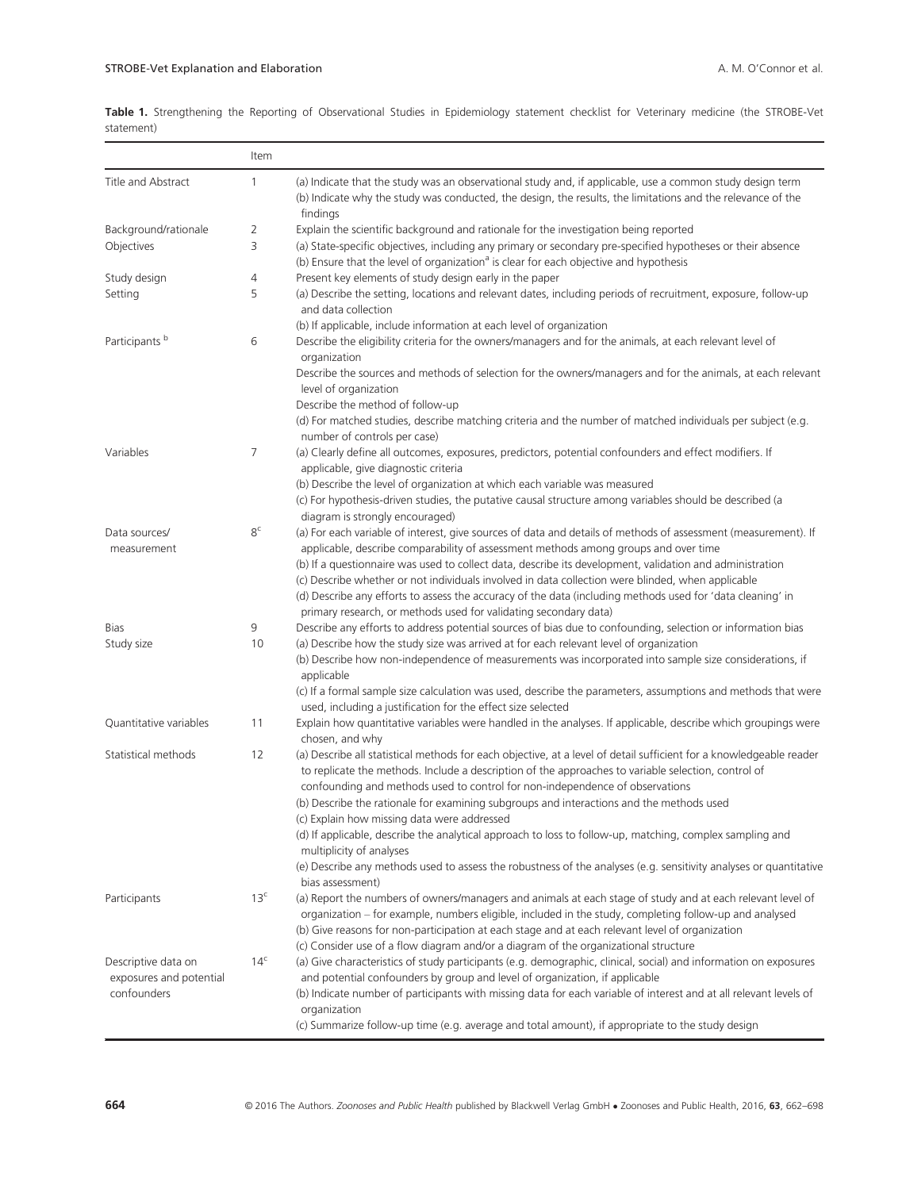**Table 1.** Strengthening the Reporting of Observational Studies in Epidemiology statement checklist for Veterinary medicine (the STROBE-Vet statement)

| | Item | |
|---|---|---|
| Title and Abstract | 1 | (a) Indicate that the study was an observational study and, if applicable, use a common study design term<br>(b) Indicate why the study was conducted, the design, the results, the limitations and the relevance of the findings |
| Background/rationale | 2 | Explain the scientific background and rationale for the investigation being reported |
| Objectives | 3 | (a) State-specific objectives, including any primary or secondary pre-specified hypotheses or their absence<br>(b) Ensure that the level of organization[a] is clear for each objective and hypothesis |
| Study design | 4 | Present key elements of study design early in the paper |
| Setting | 5 | (a) Describe the setting, locations and relevant dates, including periods of recruitment, exposure, follow-up and data collection<br>(b) If applicable, include information at each level of organization |
| Participants [b] | 6 | Describe the eligibility criteria for the owners/managers and for the animals, at each relevant level of organization<br>Describe the sources and methods of selection for the owners/managers and for the animals, at each relevant level of organization<br>Describe the method of follow-up<br>(d) For matched studies, describe matching criteria and the number of matched individuals per subject (e.g. number of controls per case) |
| Variables | 7 | (a) Clearly define all outcomes, exposures, predictors, potential confounders and effect modifiers. If applicable, give diagnostic criteria<br>(b) Describe the level of organization at which each variable was measured<br>(c) For hypothesis-driven studies, the putative causal structure among variables should be described (a diagram is strongly encouraged) |
| Data sources/ measurement | 8[c] | (a) For each variable of interest, give sources of data and details of methods of assessment (measurement). If applicable, describe comparability of assessment methods among groups and over time<br>(b) If a questionnaire was used to collect data, describe its development, validation and administration<br>(c) Describe whether or not individuals involved in data collection were blinded, when applicable<br>(d) Describe any efforts to assess the accuracy of the data (including methods used for 'data cleaning' in primary research, or methods used for validating secondary data) |
| Bias | 9 | Describe any efforts to address potential sources of bias due to confounding, selection or information bias |
| Study size | 10 | (a) Describe how the study size was arrived at for each relevant level of organization<br>(b) Describe how non-independence of measurements was incorporated into sample size considerations, if applicable<br>(c) If a formal sample size calculation was used, describe the parameters, assumptions and methods that were used, including a justification for the effect size selected |
| Quantitative variables | 11 | Explain how quantitative variables were handled in the analyses. If applicable, describe which groupings were chosen, and why |
| Statistical methods | 12 | (a) Describe all statistical methods for each objective, at a level of detail sufficient for a knowledgeable reader to replicate the methods. Include a description of the approaches to variable selection, control of confounding and methods used to control for non-independence of observations<br>(b) Describe the rationale for examining subgroups and interactions and the methods used<br>(c) Explain how missing data were addressed<br>(d) If applicable, describe the analytical approach to loss to follow-up, matching, complex sampling and multiplicity of analyses<br>(e) Describe any methods used to assess the robustness of the analyses (e.g. sensitivity analyses or quantitative bias assessment) |
| Participants | 13[c] | (a) Report the numbers of owners/managers and animals at each stage of study and at each relevant level of organization – for example, numbers eligible, included in the study, completing follow-up and analysed<br>(b) Give reasons for non-participation at each stage and at each relevant level of organization<br>(c) Consider use of a flow diagram and/or a diagram of the organizational structure |
| Descriptive data on exposures and potential confounders | 14[c] | (a) Give characteristics of study participants (e.g. demographic, clinical, social) and information on exposures and potential confounders by group and level of organization, if applicable<br>(b) Indicate number of participants with missing data for each variable of interest and at all relevant levels of organization<br>(c) Summarize follow-up time (e.g. average and total amount), if appropriate to the study design |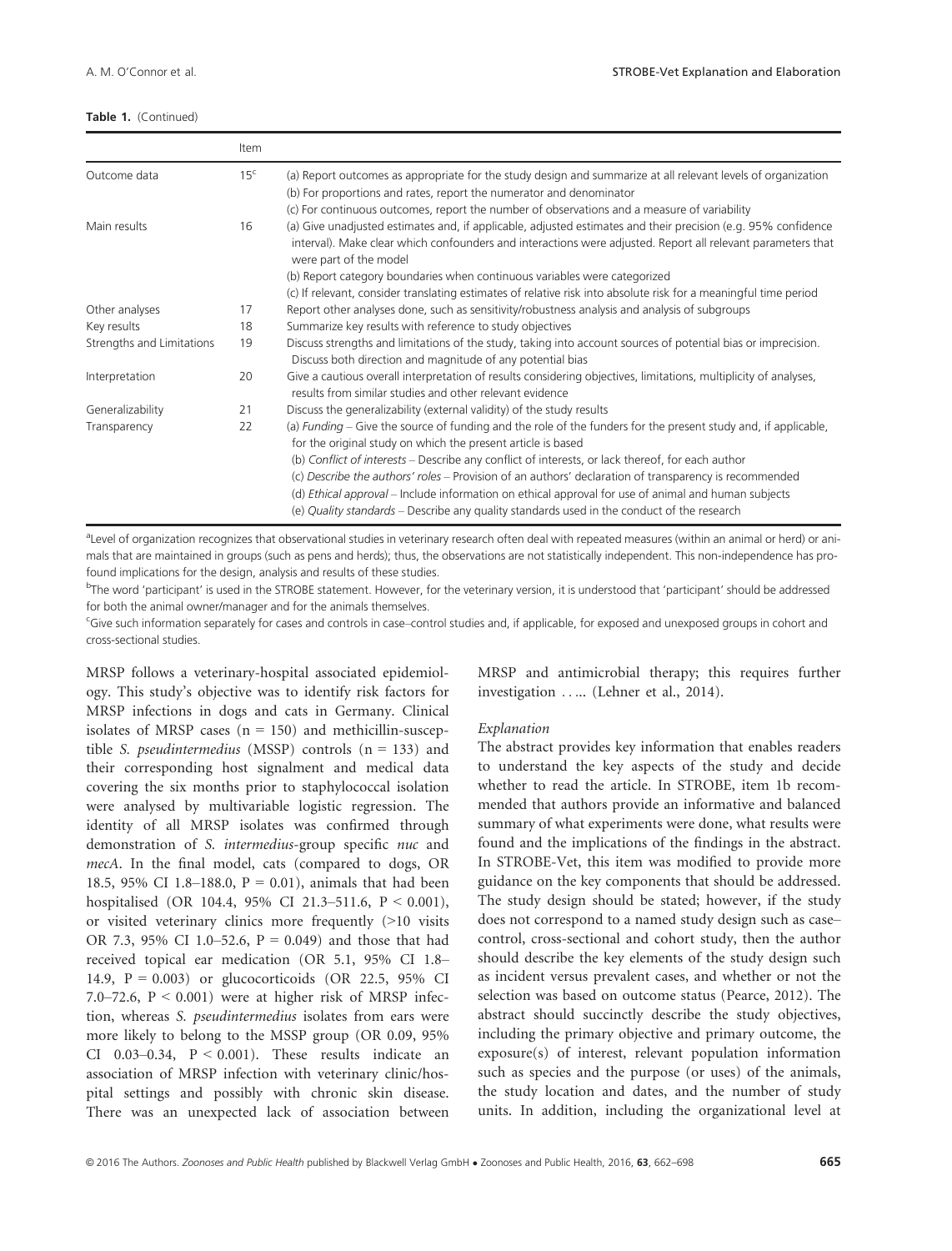**Table 1.** (Continued)

| | Item | |
|---|---|---|
| Outcome data | 15[c] | (a) Report outcomes as appropriate for the study design and summarize at all relevant levels of organization<br>(b) For proportions and rates, report the numerator and denominator<br>(c) For continuous outcomes, report the number of observations and a measure of variability |
| Main results | 16 | (a) Give unadjusted estimates and, if applicable, adjusted estimates and their precision (e.g. 95% confidence interval). Make clear which confounders and interactions were adjusted. Report all relevant parameters that were part of the model<br>(b) Report category boundaries when continuous variables were categorized<br>(c) If relevant, consider translating estimates of relative risk into absolute risk for a meaningful time period |
| Other analyses | 17 | Report other analyses done, such as sensitivity/robustness analysis and analysis of subgroups |
| Key results | 18 | Summarize key results with reference to study objectives |
| Strengths and Limitations | 19 | Discuss strengths and limitations of the study, taking into account sources of potential bias or imprecision. Discuss both direction and magnitude of any potential bias |
| Interpretation | 20 | Give a cautious overall interpretation of results considering objectives, limitations, multiplicity of analyses, results from similar studies and other relevant evidence |
| Generalizability | 21 | Discuss the generalizability (external validity) of the study results |
| Transparency | 22 | (a) *Funding* – Give the source of funding and the role of the funders for the present study and, if applicable, for the original study on which the present article is based<br>(b) *Conflict of interests* – Describe any conflict of interests, or lack thereof, for each author<br>(c) *Describe the authors' roles* – Provision of an authors' declaration of transparency is recommended<br>(d) *Ethical approval* – Include information on ethical approval for use of animal and human subjects<br>(e) *Quality standards* – Describe any quality standards used in the conduct of the research |

[a]Level of organization recognizes that observational studies in veterinary research often deal with repeated measures (within an animal or herd) or animals that are maintained in groups (such as pens and herds); thus, the observations are not statistically independent. This non-independence has profound implications for the design, analysis and results of these studies.

[b]The word 'participant' is used in the STROBE statement. However, for the veterinary version, it is understood that 'participant' should be addressed for both the animal owner/manager and for the animals themselves.

[c]Give such information separately for cases and controls in case–control studies and, if applicable, for exposed and unexposed groups in cohort and cross-sectional studies.

MRSP follows a veterinary-hospital associated epidemiology. This study's objective was to identify risk factors for MRSP infections in dogs and cats in Germany. Clinical isolates of MRSP cases (n = 150) and methicillin-susceptible *S. pseudintermedius* (MSSP) controls (n = 133) and their corresponding host signalment and medical data covering the six months prior to staphylococcal isolation were analysed by multivariable logistic regression. The identity of all MRSP isolates was confirmed through demonstration of *S. intermedius*-group specific *nuc* and *mecA*. In the final model, cats (compared to dogs, OR 18.5, 95% CI 1.8–188.0, P = 0.01), animals that had been hospitalised (OR 104.4, 95% CI 21.3–511.6, P < 0.001), or visited veterinary clinics more frequently (>10 visits OR 7.3, 95% CI 1.0–52.6, P = 0.049) and those that had received topical ear medication (OR 5.1, 95% CI 1.8–14.9, P = 0.003) or glucocorticoids (OR 22.5, 95% CI 7.0–72.6, P < 0.001) were at higher risk of MRSP infection, whereas *S. pseudintermedius* isolates from ears were more likely to belong to the MSSP group (OR 0.09, 95% CI 0.03–0.34, P < 0.001). These results indicate an association of MRSP infection with veterinary clinic/hospital settings and possibly with chronic skin disease. There was an unexpected lack of association between MRSP and antimicrobial therapy; this requires further investigation . . ... (Lehner et al., 2014).

*Explanation*

The abstract provides key information that enables readers to understand the key aspects of the study and decide whether to read the article. In STROBE, item 1b recommended that authors provide an informative and balanced summary of what experiments were done, what results were found and the implications of the findings in the abstract. In STROBE-Vet, this item was modified to provide more guidance on the key components that should be addressed. The study design should be stated; however, if the study does not correspond to a named study design such as case–control, cross-sectional and cohort study, then the author should describe the key elements of the study design such as incident versus prevalent cases, and whether or not the selection was based on outcome status (Pearce, 2012). The abstract should succinctly describe the study objectives, including the primary objective and primary outcome, the exposure(s) of interest, relevant population information such as species and the purpose (or uses) of the animals, the study location and dates, and the number of study units. In addition, including the organizational level at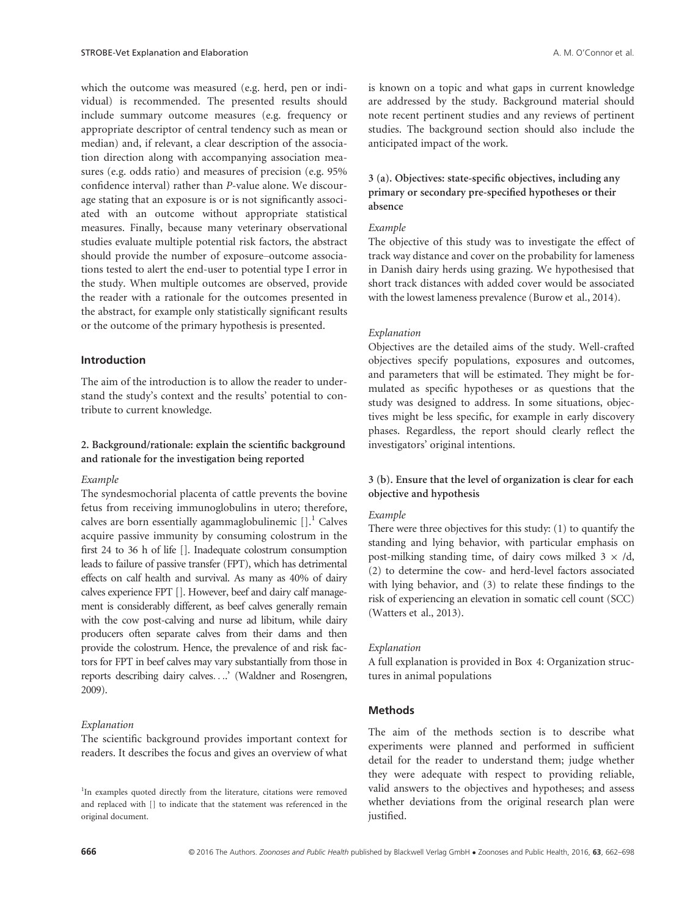which the outcome was measured (e.g. herd, pen or individual) is recommended. The presented results should include summary outcome measures (e.g. frequency or appropriate descriptor of central tendency such as mean or median) and, if relevant, a clear description of the association direction along with accompanying association measures (e.g. odds ratio) and measures of precision (e.g. 95% confidence interval) rather than *P*-value alone. We discourage stating that an exposure is or is not significantly associated with an outcome without appropriate statistical measures. Finally, because many veterinary observational studies evaluate multiple potential risk factors, the abstract should provide the number of exposure–outcome associations tested to alert the end-user to potential type I error in the study. When multiple outcomes are observed, provide the reader with a rationale for the outcomes presented in the abstract, for example only statistically significant results or the outcome of the primary hypothesis is presented.

## Introduction

The aim of the introduction is to allow the reader to understand the study's context and the results' potential to contribute to current knowledge.

### 2. Background/rationale: explain the scientific background and rationale for the investigation being reported

*Example*

The syndesmochorial placenta of cattle prevents the bovine fetus from receiving immunoglobulins in utero; therefore, calves are born essentially agammaglobulinemic [].[1] Calves acquire passive immunity by consuming colostrum in the first 24 to 36 h of life []. Inadequate colostrum consumption leads to failure of passive transfer (FPT), which has detrimental effects on calf health and survival. As many as 40% of dairy calves experience FPT []. However, beef and dairy calf management is considerably different, as beef calves generally remain with the cow post-calving and nurse ad libitum, while dairy producers often separate calves from their dams and then provide the colostrum. Hence, the prevalence of and risk factors for FPT in beef calves may vary substantially from those in reports describing dairy calves….' (Waldner and Rosengren, 2009).

*Explanation*

The scientific background provides important context for readers. It describes the focus and gives an overview of what is known on a topic and what gaps in current knowledge are addressed by the study. Background material should note recent pertinent studies and any reviews of pertinent studies. The background section should also include the anticipated impact of the work.

### 3 (a). Objectives: state-specific objectives, including any primary or secondary pre-specified hypotheses or their absence

*Example*

The objective of this study was to investigate the effect of track way distance and cover on the probability for lameness in Danish dairy herds using grazing. We hypothesised that short track distances with added cover would be associated with the lowest lameness prevalence (Burow et al., 2014).

*Explanation*

Objectives are the detailed aims of the study. Well-crafted objectives specify populations, exposures and outcomes, and parameters that will be estimated. They might be formulated as specific hypotheses or as questions that the study was designed to address. In some situations, objectives might be less specific, for example in early discovery phases. Regardless, the report should clearly reflect the investigators' original intentions.

### 3 (b). Ensure that the level of organization is clear for each objective and hypothesis

*Example*

There were three objectives for this study: (1) to quantify the standing and lying behavior, with particular emphasis on post-milking standing time, of dairy cows milked $3 \times$ /d, (2) to determine the cow- and herd-level factors associated with lying behavior, and (3) to relate these findings to the risk of experiencing an elevation in somatic cell count (SCC) (Watters et al., 2013).

*Explanation*

A full explanation is provided in Box 4: Organization structures in animal populations

## Methods

The aim of the methods section is to describe what experiments were planned and performed in sufficient detail for the reader to understand them; judge whether they were adequate with respect to providing reliable, valid answers to the objectives and hypotheses; and assess whether deviations from the original research plan were justified.

[1] In examples quoted directly from the literature, citations were removed and replaced with [] to indicate that the statement was referenced in the original document.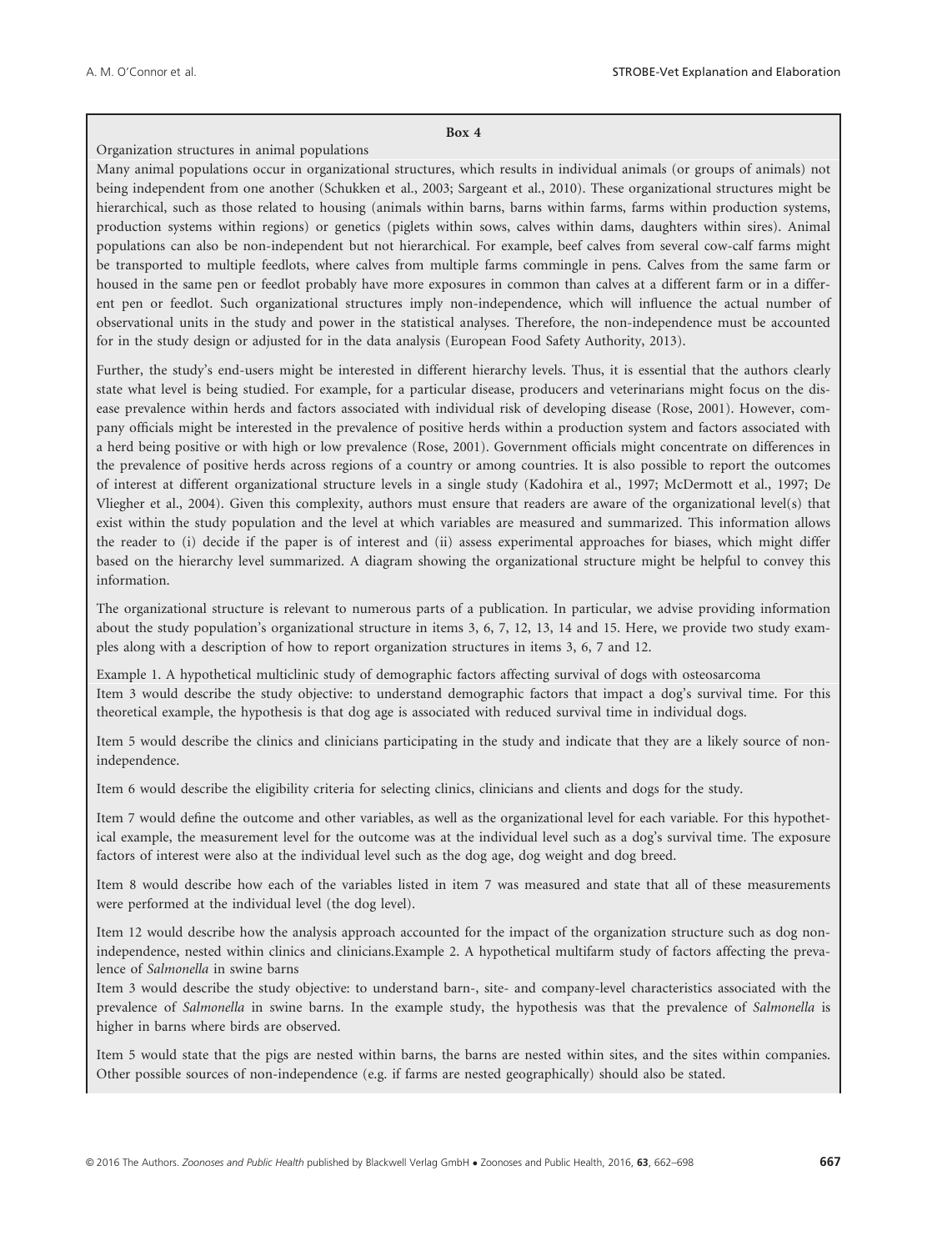**Box 4**

Organization structures in animal populations

Many animal populations occur in organizational structures, which results in individual animals (or groups of animals) not being independent from one another (Schukken et al., 2003; Sargeant et al., 2010). These organizational structures might be hierarchical, such as those related to housing (animals within barns, barns within farms, farms within production systems, production systems within regions) or genetics (piglets within sows, calves within dams, daughters within sires). Animal populations can also be non-independent but not hierarchical. For example, beef calves from several cow-calf farms might be transported to multiple feedlots, where calves from multiple farms commingle in pens. Calves from the same farm or housed in the same pen or feedlot probably have more exposures in common than calves at a different farm or in a different pen or feedlot. Such organizational structures imply non-independence, which will influence the actual number of observational units in the study and power in the statistical analyses. Therefore, the non-independence must be accounted for in the study design or adjusted for in the data analysis (European Food Safety Authority, 2013).

Further, the study's end-users might be interested in different hierarchy levels. Thus, it is essential that the authors clearly state what level is being studied. For example, for a particular disease, producers and veterinarians might focus on the disease prevalence within herds and factors associated with individual risk of developing disease (Rose, 2001). However, company officials might be interested in the prevalence of positive herds within a production system and factors associated with a herd being positive or with high or low prevalence (Rose, 2001). Government officials might concentrate on differences in the prevalence of positive herds across regions of a country or among countries. It is also possible to report the outcomes of interest at different organizational structure levels in a single study (Kadohira et al., 1997; McDermott et al., 1997; De Vliegher et al., 2004). Given this complexity, authors must ensure that readers are aware of the organizational level(s) that exist within the study population and the level at which variables are measured and summarized. This information allows the reader to (i) decide if the paper is of interest and (ii) assess experimental approaches for biases, which might differ based on the hierarchy level summarized. A diagram showing the organizational structure might be helpful to convey this information.

The organizational structure is relevant to numerous parts of a publication. In particular, we advise providing information about the study population's organizational structure in items 3, 6, 7, 12, 13, 14 and 15. Here, we provide two study examples along with a description of how to report organization structures in items 3, 6, 7 and 12.

Example 1. A hypothetical multiclinic study of demographic factors affecting survival of dogs with osteosarcoma

Item 3 would describe the study objective: to understand demographic factors that impact a dog's survival time. For this theoretical example, the hypothesis is that dog age is associated with reduced survival time in individual dogs.

Item 5 would describe the clinics and clinicians participating in the study and indicate that they are a likely source of non-independence.

Item 6 would describe the eligibility criteria for selecting clinics, clinicians and clients and dogs for the study.

Item 7 would define the outcome and other variables, as well as the organizational level for each variable. For this hypothetical example, the measurement level for the outcome was at the individual level such as a dog's survival time. The exposure factors of interest were also at the individual level such as the dog age, dog weight and dog breed.

Item 8 would describe how each of the variables listed in item 7 was measured and state that all of these measurements were performed at the individual level (the dog level).

Item 12 would describe how the analysis approach accounted for the impact of the organization structure such as dog non-independence, nested within clinics and clinicians.

Example 2. A hypothetical multifarm study of factors affecting the prevalence of *Salmonella* in swine barns

Item 3 would describe the study objective: to understand barn-, site- and company-level characteristics associated with the prevalence of *Salmonella* in swine barns. In the example study, the hypothesis was that the prevalence of *Salmonella* is higher in barns where birds are observed.

Item 5 would state that the pigs are nested within barns, the barns are nested within sites, and the sites within companies. Other possible sources of non-independence (e.g. if farms are nested geographically) should also be stated.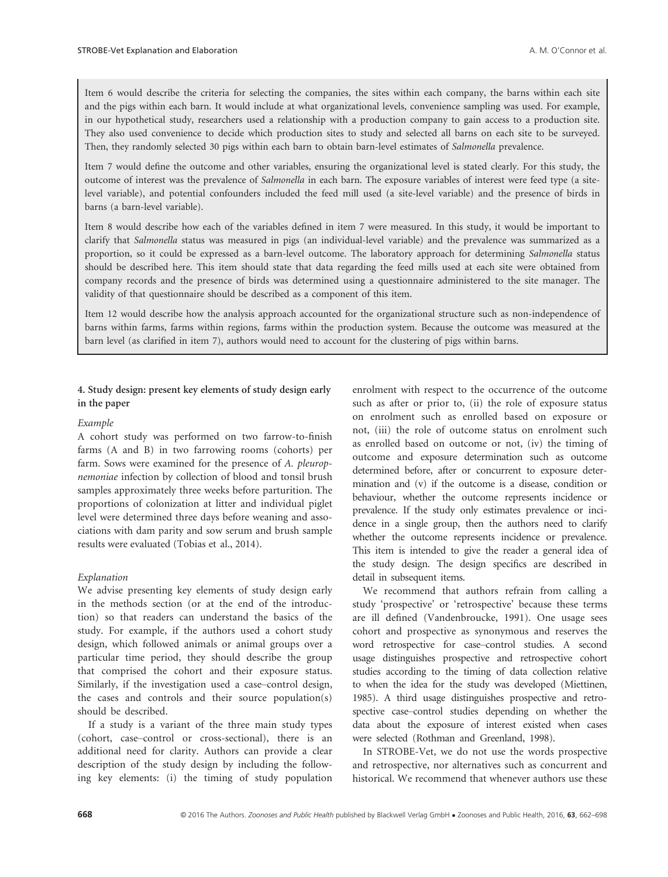Item 6 would describe the criteria for selecting the companies, the sites within each company, the barns within each site and the pigs within each barn. It would include at what organizational levels, convenience sampling was used. For example, in our hypothetical study, researchers used a relationship with a production company to gain access to a production site. They also used convenience to decide which production sites to study and selected all barns on each site to be surveyed. Then, they randomly selected 30 pigs within each barn to obtain barn-level estimates of *Salmonella* prevalence.

Item 7 would define the outcome and other variables, ensuring the organizational level is stated clearly. For this study, the outcome of interest was the prevalence of *Salmonella* in each barn. The exposure variables of interest were feed type (a site-level variable), and potential confounders included the feed mill used (a site-level variable) and the presence of birds in barns (a barn-level variable).

Item 8 would describe how each of the variables defined in item 7 were measured. In this study, it would be important to clarify that *Salmonella* status was measured in pigs (an individual-level variable) and the prevalence was summarized as a proportion, so it could be expressed as a barn-level outcome. The laboratory approach for determining *Salmonella* status should be described here. This item should state that data regarding the feed mills used at each site were obtained from company records and the presence of birds was determined using a questionnaire administered to the site manager. The validity of that questionnaire should be described as a component of this item.

Item 12 would describe how the analysis approach accounted for the organizational structure such as non-independence of barns within farms, farms within regions, farms within the production system. Because the outcome was measured at the barn level (as clarified in item 7), authors would need to account for the clustering of pigs within barns.

**4. Study design: present key elements of study design early in the paper**

*Example*

A cohort study was performed on two farrow-to-finish farms (A and B) in two farrowing rooms (cohorts) per farm. Sows were examined for the presence of *A. pleuropnemoniae* infection by collection of blood and tonsil brush samples approximately three weeks before parturition. The proportions of colonization at litter and individual piglet level were determined three days before weaning and associations with dam parity and sow serum and brush sample results were evaluated (Tobias et al., 2014).

*Explanation*

We advise presenting key elements of study design early in the methods section (or at the end of the introduction) so that readers can understand the basics of the study. For example, if the authors used a cohort study design, which followed animals or animal groups over a particular time period, they should describe the group that comprised the cohort and their exposure status. Similarly, if the investigation used a case–control design, the cases and controls and their source population(s) should be described.

If a study is a variant of the three main study types (cohort, case–control or cross-sectional), there is an additional need for clarity. Authors can provide a clear description of the study design by including the following key elements: (i) the timing of study population enrolment with respect to the occurrence of the outcome such as after or prior to, (ii) the role of exposure status on enrolment such as enrolled based on exposure or not, (iii) the role of outcome status on enrolment such as enrolled based on outcome or not, (iv) the timing of outcome and exposure determination such as outcome determined before, after or concurrent to exposure determination and (v) if the outcome is a disease, condition or behaviour, whether the outcome represents incidence or prevalence. If the study only estimates prevalence or incidence in a single group, then the authors need to clarify whether the outcome represents incidence or prevalence. This item is intended to give the reader a general idea of the study design. The design specifics are described in detail in subsequent items.

We recommend that authors refrain from calling a study 'prospective' or 'retrospective' because these terms are ill defined (Vandenbroucke, 1991). One usage sees cohort and prospective as synonymous and reserves the word retrospective for case–control studies. A second usage distinguishes prospective and retrospective cohort studies according to the timing of data collection relative to when the idea for the study was developed (Miettinen, 1985). A third usage distinguishes prospective and retrospective case–control studies depending on whether the data about the exposure of interest existed when cases were selected (Rothman and Greenland, 1998).

In STROBE-Vet, we do not use the words prospective and retrospective, nor alternatives such as concurrent and historical. We recommend that whenever authors use these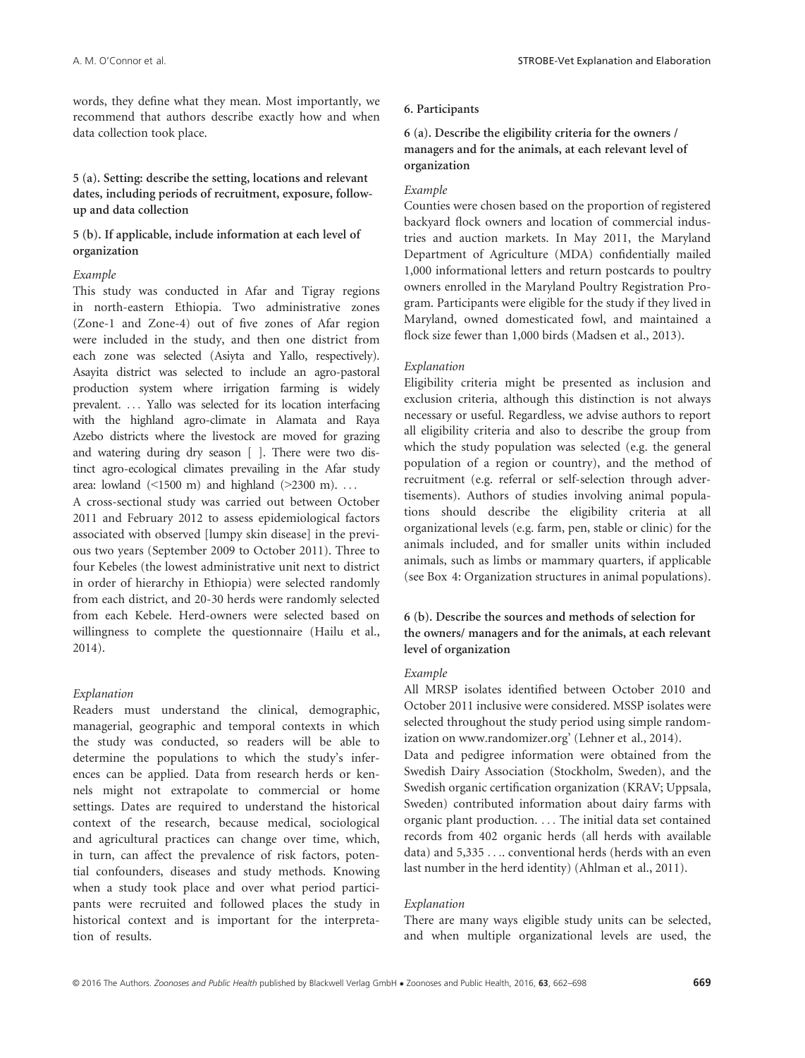words, they define what they mean. Most importantly, we recommend that authors describe exactly how and when data collection took place.

### 5 (a). Setting: describe the setting, locations and relevant dates, including periods of recruitment, exposure, follow-up and data collection

### 5 (b). If applicable, include information at each level of organization

*Example*

This study was conducted in Afar and Tigray regions in north-eastern Ethiopia. Two administrative zones (Zone-1 and Zone-4) out of five zones of Afar region were included in the study, and then one district from each zone was selected (Asiyta and Yallo, respectively). Asayita district was selected to include an agro-pastoral production system where irrigation farming is widely prevalent. … Yallo was selected for its location interfacing with the highland agro-climate in Alamata and Raya Azebo districts where the livestock are moved for grazing and watering during dry season [ ]. There were two distinct agro-ecological climates prevailing in the Afar study area: lowland (<1500 m) and highland (>2300 m). …

A cross-sectional study was carried out between October 2011 and February 2012 to assess epidemiological factors associated with observed [lumpy skin disease] in the previous two years (September 2009 to October 2011). Three to four Kebeles (the lowest administrative unit next to district in order of hierarchy in Ethiopia) were selected randomly from each district, and 20-30 herds were randomly selected from each Kebele. Herd-owners were selected based on willingness to complete the questionnaire (Hailu et al., 2014).

*Explanation*

Readers must understand the clinical, demographic, managerial, geographic and temporal contexts in which the study was conducted, so readers will be able to determine the populations to which the study's inferences can be applied. Data from research herds or kennels might not extrapolate to commercial or home settings. Dates are required to understand the historical context of the research, because medical, sociological and agricultural practices can change over time, which, in turn, can affect the prevalence of risk factors, potential confounders, diseases and study methods. Knowing when a study took place and over what period participants were recruited and followed places the study in historical context and is important for the interpretation of results.

### 6. Participants

### 6 (a). Describe the eligibility criteria for the owners / managers and for the animals, at each relevant level of organization

*Example*

Counties were chosen based on the proportion of registered backyard flock owners and location of commercial industries and auction markets. In May 2011, the Maryland Department of Agriculture (MDA) confidentially mailed 1,000 informational letters and return postcards to poultry owners enrolled in the Maryland Poultry Registration Program. Participants were eligible for the study if they lived in Maryland, owned domesticated fowl, and maintained a flock size fewer than 1,000 birds (Madsen et al., 2013).

*Explanation*

Eligibility criteria might be presented as inclusion and exclusion criteria, although this distinction is not always necessary or useful. Regardless, we advise authors to report all eligibility criteria and also to describe the group from which the study population was selected (e.g. the general population of a region or country), and the method of recruitment (e.g. referral or self-selection through advertisements). Authors of studies involving animal populations should describe the eligibility criteria at all organizational levels (e.g. farm, pen, stable or clinic) for the animals included, and for smaller units within included animals, such as limbs or mammary quarters, if applicable (see Box 4: Organization structures in animal populations).

### 6 (b). Describe the sources and methods of selection for the owners/ managers and for the animals, at each relevant level of organization

*Example*

All MRSP isolates identified between October 2010 and October 2011 inclusive were considered. MSSP isolates were selected throughout the study period using simple randomization on www.randomizer.org' (Lehner et al., 2014).

Data and pedigree information were obtained from the Swedish Dairy Association (Stockholm, Sweden), and the Swedish organic certification organization (KRAV; Uppsala, Sweden) contributed information about dairy farms with organic plant production. … The initial data set contained records from 402 organic herds (all herds with available data) and 5,335 …. conventional herds (herds with an even last number in the herd identity) (Ahlman et al., 2011).

*Explanation*

There are many ways eligible study units can be selected, and when multiple organizational levels are used, the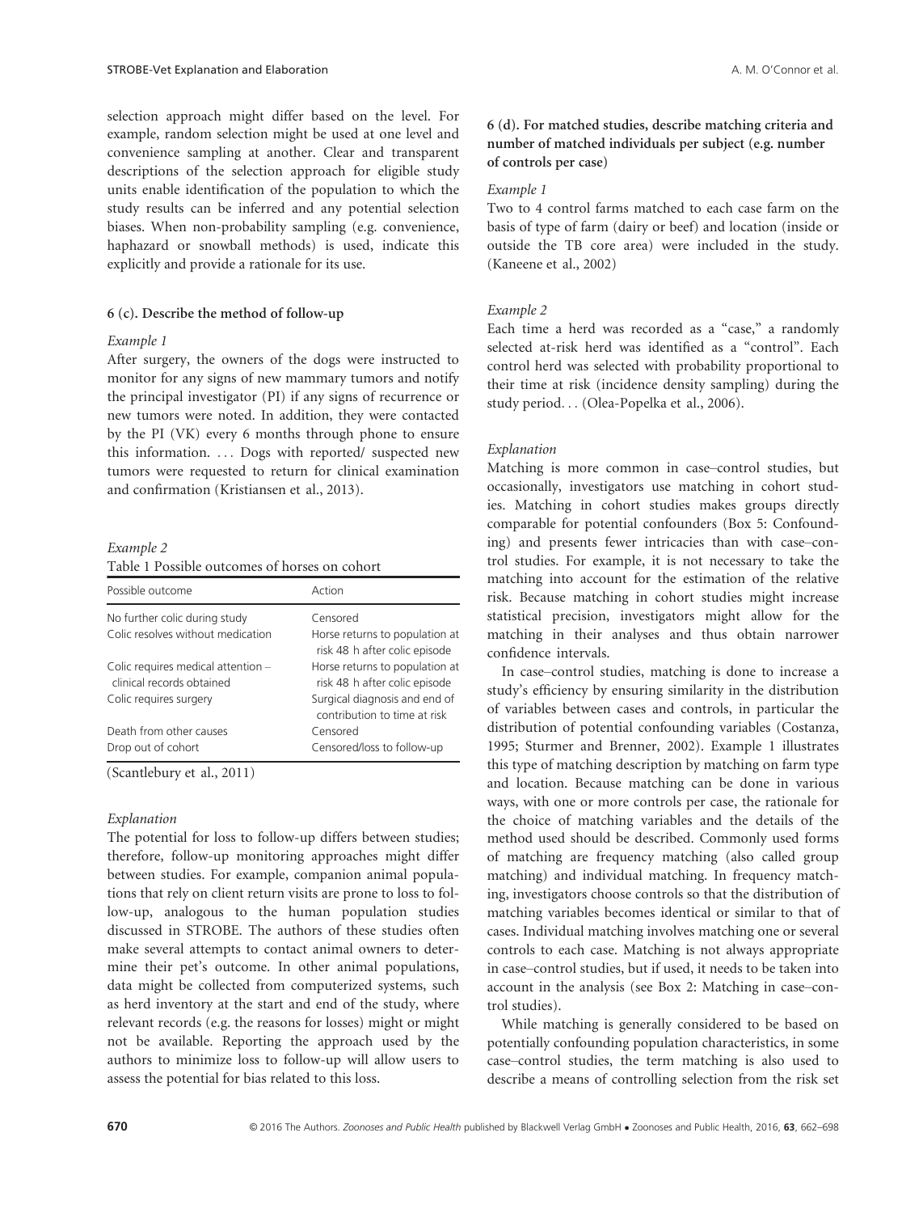selection approach might differ based on the level. For example, random selection might be used at one level and convenience sampling at another. Clear and transparent descriptions of the selection approach for eligible study units enable identification of the population to which the study results can be inferred and any potential selection biases. When non-probability sampling (e.g. convenience, haphazard or snowball methods) is used, indicate this explicitly and provide a rationale for its use.

#### 6 (c). Describe the method of follow-up

*Example 1*

After surgery, the owners of the dogs were instructed to monitor for any signs of new mammary tumors and notify the principal investigator (PI) if any signs of recurrence or new tumors were noted. In addition, they were contacted by the PI (VK) every 6 months through phone to ensure this information. … Dogs with reported/ suspected new tumors were requested to return for clinical examination and confirmation (Kristiansen et al., 2013).

*Example 2*

Table 1 Possible outcomes of horses on cohort

| Possible outcome | Action |
|---|---|
| No further colic during study | Censored |
| Colic resolves without medication | Horse returns to population at risk 48 h after colic episode |
| Colic requires medical attention – clinical records obtained | Horse returns to population at risk 48 h after colic episode |
| Colic requires surgery | Surgical diagnosis and end of contribution to time at risk |
| Death from other causes | Censored |
| Drop out of cohort | Censored/loss to follow-up |

(Scantlebury et al., 2011)

*Explanation*

The potential for loss to follow-up differs between studies; therefore, follow-up monitoring approaches might differ between studies. For example, companion animal populations that rely on client return visits are prone to loss to follow-up, analogous to the human population studies discussed in STROBE. The authors of these studies often make several attempts to contact animal owners to determine their pet's outcome. In other animal populations, data might be collected from computerized systems, such as herd inventory at the start and end of the study, where relevant records (e.g. the reasons for losses) might or might not be available. Reporting the approach used by the authors to minimize loss to follow-up will allow users to assess the potential for bias related to this loss.

#### 6 (d). For matched studies, describe matching criteria and number of matched individuals per subject (e.g. number of controls per case)

*Example 1*

Two to 4 control farms matched to each case farm on the basis of type of farm (dairy or beef) and location (inside or outside the TB core area) were included in the study. (Kaneene et al., 2002)

*Example 2*

Each time a herd was recorded as a "case," a randomly selected at-risk herd was identified as a "control". Each control herd was selected with probability proportional to their time at risk (incidence density sampling) during the study period… (Olea-Popelka et al., 2006).

*Explanation*

Matching is more common in case–control studies, but occasionally, investigators use matching in cohort studies. Matching in cohort studies makes groups directly comparable for potential confounders (Box 5: Confounding) and presents fewer intricacies than with case–control studies. For example, it is not necessary to take the matching into account for the estimation of the relative risk. Because matching in cohort studies might increase statistical precision, investigators might allow for the matching in their analyses and thus obtain narrower confidence intervals.

In case–control studies, matching is done to increase a study's efficiency by ensuring similarity in the distribution of variables between cases and controls, in particular the distribution of potential confounding variables (Costanza, 1995; Sturmer and Brenner, 2002). Example 1 illustrates this type of matching description by matching on farm type and location. Because matching can be done in various ways, with one or more controls per case, the rationale for the choice of matching variables and the details of the method used should be described. Commonly used forms of matching are frequency matching (also called group matching) and individual matching. In frequency matching, investigators choose controls so that the distribution of matching variables becomes identical or similar to that of cases. Individual matching involves matching one or several controls to each case. Matching is not always appropriate in case–control studies, but if used, it needs to be taken into account in the analysis (see Box 2: Matching in case–control studies).

While matching is generally considered to be based on potentially confounding population characteristics, in some case–control studies, the term matching is also used to describe a means of controlling selection from the risk set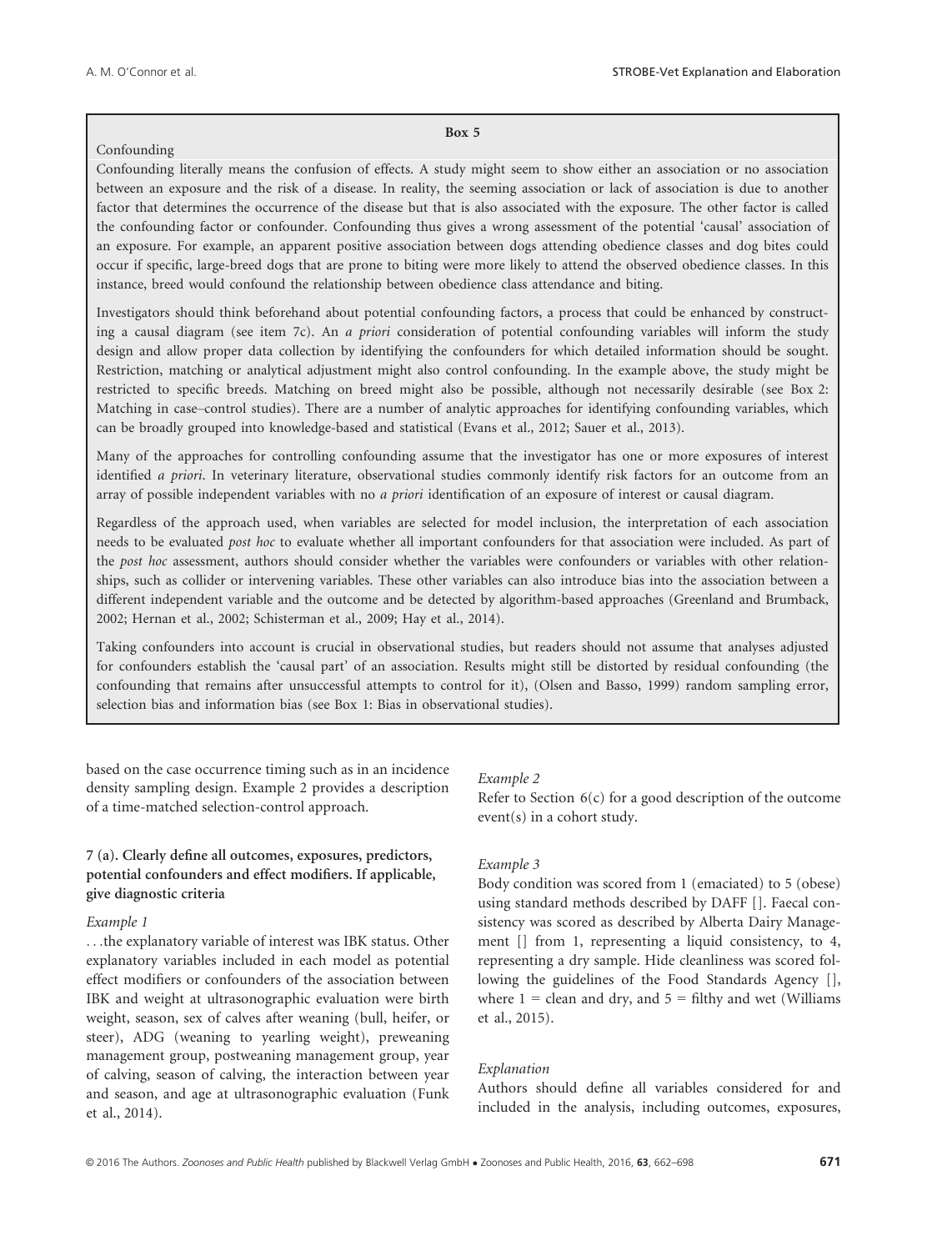**Box 5**

Confounding

Confounding literally means the confusion of effects. A study might seem to show either an association or no association between an exposure and the risk of a disease. In reality, the seeming association or lack of association is due to another factor that determines the occurrence of the disease but that is also associated with the exposure. The other factor is called the confounding factor or confounder. Confounding thus gives a wrong assessment of the potential 'causal' association of an exposure. For example, an apparent positive association between dogs attending obedience classes and dog bites could occur if specific, large-breed dogs that are prone to biting were more likely to attend the observed obedience classes. In this instance, breed would confound the relationship between obedience class attendance and biting.

Investigators should think beforehand about potential confounding factors, a process that could be enhanced by constructing a causal diagram (see item 7c). An *a priori* consideration of potential confounding variables will inform the study design and allow proper data collection by identifying the confounders for which detailed information should be sought. Restriction, matching or analytical adjustment might also control confounding. In the example above, the study might be restricted to specific breeds. Matching on breed might also be possible, although not necessarily desirable (see Box 2: Matching in case–control studies). There are a number of analytic approaches for identifying confounding variables, which can be broadly grouped into knowledge-based and statistical (Evans et al., 2012; Sauer et al., 2013).

Many of the approaches for controlling confounding assume that the investigator has one or more exposures of interest identified *a priori*. In veterinary literature, observational studies commonly identify risk factors for an outcome from an array of possible independent variables with no *a priori* identification of an exposure of interest or causal diagram.

Regardless of the approach used, when variables are selected for model inclusion, the interpretation of each association needs to be evaluated *post hoc* to evaluate whether all important confounders for that association were included. As part of the *post hoc* assessment, authors should consider whether the variables were confounders or variables with other relationships, such as collider or intervening variables. These other variables can also introduce bias into the association between a different independent variable and the outcome and be detected by algorithm-based approaches (Greenland and Brumback, 2002; Hernan et al., 2002; Schisterman et al., 2009; Hay et al., 2014).

Taking confounders into account is crucial in observational studies, but readers should not assume that analyses adjusted for confounders establish the 'causal part' of an association. Results might still be distorted by residual confounding (the confounding that remains after unsuccessful attempts to control for it), (Olsen and Basso, 1999) random sampling error, selection bias and information bias (see Box 1: Bias in observational studies).

based on the case occurrence timing such as in an incidence density sampling design. Example 2 provides a description of a time-matched selection-control approach.

### 7 (a). Clearly define all outcomes, exposures, predictors, potential confounders and effect modifiers. If applicable, give diagnostic criteria

*Example 1*

. . .the explanatory variable of interest was IBK status. Other explanatory variables included in each model as potential effect modifiers or confounders of the association between IBK and weight at ultrasonographic evaluation were birth weight, season, sex of calves after weaning (bull, heifer, or steer), ADG (weaning to yearling weight), preweaning management group, postweaning management group, year of calving, season of calving, the interaction between year and season, and age at ultrasonographic evaluation (Funk et al., 2014).

*Example 2*

Refer to Section 6(c) for a good description of the outcome event(s) in a cohort study.

*Example 3*

Body condition was scored from 1 (emaciated) to 5 (obese) using standard methods described by DAFF []. Faecal consistency was scored as described by Alberta Dairy Management [] from 1, representing a liquid consistency, to 4, representing a dry sample. Hide cleanliness was scored following the guidelines of the Food Standards Agency [], where 1 = clean and dry, and 5 = filthy and wet (Williams et al., 2015).

*Explanation*

Authors should define all variables considered for and included in the analysis, including outcomes, exposures,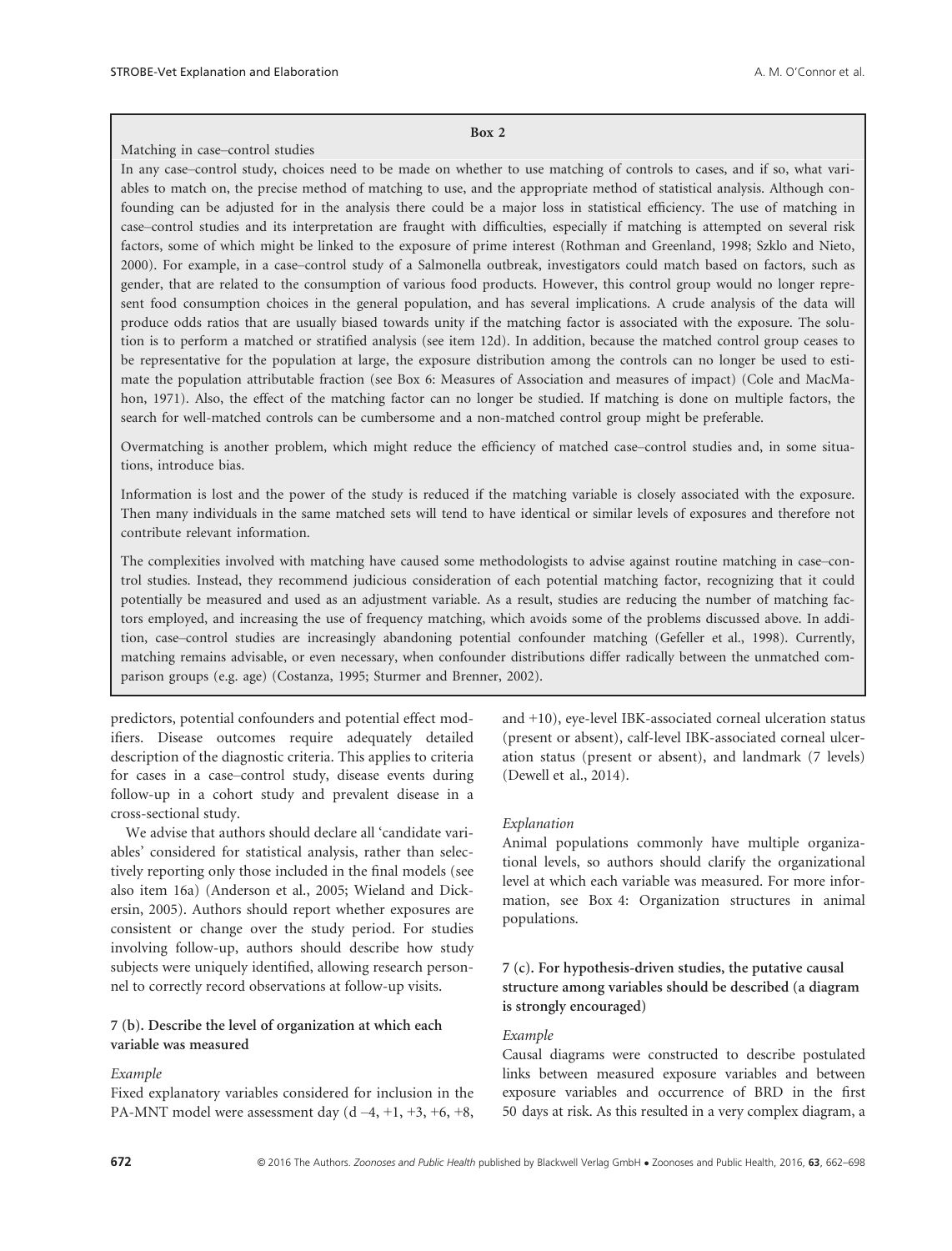**Box 2**

Matching in case–control studies

In any case–control study, choices need to be made on whether to use matching of controls to cases, and if so, what variables to match on, the precise method of matching to use, and the appropriate method of statistical analysis. Although confounding can be adjusted for in the analysis there could be a major loss in statistical efficiency. The use of matching in case–control studies and its interpretation are fraught with difficulties, especially if matching is attempted on several risk factors, some of which might be linked to the exposure of prime interest (Rothman and Greenland, 1998; Szklo and Nieto, 2000). For example, in a case–control study of a Salmonella outbreak, investigators could match based on factors, such as gender, that are related to the consumption of various food products. However, this control group would no longer represent food consumption choices in the general population, and has several implications. A crude analysis of the data will produce odds ratios that are usually biased towards unity if the matching factor is associated with the exposure. The solution is to perform a matched or stratified analysis (see item 12d). In addition, because the matched control group ceases to be representative for the population at large, the exposure distribution among the controls can no longer be used to estimate the population attributable fraction (see Box 6: Measures of Association and measures of impact) (Cole and MacMahon, 1971). Also, the effect of the matching factor can no longer be studied. If matching is done on multiple factors, the search for well-matched controls can be cumbersome and a non-matched control group might be preferable.

Overmatching is another problem, which might reduce the efficiency of matched case–control studies and, in some situations, introduce bias.

Information is lost and the power of the study is reduced if the matching variable is closely associated with the exposure. Then many individuals in the same matched sets will tend to have identical or similar levels of exposures and therefore not contribute relevant information.

The complexities involved with matching have caused some methodologists to advise against routine matching in case–control studies. Instead, they recommend judicious consideration of each potential matching factor, recognizing that it could potentially be measured and used as an adjustment variable. As a result, studies are reducing the number of matching factors employed, and increasing the use of frequency matching, which avoids some of the problems discussed above. In addition, case–control studies are increasingly abandoning potential confounder matching (Gefeller et al., 1998). Currently, matching remains advisable, or even necessary, when confounder distributions differ radically between the unmatched comparison groups (e.g. age) (Costanza, 1995; Sturmer and Brenner, 2002).

predictors, potential confounders and potential effect modifiers. Disease outcomes require adequately detailed description of the diagnostic criteria. This applies to criteria for cases in a case–control study, disease events during follow-up in a cohort study and prevalent disease in a cross-sectional study.

We advise that authors should declare all 'candidate variables' considered for statistical analysis, rather than selectively reporting only those included in the final models (see also item 16a) (Anderson et al., 2005; Wieland and Dickersin, 2005). Authors should report whether exposures are consistent or change over the study period. For studies involving follow-up, authors should describe how study subjects were uniquely identified, allowing research personnel to correctly record observations at follow-up visits.

### 7 (b). Describe the level of organization at which each variable was measured

*Example*

Fixed explanatory variables considered for inclusion in the PA-MNT model were assessment day (d –4, +1, +3, +6, +8, and +10), eye-level IBK-associated corneal ulceration status (present or absent), calf-level IBK-associated corneal ulceration status (present or absent), and landmark (7 levels) (Dewell et al., 2014).

*Explanation*

Animal populations commonly have multiple organizational levels, so authors should clarify the organizational level at which each variable was measured. For more information, see Box 4: Organization structures in animal populations.

### 7 (c). For hypothesis-driven studies, the putative causal structure among variables should be described (a diagram is strongly encouraged)

*Example*

Causal diagrams were constructed to describe postulated links between measured exposure variables and between exposure variables and occurrence of BRD in the first 50 days at risk. As this resulted in a very complex diagram, a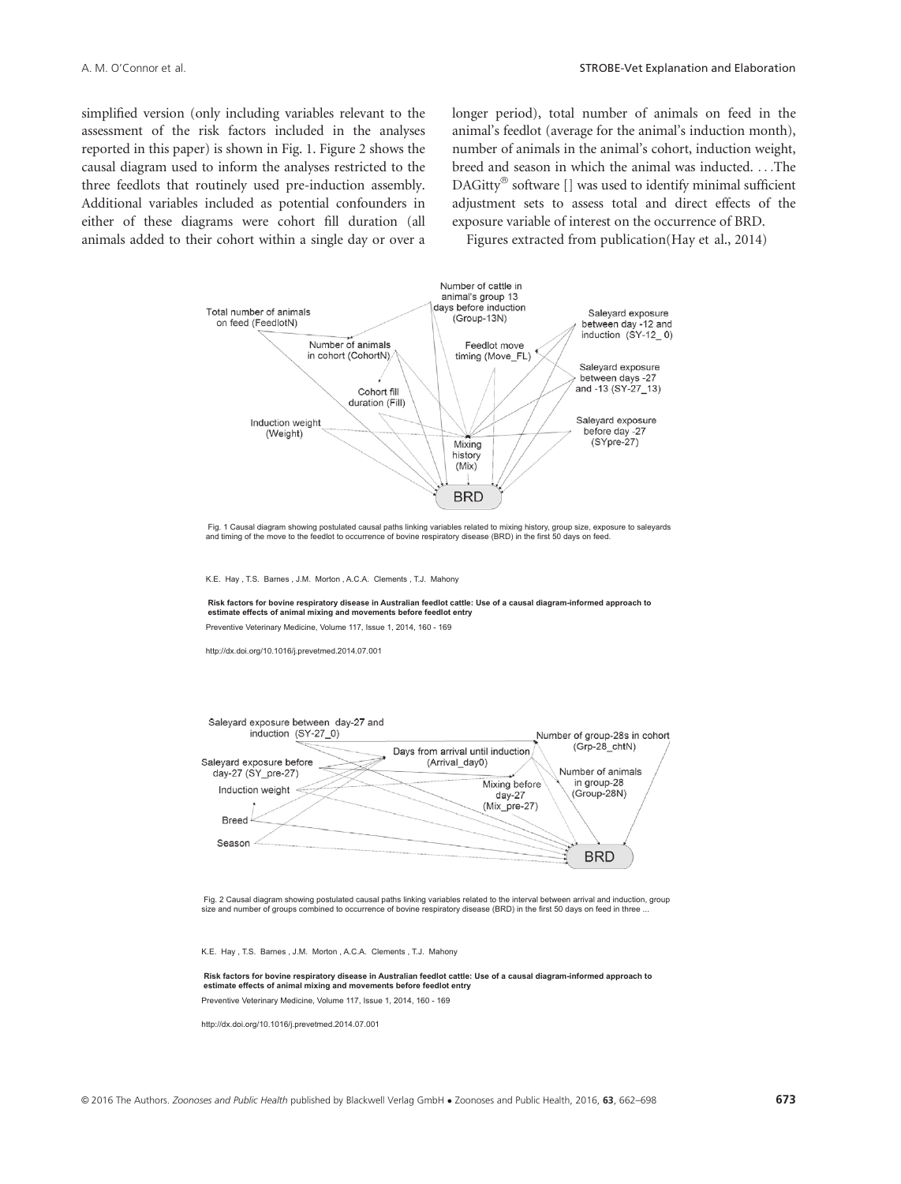simplified version (only including variables relevant to the assessment of the risk factors included in the analyses reported in this paper) is shown in Fig. 1. Figure 2 shows the causal diagram used to inform the analyses restricted to the three feedlots that routinely used pre-induction assembly. Additional variables included as potential confounders in either of these diagrams were cohort fill duration (all animals added to their cohort within a single day or over a longer period), total number of animals on feed in the animal's feedlot (average for the animal's induction month), number of animals in the animal's cohort, induction weight, breed and season in which the animal was inducted. . . .The DAGitty® software [] was used to identify minimal sufficient adjustment sets to assess total and direct effects of the exposure variable of interest on the occurrence of BRD.

Figures extracted from publication(Hay et al., 2014)

Fig. 1 Causal diagram showing postulated causal paths linking variables related to mixing history, group size, exposure to saleyards and timing of the move to the feedlot to occurrence of bovine respiratory disease (BRD) in the first 50 days on feed.

K.E. Hay , T.S. Barnes , J.M. Morton , A.C.A. Clements , T.J. Mahony

**Risk factors for bovine respiratory disease in Australian feedlot cattle: Use of a causal diagram-informed approach to estimate effects of animal mixing and movements before feedlot entry**

Preventive Veterinary Medicine, Volume 117, Issue 1, 2014, 160 - 169

http://dx.doi.org/10.1016/j.prevetmed.2014.07.001

Fig. 2 Causal diagram showing postulated causal paths linking variables related to the interval between arrival and induction, group size and number of groups combined to occurrence of bovine respiratory disease (BRD) in the first 50 days on feed in three ...

K.E. Hay , T.S. Barnes , J.M. Morton , A.C.A. Clements , T.J. Mahony

**Risk factors for bovine respiratory disease in Australian feedlot cattle: Use of a causal diagram-informed approach to estimate effects of animal mixing and movements before feedlot entry**

Preventive Veterinary Medicine, Volume 117, Issue 1, 2014, 160 - 169

http://dx.doi.org/10.1016/j.prevetmed.2014.07.001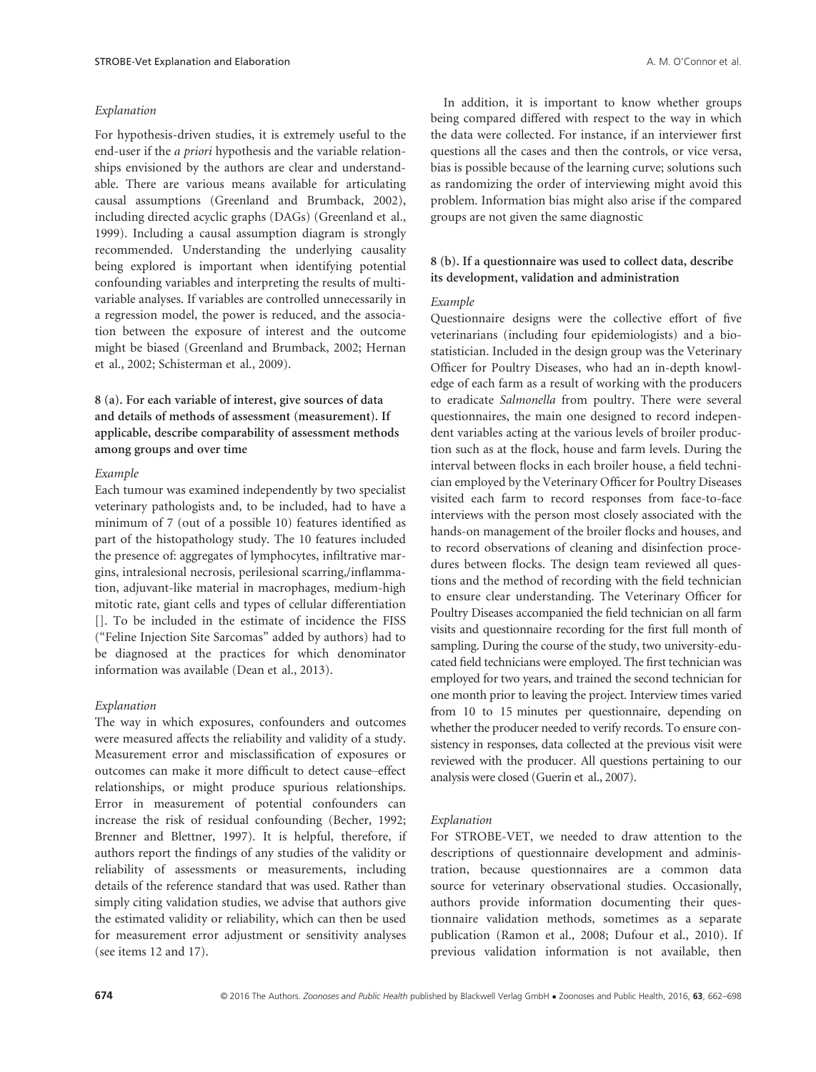*Explanation*

For hypothesis-driven studies, it is extremely useful to the end-user if the *a priori* hypothesis and the variable relationships envisioned by the authors are clear and understandable. There are various means available for articulating causal assumptions (Greenland and Brumback, 2002), including directed acyclic graphs (DAGs) (Greenland et al., 1999). Including a causal assumption diagram is strongly recommended. Understanding the underlying causality being explored is important when identifying potential confounding variables and interpreting the results of multivariable analyses. If variables are controlled unnecessarily in a regression model, the power is reduced, and the association between the exposure of interest and the outcome might be biased (Greenland and Brumback, 2002; Hernan et al., 2002; Schisterman et al., 2009).

### 8 (a). For each variable of interest, give sources of data and details of methods of assessment (measurement). If applicable, describe comparability of assessment methods among groups and over time

*Example*

Each tumour was examined independently by two specialist veterinary pathologists and, to be included, had to have a minimum of 7 (out of a possible 10) features identified as part of the histopathology study. The 10 features included the presence of: aggregates of lymphocytes, infiltrative margins, intralesional necrosis, perilesional scarring,/inflammation, adjuvant-like material in macrophages, medium-high mitotic rate, giant cells and types of cellular differentiation []. To be included in the estimate of incidence the FISS ("Feline Injection Site Sarcomas" added by authors) had to be diagnosed at the practices for which denominator information was available (Dean et al., 2013).

*Explanation*

The way in which exposures, confounders and outcomes were measured affects the reliability and validity of a study. Measurement error and misclassification of exposures or outcomes can make it more difficult to detect cause–effect relationships, or might produce spurious relationships. Error in measurement of potential confounders can increase the risk of residual confounding (Becher, 1992; Brenner and Blettner, 1997). It is helpful, therefore, if authors report the findings of any studies of the validity or reliability of assessments or measurements, including details of the reference standard that was used. Rather than simply citing validation studies, we advise that authors give the estimated validity or reliability, which can then be used for measurement error adjustment or sensitivity analyses (see items 12 and 17).

In addition, it is important to know whether groups being compared differed with respect to the way in which the data were collected. For instance, if an interviewer first questions all the cases and then the controls, or vice versa, bias is possible because of the learning curve; solutions such as randomizing the order of interviewing might avoid this problem. Information bias might also arise if the compared groups are not given the same diagnostic

### 8 (b). If a questionnaire was used to collect data, describe its development, validation and administration

*Example*

Questionnaire designs were the collective effort of five veterinarians (including four epidemiologists) and a biostatistician. Included in the design group was the Veterinary Officer for Poultry Diseases, who had an in-depth knowledge of each farm as a result of working with the producers to eradicate *Salmonella* from poultry. There were several questionnaires, the main one designed to record independent variables acting at the various levels of broiler production such as at the flock, house and farm levels. During the interval between flocks in each broiler house, a field technician employed by the Veterinary Officer for Poultry Diseases visited each farm to record responses from face-to-face interviews with the person most closely associated with the hands-on management of the broiler flocks and houses, and to record observations of cleaning and disinfection procedures between flocks. The design team reviewed all questions and the method of recording with the field technician to ensure clear understanding. The Veterinary Officer for Poultry Diseases accompanied the field technician on all farm visits and questionnaire recording for the first full month of sampling. During the course of the study, two university-educated field technicians were employed. The first technician was employed for two years, and trained the second technician for one month prior to leaving the project. Interview times varied from 10 to 15 minutes per questionnaire, depending on whether the producer needed to verify records. To ensure consistency in responses, data collected at the previous visit were reviewed with the producer. All questions pertaining to our analysis were closed (Guerin et al., 2007).

*Explanation*

For STROBE-VET, we needed to draw attention to the descriptions of questionnaire development and administration, because questionnaires are a common data source for veterinary observational studies. Occasionally, authors provide information documenting their questionnaire validation methods, sometimes as a separate publication (Ramon et al., 2008; Dufour et al., 2010). If previous validation information is not available, then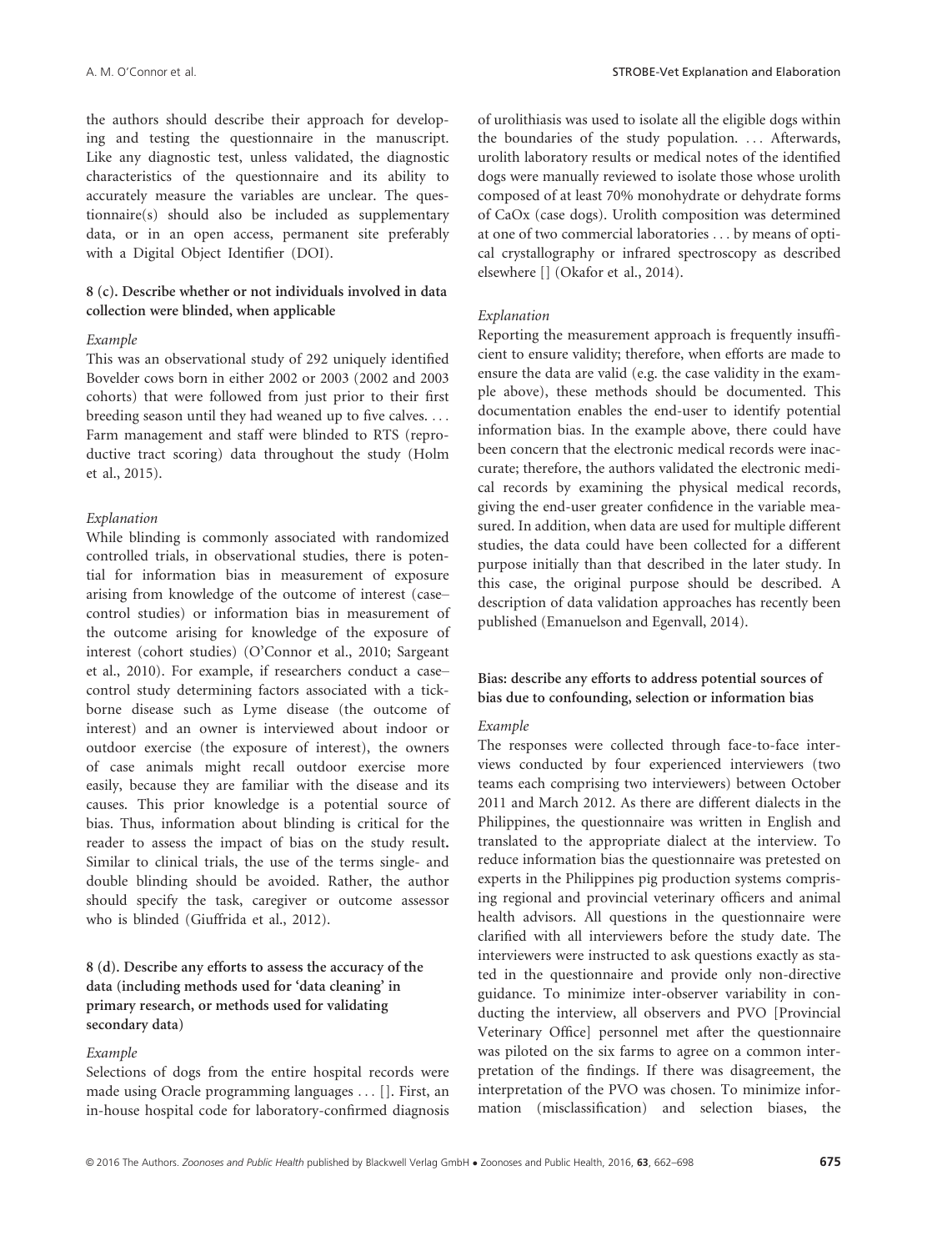the authors should describe their approach for developing and testing the questionnaire in the manuscript. Like any diagnostic test, unless validated, the diagnostic characteristics of the questionnaire and its ability to accurately measure the variables are unclear. The questionnaire(s) should also be included as supplementary data, or in an open access, permanent site preferably with a Digital Object Identifier (DOI).

### 8 (c). Describe whether or not individuals involved in data collection were blinded, when applicable

*Example*

This was an observational study of 292 uniquely identified Bovelder cows born in either 2002 or 2003 (2002 and 2003 cohorts) that were followed from just prior to their first breeding season until they had weaned up to five calves. ... Farm management and staff were blinded to RTS (reproductive tract scoring) data throughout the study (Holm et al., 2015).

*Explanation*

While blinding is commonly associated with randomized controlled trials, in observational studies, there is potential for information bias in measurement of exposure arising from knowledge of the outcome of interest (case–control studies) or information bias in measurement of the outcome arising for knowledge of the exposure of interest (cohort studies) (O'Connor et al., 2010; Sargeant et al., 2010). For example, if researchers conduct a case–control study determining factors associated with a tick-borne disease such as Lyme disease (the outcome of interest) and an owner is interviewed about indoor or outdoor exercise (the exposure of interest), the owners of case animals might recall outdoor exercise more easily, because they are familiar with the disease and its causes. This prior knowledge is a potential source of bias. Thus, information about blinding is critical for the reader to assess the impact of bias on the study result**.** Similar to clinical trials, the use of the terms single- and double blinding should be avoided. Rather, the author should specify the task, caregiver or outcome assessor who is blinded (Giuffrida et al., 2012).

### 8 (d). Describe any efforts to assess the accuracy of the data (including methods used for 'data cleaning' in primary research, or methods used for validating secondary data)

*Example*

Selections of dogs from the entire hospital records were made using Oracle programming languages ... []. First, an in-house hospital code for laboratory-confirmed diagnosis of urolithiasis was used to isolate all the eligible dogs within the boundaries of the study population. ... Afterwards, urolith laboratory results or medical notes of the identified dogs were manually reviewed to isolate those whose urolith composed of at least 70% monohydrate or dehydrate forms of CaOx (case dogs). Urolith composition was determined at one of two commercial laboratories ... by means of optical crystallography or infrared spectroscopy as described elsewhere [] (Okafor et al., 2014).

*Explanation*

Reporting the measurement approach is frequently insufficient to ensure validity; therefore, when efforts are made to ensure the data are valid (e.g. the case validity in the example above), these methods should be documented. This documentation enables the end-user to identify potential information bias. In the example above, there could have been concern that the electronic medical records were inaccurate; therefore, the authors validated the electronic medical records by examining the physical medical records, giving the end-user greater confidence in the variable measured. In addition, when data are used for multiple different studies, the data could have been collected for a different purpose initially than that described in the later study. In this case, the original purpose should be described. A description of data validation approaches has recently been published (Emanuelson and Egenvall, 2014).

### Bias: describe any efforts to address potential sources of bias due to confounding, selection or information bias

*Example*

The responses were collected through face-to-face interviews conducted by four experienced interviewers (two teams each comprising two interviewers) between October 2011 and March 2012. As there are different dialects in the Philippines, the questionnaire was written in English and translated to the appropriate dialect at the interview. To reduce information bias the questionnaire was pretested on experts in the Philippines pig production systems comprising regional and provincial veterinary officers and animal health advisors. All questions in the questionnaire were clarified with all interviewers before the study date. The interviewers were instructed to ask questions exactly as stated in the questionnaire and provide only non-directive guidance. To minimize inter-observer variability in conducting the interview, all observers and PVO [Provincial Veterinary Office] personnel met after the questionnaire was piloted on the six farms to agree on a common interpretation of the findings. If there was disagreement, the interpretation of the PVO was chosen. To minimize information (misclassification) and selection biases, the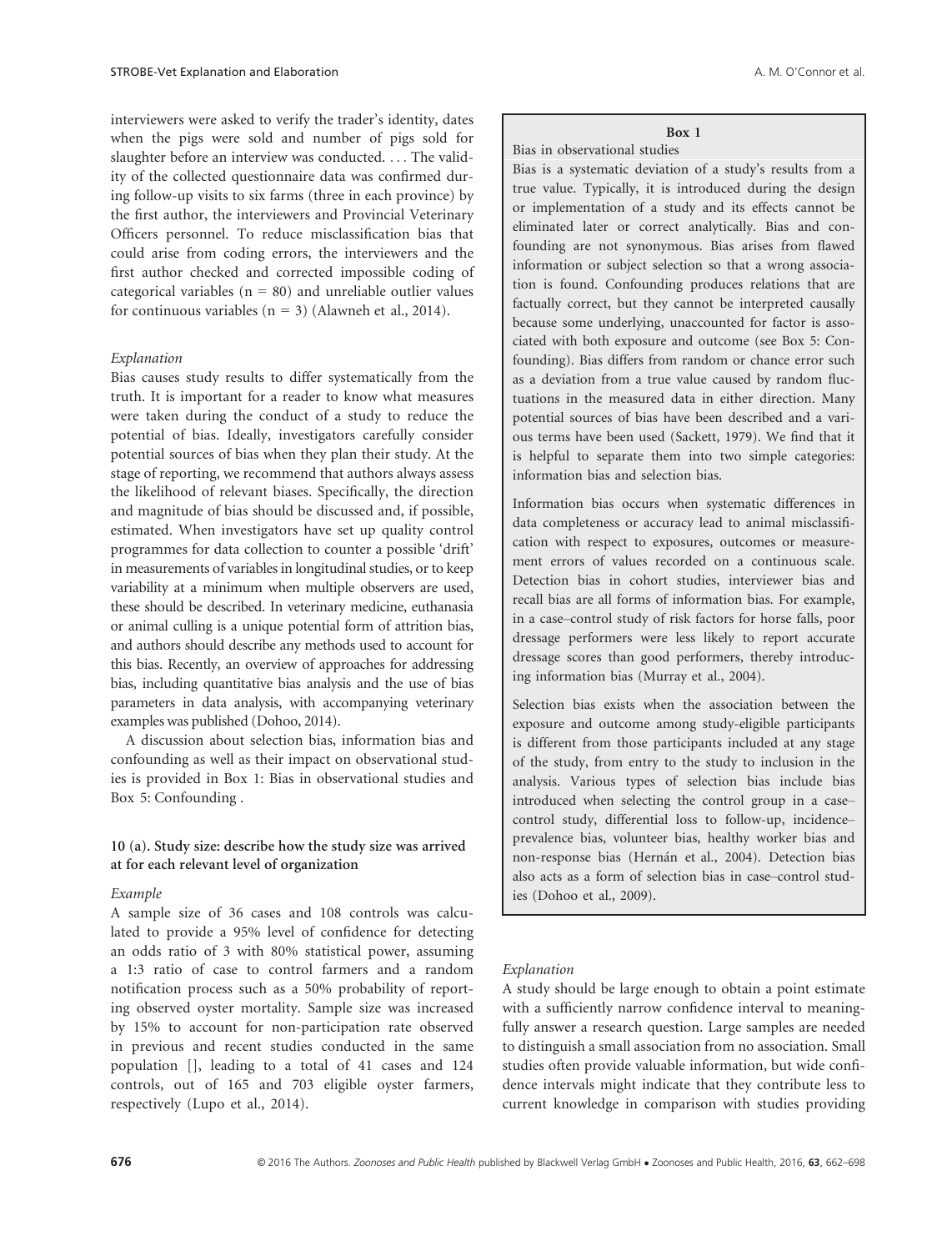interviewers were asked to verify the trader's identity, dates when the pigs were sold and number of pigs sold for slaughter before an interview was conducted. . . . The validity of the collected questionnaire data was confirmed during follow-up visits to six farms (three in each province) by the first author, the interviewers and Provincial Veterinary Officers personnel. To reduce misclassification bias that could arise from coding errors, the interviewers and the first author checked and corrected impossible coding of categorical variables (n = 80) and unreliable outlier values for continuous variables (n = 3) (Alawneh et al., 2014).

*Explanation*

Bias causes study results to differ systematically from the truth. It is important for a reader to know what measures were taken during the conduct of a study to reduce the potential of bias. Ideally, investigators carefully consider potential sources of bias when they plan their study. At the stage of reporting, we recommend that authors always assess the likelihood of relevant biases. Specifically, the direction and magnitude of bias should be discussed and, if possible, estimated. When investigators have set up quality control programmes for data collection to counter a possible 'drift' in measurements of variables in longitudinal studies, or to keep variability at a minimum when multiple observers are used, these should be described. In veterinary medicine, euthanasia or animal culling is a unique potential form of attrition bias, and authors should describe any methods used to account for this bias. Recently, an overview of approaches for addressing bias, including quantitative bias analysis and the use of bias parameters in data analysis, with accompanying veterinary examples was published (Dohoo, 2014).

A discussion about selection bias, information bias and confounding as well as their impact on observational studies is provided in Box 1: Bias in observational studies and Box 5: Confounding .

### 10 (a). Study size: describe how the study size was arrived at for each relevant level of organization

*Example*

A sample size of 36 cases and 108 controls was calculated to provide a 95% level of confidence for detecting an odds ratio of 3 with 80% statistical power, assuming a 1:3 ratio of case to control farmers and a random notification process such as a 50% probability of reporting observed oyster mortality. Sample size was increased by 15% to account for non-participation rate observed in previous and recent studies conducted in the same population [], leading to a total of 41 cases and 124 controls, out of 165 and 703 eligible oyster farmers, respectively (Lupo et al., 2014).

**Box 1**

Bias in observational studies

Bias is a systematic deviation of a study's results from a true value. Typically, it is introduced during the design or implementation of a study and its effects cannot be eliminated later or correct analytically. Bias and confounding are not synonymous. Bias arises from flawed information or subject selection so that a wrong association is found. Confounding produces relations that are factually correct, but they cannot be interpreted causally because some underlying, unaccounted for factor is associated with both exposure and outcome (see Box 5: Confounding). Bias differs from random or chance error such as a deviation from a true value caused by random fluctuations in the measured data in either direction. Many potential sources of bias have been described and a various terms have been used (Sackett, 1979). We find that it is helpful to separate them into two simple categories: information bias and selection bias.

Information bias occurs when systematic differences in data completeness or accuracy lead to animal misclassification with respect to exposures, outcomes or measurement errors of values recorded on a continuous scale. Detection bias in cohort studies, interviewer bias and recall bias are all forms of information bias. For example, in a case–control study of risk factors for horse falls, poor dressage performers were less likely to report accurate dressage scores than good performers, thereby introducing information bias (Murray et al., 2004).

Selection bias exists when the association between the exposure and outcome among study-eligible participants is different from those participants included at any stage of the study, from entry to the study to inclusion in the analysis. Various types of selection bias include bias introduced when selecting the control group in a case–control study, differential loss to follow-up, incidence–prevalence bias, volunteer bias, healthy worker bias and non-response bias (Hernán et al., 2004). Detection bias also acts as a form of selection bias in case–control studies (Dohoo et al., 2009).

*Explanation*

A study should be large enough to obtain a point estimate with a sufficiently narrow confidence interval to meaningfully answer a research question. Large samples are needed to distinguish a small association from no association. Small studies often provide valuable information, but wide confidence intervals might indicate that they contribute less to current knowledge in comparison with studies providing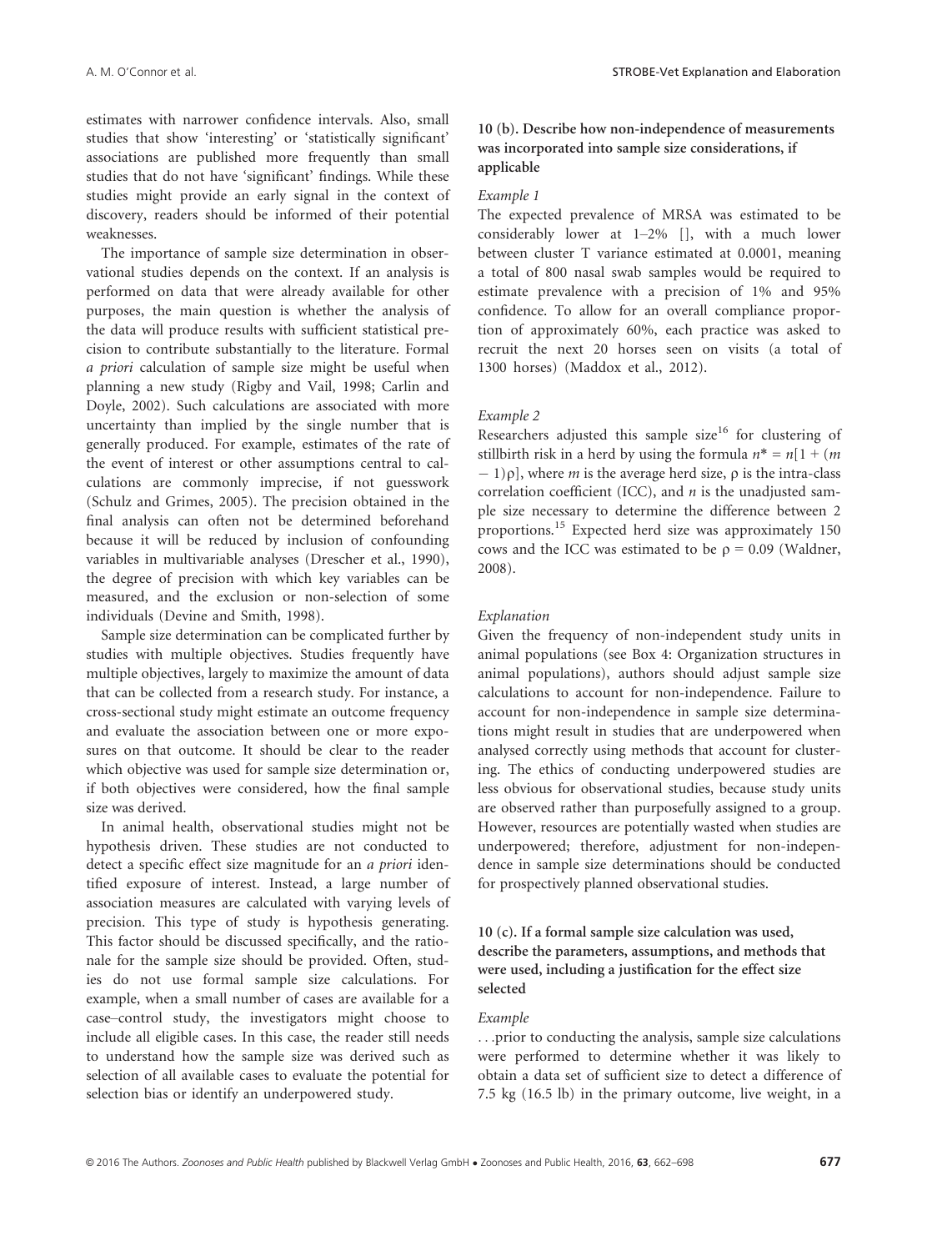estimates with narrower confidence intervals. Also, small studies that show 'interesting' or 'statistically significant' associations are published more frequently than small studies that do not have 'significant' findings. While these studies might provide an early signal in the context of discovery, readers should be informed of their potential weaknesses.

The importance of sample size determination in observational studies depends on the context. If an analysis is performed on data that were already available for other purposes, the main question is whether the analysis of the data will produce results with sufficient statistical precision to contribute substantially to the literature. Formal *a priori* calculation of sample size might be useful when planning a new study (Rigby and Vail, 1998; Carlin and Doyle, 2002). Such calculations are associated with more uncertainty than implied by the single number that is generally produced. For example, estimates of the rate of the event of interest or other assumptions central to calculations are commonly imprecise, if not guesswork (Schulz and Grimes, 2005). The precision obtained in the final analysis can often not be determined beforehand because it will be reduced by inclusion of confounding variables in multivariable analyses (Drescher et al., 1990), the degree of precision with which key variables can be measured, and the exclusion or non-selection of some individuals (Devine and Smith, 1998).

Sample size determination can be complicated further by studies with multiple objectives. Studies frequently have multiple objectives, largely to maximize the amount of data that can be collected from a research study. For instance, a cross-sectional study might estimate an outcome frequency and evaluate the association between one or more exposures on that outcome. It should be clear to the reader which objective was used for sample size determination or, if both objectives were considered, how the final sample size was derived.

In animal health, observational studies might not be hypothesis driven. These studies are not conducted to detect a specific effect size magnitude for an *a priori* identified exposure of interest. Instead, a large number of association measures are calculated with varying levels of precision. This type of study is hypothesis generating. This factor should be discussed specifically, and the rationale for the sample size should be provided. Often, studies do not use formal sample size calculations. For example, when a small number of cases are available for a case–control study, the investigators might choose to include all eligible cases. In this case, the reader still needs to understand how the sample size was derived such as selection of all available cases to evaluate the potential for selection bias or identify an underpowered study.

### 10 (b). Describe how non-independence of measurements was incorporated into sample size considerations, if applicable

*Example 1*

The expected prevalence of MRSA was estimated to be considerably lower at 1–2% [], with a much lower between cluster T variance estimated at 0.0001, meaning a total of 800 nasal swab samples would be required to estimate prevalence with a precision of 1% and 95% confidence. To allow for an overall compliance proportion of approximately 60%, each practice was asked to recruit the next 20 horses seen on visits (a total of 1300 horses) (Maddox et al., 2012).

*Example 2*

Researchers adjusted this sample size[16] for clustering of stillbirth risk in a herd by using the formula $n^* = n[1 + (m - 1)\rho]$, where $m$ is the average herd size, $\rho$ is the intra-class correlation coefficient (ICC), and $n$ is the unadjusted sample size necessary to determine the difference between 2 proportions.[15] Expected herd size was approximately 150 cows and the ICC was estimated to be $\rho = 0.09$ (Waldner, 2008).

*Explanation*

Given the frequency of non-independent study units in animal populations (see Box 4: Organization structures in animal populations), authors should adjust sample size calculations to account for non-independence. Failure to account for non-independence in sample size determinations might result in studies that are underpowered when analysed correctly using methods that account for clustering. The ethics of conducting underpowered studies are less obvious for observational studies, because study units are observed rather than purposefully assigned to a group. However, resources are potentially wasted when studies are underpowered; therefore, adjustment for non-independence in sample size determinations should be conducted for prospectively planned observational studies.

### 10 (c). If a formal sample size calculation was used, describe the parameters, assumptions, and methods that were used, including a justification for the effect size selected

*Example*

. . .prior to conducting the analysis, sample size calculations were performed to determine whether it was likely to obtain a data set of sufficient size to detect a difference of 7.5 kg (16.5 lb) in the primary outcome, live weight, in a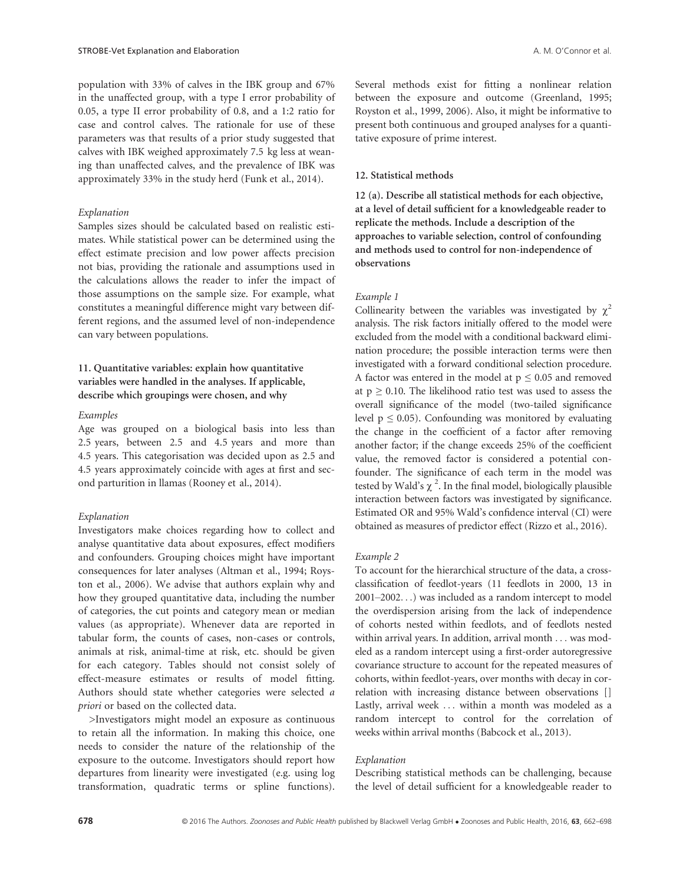population with 33% of calves in the IBK group and 67% in the unaffected group, with a type I error probability of 0.05, a type II error probability of 0.8, and a 1:2 ratio for case and control calves. The rationale for use of these parameters was that results of a prior study suggested that calves with IBK weighed approximately 7.5 kg less at weaning than unaffected calves, and the prevalence of IBK was approximately 33% in the study herd (Funk et al., 2014).

*Explanation*

Samples sizes should be calculated based on realistic estimates. While statistical power can be determined using the effect estimate precision and low power affects precision not bias, providing the rationale and assumptions used in the calculations allows the reader to infer the impact of those assumptions on the sample size. For example, what constitutes a meaningful difference might vary between different regions, and the assumed level of non-independence can vary between populations.

### 11. Quantitative variables: explain how quantitative variables were handled in the analyses. If applicable, describe which groupings were chosen, and why

*Examples*

Age was grouped on a biological basis into less than 2.5 years, between 2.5 and 4.5 years and more than 4.5 years. This categorisation was decided upon as 2.5 and 4.5 years approximately coincide with ages at first and second parturition in llamas (Rooney et al., 2014).

*Explanation*

Investigators make choices regarding how to collect and analyse quantitative data about exposures, effect modifiers and confounders. Grouping choices might have important consequences for later analyses (Altman et al., 1994; Royston et al., 2006). We advise that authors explain why and how they grouped quantitative data, including the number of categories, the cut points and category mean or median values (as appropriate). Whenever data are reported in tabular form, the counts of cases, non-cases or controls, animals at risk, animal-time at risk, etc. should be given for each category. Tables should not consist solely of effect-measure estimates or results of model fitting. Authors should state whether categories were selected *a priori* or based on the collected data.

>Investigators might model an exposure as continuous to retain all the information. In making this choice, one needs to consider the nature of the relationship of the exposure to the outcome. Investigators should report how departures from linearity were investigated (e.g. using log transformation, quadratic terms or spline functions). Several methods exist for fitting a nonlinear relation between the exposure and outcome (Greenland, 1995; Royston et al., 1999, 2006). Also, it might be informative to present both continuous and grouped analyses for a quantitative exposure of prime interest.

### 12. Statistical methods

**12 (a). Describe all statistical methods for each objective, at a level of detail sufficient for a knowledgeable reader to replicate the methods. Include a description of the approaches to variable selection, control of confounding and methods used to control for non-independence of observations**

*Example 1*

Collinearity between the variables was investigated by $\chi^2$ analysis. The risk factors initially offered to the model were excluded from the model with a conditional backward elimination procedure; the possible interaction terms were then investigated with a forward conditional selection procedure. A factor was entered in the model at $p \leq 0.05$ and removed at $p \geq 0.10$. The likelihood ratio test was used to assess the overall significance of the model (two-tailed significance level $p \leq 0.05$). Confounding was monitored by evaluating the change in the coefficient of a factor after removing another factor; if the change exceeds 25% of the coefficient value, the removed factor is considered a potential confounder. The significance of each term in the model was tested by Wald's $\chi^2$. In the final model, biologically plausible interaction between factors was investigated by significance. Estimated OR and 95% Wald's confidence interval (CI) were obtained as measures of predictor effect (Rizzo et al., 2016).

*Example 2*

To account for the hierarchical structure of the data, a cross-classification of feedlot-years (11 feedlots in 2000, 13 in 2001–2002…) was included as a random intercept to model the overdispersion arising from the lack of independence of cohorts nested within feedlots, and of feedlots nested within arrival years. In addition, arrival month … was modeled as a random intercept using a first-order autoregressive covariance structure to account for the repeated measures of cohorts, within feedlot-years, over months with decay in correlation with increasing distance between observations [] Lastly, arrival week … within a month was modeled as a random intercept to control for the correlation of weeks within arrival months (Babcock et al., 2013).

*Explanation*

Describing statistical methods can be challenging, because the level of detail sufficient for a knowledgeable reader to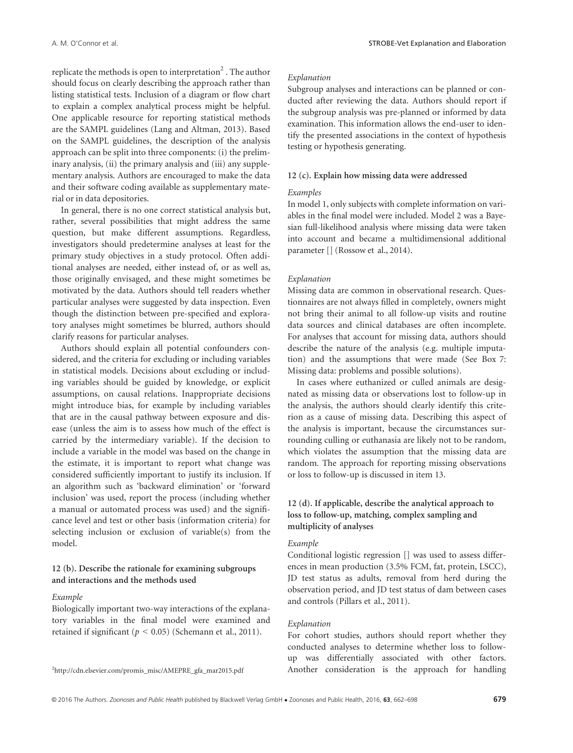replicate the methods is open to interpretation[2]. The author should focus on clearly describing the approach rather than listing statistical tests. Inclusion of a diagram or flow chart to explain a complex analytical process might be helpful. One applicable resource for reporting statistical methods are the SAMPL guidelines (Lang and Altman, 2013). Based on the SAMPL guidelines, the description of the analysis approach can be split into three components: (i) the preliminary analysis, (ii) the primary analysis and (iii) any supplementary analysis. Authors are encouraged to make the data and their software coding available as supplementary material or in data depositories.

In general, there is no one correct statistical analysis but, rather, several possibilities that might address the same question, but make different assumptions. Regardless, investigators should predetermine analyses at least for the primary study objectives in a study protocol. Often additional analyses are needed, either instead of, or as well as, those originally envisaged, and these might sometimes be motivated by the data. Authors should tell readers whether particular analyses were suggested by data inspection. Even though the distinction between pre-specified and exploratory analyses might sometimes be blurred, authors should clarify reasons for particular analyses.

Authors should explain all potential confounders considered, and the criteria for excluding or including variables in statistical models. Decisions about excluding or including variables should be guided by knowledge, or explicit assumptions, on causal relations. Inappropriate decisions might introduce bias, for example by including variables that are in the causal pathway between exposure and disease (unless the aim is to assess how much of the effect is carried by the intermediary variable). If the decision to include a variable in the model was based on the change in the estimate, it is important to report what change was considered sufficiently important to justify its inclusion. If an algorithm such as 'backward elimination' or 'forward inclusion' was used, report the process (including whether a manual or automated process was used) and the significance level and test or other basis (information criteria) for selecting inclusion or exclusion of variable(s) from the model.

### 12 (b). Describe the rationale for examining subgroups and interactions and the methods used

*Example*

Biologically important two-way interactions of the explanatory variables in the final model were examined and retained if significant ($p < 0.05$) (Schemann et al., 2011).

*Explanation*

Subgroup analyses and interactions can be planned or conducted after reviewing the data. Authors should report if the subgroup analysis was pre-planned or informed by data examination. This information allows the end-user to identify the presented associations in the context of hypothesis testing or hypothesis generating.

### 12 (c). Explain how missing data were addressed

*Examples*

In model 1, only subjects with complete information on variables in the final model were included. Model 2 was a Bayesian full-likelihood analysis where missing data were taken into account and became a multidimensional additional parameter [] (Rossow et al., 2014).

*Explanation*

Missing data are common in observational research. Questionnaires are not always filled in completely, owners might not bring their animal to all follow-up visits and routine data sources and clinical databases are often incomplete. For analyses that account for missing data, authors should describe the nature of the analysis (e.g. multiple imputation) and the assumptions that were made (See Box 7: Missing data: problems and possible solutions).

In cases where euthanized or culled animals are designated as missing data or observations lost to follow-up in the analysis, the authors should clearly identify this criterion as a cause of missing data. Describing this aspect of the analysis is important, because the circumstances surrounding culling or euthanasia are likely not to be random, which violates the assumption that the missing data are random. The approach for reporting missing observations or loss to follow-up is discussed in item 13.

### 12 (d). If applicable, describe the analytical approach to loss to follow-up, matching, complex sampling and multiplicity of analyses

*Example*

Conditional logistic regression [] was used to assess differences in mean production (3.5% FCM, fat, protein, LSCC), JD test status as adults, removal from herd during the observation period, and JD test status of dam between cases and controls (Pillars et al., 2011).

*Explanation*

For cohort studies, authors should report whether they conducted analyses to determine whether loss to follow-up was differentially associated with other factors. Another consideration is the approach for handling

[2] http://cdn.elsevier.com/promis_misc/AMEPRE_gfa_mar2015.pdf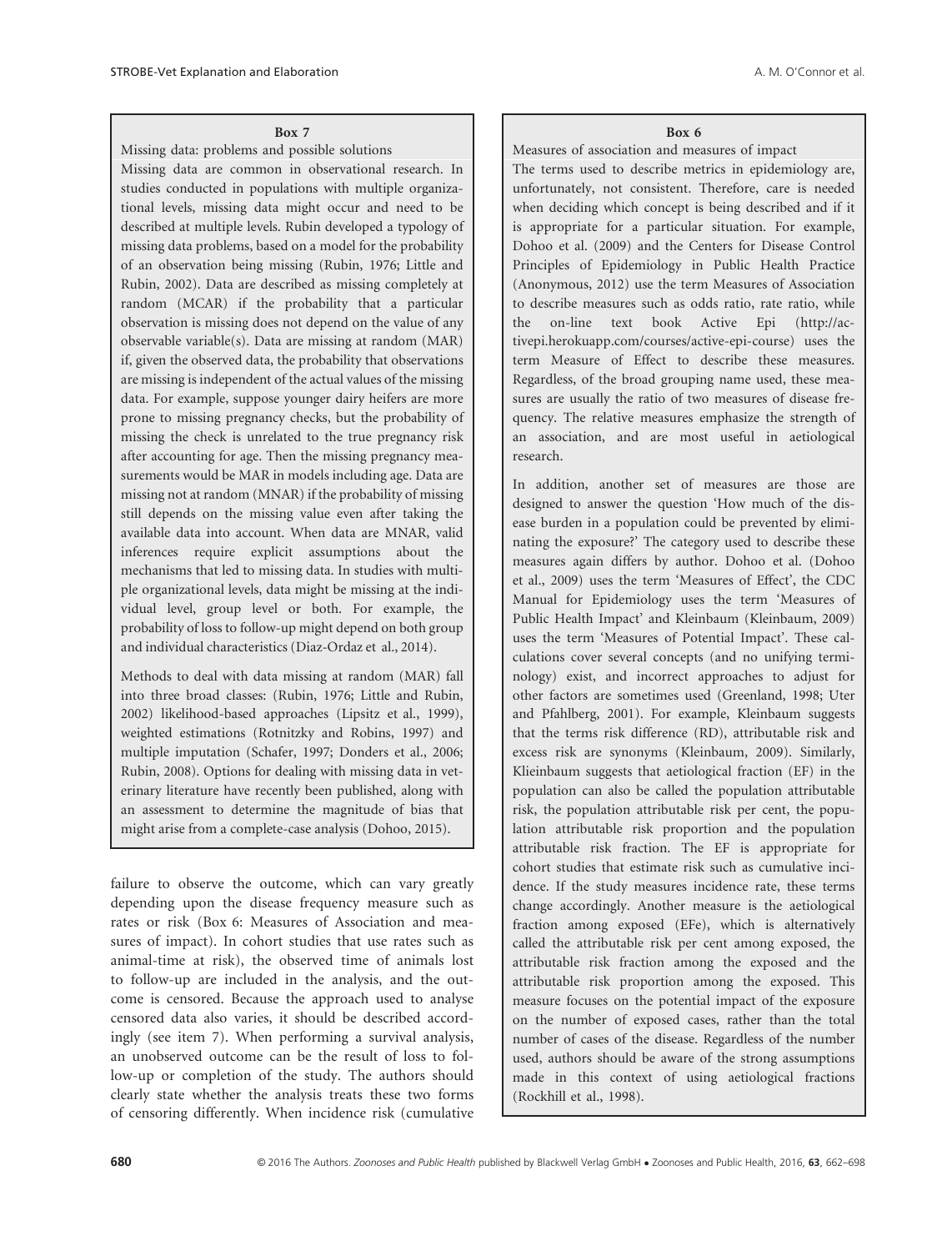**Box 7**

Missing data: problems and possible solutions

Missing data are common in observational research. In studies conducted in populations with multiple organizational levels, missing data might occur and need to be described at multiple levels. Rubin developed a typology of missing data problems, based on a model for the probability of an observation being missing (Rubin, 1976; Little and Rubin, 2002). Data are described as missing completely at random (MCAR) if the probability that a particular observation is missing does not depend on the value of any observable variable(s). Data are missing at random (MAR) if, given the observed data, the probability that observations are missing is independent of the actual values of the missing data. For example, suppose younger dairy heifers are more prone to missing pregnancy checks, but the probability of missing the check is unrelated to the true pregnancy risk after accounting for age. Then the missing pregnancy measurements would be MAR in models including age. Data are missing not at random (MNAR) if the probability of missing still depends on the missing value even after taking the available data into account. When data are MNAR, valid inferences require explicit assumptions about the mechanisms that led to missing data. In studies with multiple organizational levels, data might be missing at the individual level, group level or both. For example, the probability of loss to follow-up might depend on both group and individual characteristics (Diaz-Ordaz et al., 2014).

Methods to deal with data missing at random (MAR) fall into three broad classes: (Rubin, 1976; Little and Rubin, 2002) likelihood-based approaches (Lipsitz et al., 1999), weighted estimations (Rotnitzky and Robins, 1997) and multiple imputation (Schafer, 1997; Donders et al., 2006; Rubin, 2008). Options for dealing with missing data in veterinary literature have recently been published, along with an assessment to determine the magnitude of bias that might arise from a complete-case analysis (Dohoo, 2015).

failure to observe the outcome, which can vary greatly depending upon the disease frequency measure such as rates or risk (Box 6: Measures of Association and measures of impact). In cohort studies that use rates such as animal-time at risk), the observed time of animals lost to follow-up are included in the analysis, and the outcome is censored. Because the approach used to analyse censored data also varies, it should be described accordingly (see item 7). When performing a survival analysis, an unobserved outcome can be the result of loss to follow-up or completion of the study. The authors should clearly state whether the analysis treats these two forms of censoring differently. When incidence risk (cumulative

**Box 6**

Measures of association and measures of impact

The terms used to describe metrics in epidemiology are, unfortunately, not consistent. Therefore, care is needed when deciding which concept is being described and if it is appropriate for a particular situation. For example, Dohoo et al. (2009) and the Centers for Disease Control Principles of Epidemiology in Public Health Practice (Anonymous, 2012) use the term Measures of Association to describe measures such as odds ratio, rate ratio, while the on-line text book Active Epi (http://activepi.herokuapp.com/courses/active-epi-course) uses the term Measure of Effect to describe these measures. Regardless, of the broad grouping name used, these measures are usually the ratio of two measures of disease frequency. The relative measures emphasize the strength of an association, and are most useful in aetiological research.

In addition, another set of measures are those are designed to answer the question 'How much of the disease burden in a population could be prevented by eliminating the exposure?' The category used to describe these measures again differs by author. Dohoo et al. (Dohoo et al., 2009) uses the term 'Measures of Effect', the CDC Manual for Epidemiology uses the term 'Measures of Public Health Impact' and Kleinbaum (Kleinbaum, 2009) uses the term 'Measures of Potential Impact'. These calculations cover several concepts (and no unifying terminology) exist, and incorrect approaches to adjust for other factors are sometimes used (Greenland, 1998; Uter and Pfahlberg, 2001). For example, Kleinbaum suggests that the terms risk difference (RD), attributable risk and excess risk are synonyms (Kleinbaum, 2009). Similarly, Klieinbaum suggests that aetiological fraction (EF) in the population can also be called the population attributable risk, the population attributable risk per cent, the population attributable risk proportion and the population attributable risk fraction. The EF is appropriate for cohort studies that estimate risk such as cumulative incidence. If the study measures incidence rate, these terms change accordingly. Another measure is the aetiological fraction among exposed (EFe), which is alternatively called the attributable risk per cent among exposed, the attributable risk fraction among the exposed and the attributable risk proportion among the exposed. This measure focuses on the potential impact of the exposure on the number of exposed cases, rather than the total number of cases of the disease. Regardless of the number used, authors should be aware of the strong assumptions made in this context of using aetiological fractions (Rockhill et al., 1998).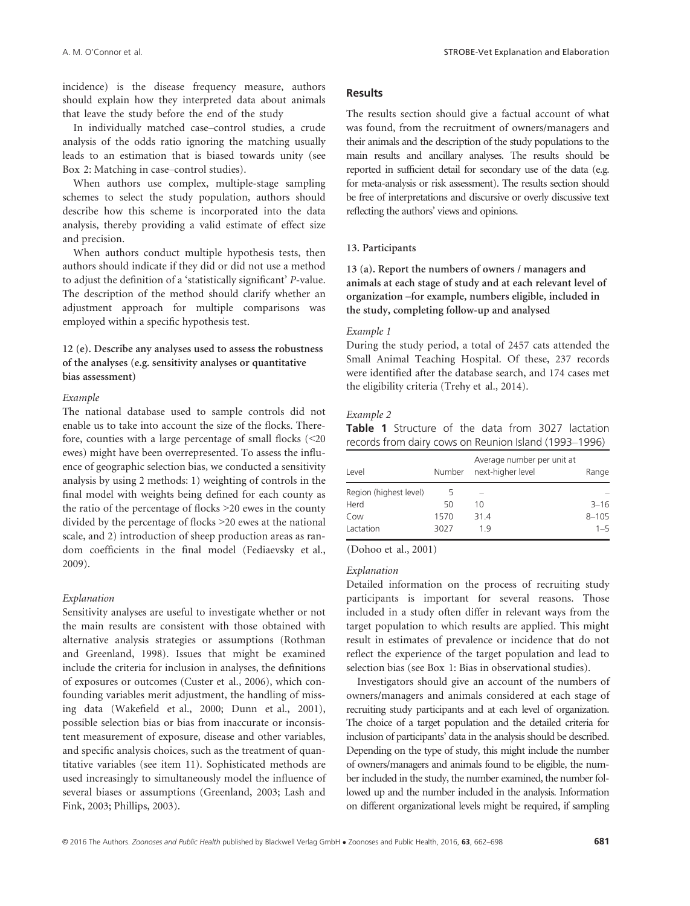incidence) is the disease frequency measure, authors should explain how they interpreted data about animals that leave the study before the end of the study

In individually matched case–control studies, a crude analysis of the odds ratio ignoring the matching usually leads to an estimation that is biased towards unity (see Box 2: Matching in case–control studies).

When authors use complex, multiple-stage sampling schemes to select the study population, authors should describe how this scheme is incorporated into the data analysis, thereby providing a valid estimate of effect size and precision.

When authors conduct multiple hypothesis tests, then authors should indicate if they did or did not use a method to adjust the definition of a 'statistically significant' P-value. The description of the method should clarify whether an adjustment approach for multiple comparisons was employed within a specific hypothesis test.

**12 (e). Describe any analyses used to assess the robustness of the analyses (e.g. sensitivity analyses or quantitative bias assessment)**

*Example*

The national database used to sample controls did not enable us to take into account the size of the flocks. Therefore, counties with a large percentage of small flocks (<20 ewes) might have been overrepresented. To assess the influence of geographic selection bias, we conducted a sensitivity analysis by using 2 methods: 1) weighting of controls in the final model with weights being defined for each county as the ratio of the percentage of flocks >20 ewes in the county divided by the percentage of flocks >20 ewes at the national scale, and 2) introduction of sheep production areas as random coefficients in the final model (Fediaevsky et al., 2009).

*Explanation*

Sensitivity analyses are useful to investigate whether or not the main results are consistent with those obtained with alternative analysis strategies or assumptions (Rothman and Greenland, 1998). Issues that might be examined include the criteria for inclusion in analyses, the definitions of exposures or outcomes (Custer et al., 2006), which confounding variables merit adjustment, the handling of missing data (Wakefield et al., 2000; Dunn et al., 2001), possible selection bias or bias from inaccurate or inconsistent measurement of exposure, disease and other variables, and specific analysis choices, such as the treatment of quantitative variables (see item 11). Sophisticated methods are used increasingly to simultaneously model the influence of several biases or assumptions (Greenland, 2003; Lash and Fink, 2003; Phillips, 2003).

## Results

The results section should give a factual account of what was found, from the recruitment of owners/managers and their animals and the description of the study populations to the main results and ancillary analyses. The results should be reported in sufficient detail for secondary use of the data (e.g. for meta-analysis or risk assessment). The results section should be free of interpretations and discursive or overly discussive text reflecting the authors' views and opinions.

**13. Participants**

**13 (a). Report the numbers of owners / managers and animals at each stage of study and at each relevant level of organization –for example, numbers eligible, included in the study, completing follow-up and analysed**

*Example 1*

During the study period, a total of 2457 cats attended the Small Animal Teaching Hospital. Of these, 237 records were identified after the database search, and 174 cases met the eligibility criteria (Trehy et al., 2014).

*Example 2*

**Table 1** Structure of the data from 3027 lactation records from dairy cows on Reunion Island (1993–1996)

| Level | Number | Average number per unit at next-higher level | Range |
|---|---|---|---|
| Region (highest level) | 5 | – | – |
| Herd | 50 | 10 | 3–16 |
| Cow | 1570 | 31.4 | 8–105 |
| Lactation | 3027 | 1.9 | 1–5 |

(Dohoo et al., 2001)

*Explanation*

Detailed information on the process of recruiting study participants is important for several reasons. Those included in a study often differ in relevant ways from the target population to which results are applied. This might result in estimates of prevalence or incidence that do not reflect the experience of the target population and lead to selection bias (see Box 1: Bias in observational studies).

Investigators should give an account of the numbers of owners/managers and animals considered at each stage of recruiting study participants and at each level of organization. The choice of a target population and the detailed criteria for inclusion of participants' data in the analysis should be described. Depending on the type of study, this might include the number of owners/managers and animals found to be eligible, the number included in the study, the number examined, the number followed up and the number included in the analysis. Information on different organizational levels might be required, if sampling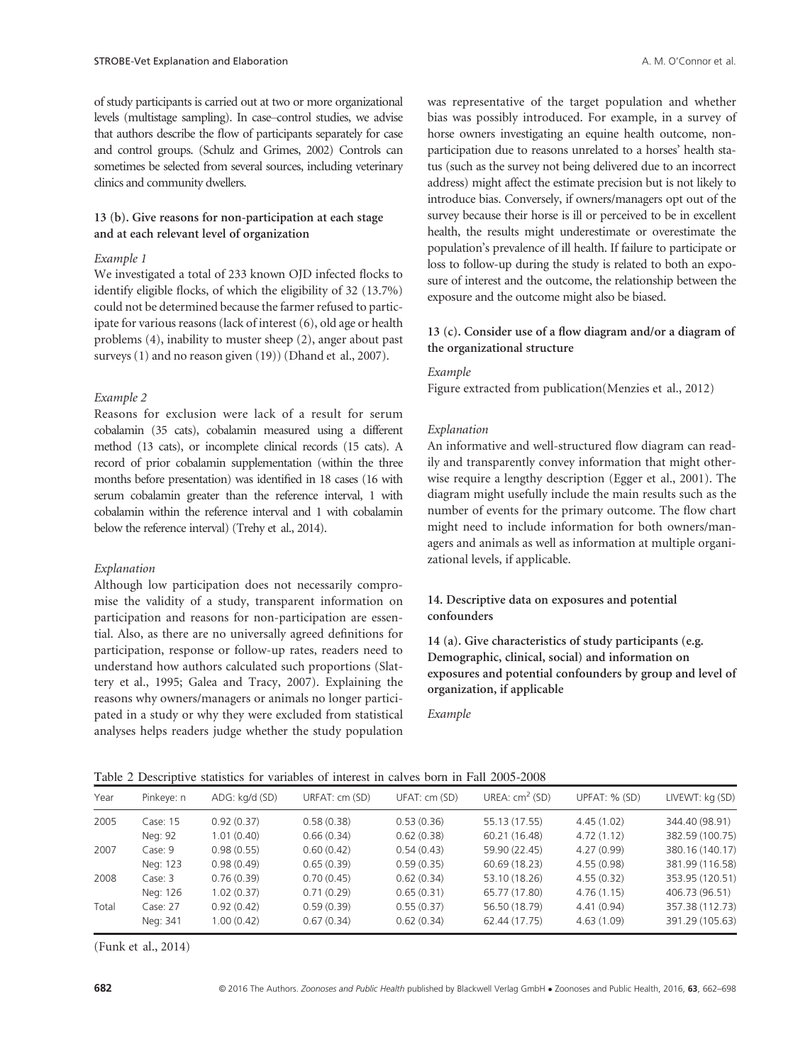of study participants is carried out at two or more organizational levels (multistage sampling). In case–control studies, we advise that authors describe the flow of participants separately for case and control groups. (Schulz and Grimes, 2002) Controls can sometimes be selected from several sources, including veterinary clinics and community dwellers.

### 13 (b). Give reasons for non-participation at each stage and at each relevant level of organization

*Example 1*

We investigated a total of 233 known OJD infected flocks to identify eligible flocks, of which the eligibility of 32 (13.7%) could not be determined because the farmer refused to participate for various reasons (lack of interest (6), old age or health problems (4), inability to muster sheep (2), anger about past surveys (1) and no reason given (19)) (Dhand et al., 2007).

*Example 2*

Reasons for exclusion were lack of a result for serum cobalamin (35 cats), cobalamin measured using a different method (13 cats), or incomplete clinical records (15 cats). A record of prior cobalamin supplementation (within the three months before presentation) was identified in 18 cases (16 with serum cobalamin greater than the reference interval, 1 with cobalamin within the reference interval and 1 with cobalamin below the reference interval) (Trehy et al., 2014).

*Explanation*

Although low participation does not necessarily compromise the validity of a study, transparent information on participation and reasons for non-participation are essential. Also, as there are no universally agreed definitions for participation, response or follow-up rates, readers need to understand how authors calculated such proportions (Slattery et al., 1995; Galea and Tracy, 2007). Explaining the reasons why owners/managers or animals no longer participated in a study or why they were excluded from statistical analyses helps readers judge whether the study population was representative of the target population and whether bias was possibly introduced. For example, in a survey of horse owners investigating an equine health outcome, non-participation due to reasons unrelated to a horses' health status (such as the survey not being delivered due to an incorrect address) might affect the estimate precision but is not likely to introduce bias. Conversely, if owners/managers opt out of the survey because their horse is ill or perceived to be in excellent health, the results might underestimate or overestimate the population's prevalence of ill health. If failure to participate or loss to follow-up during the study is related to both an exposure of interest and the outcome, the relationship between the exposure and the outcome might also be biased.

### 13 (c). Consider use of a flow diagram and/or a diagram of the organizational structure

*Example*

Figure extracted from publication(Menzies et al., 2012)

*Explanation*

An informative and well-structured flow diagram can readily and transparently convey information that might otherwise require a lengthy description (Egger et al., 2001). The diagram might usefully include the main results such as the number of events for the primary outcome. The flow chart might need to include information for both owners/managers and animals as well as information at multiple organizational levels, if applicable.

## 14. Descriptive data on exposures and potential confounders

### 14 (a). Give characteristics of study participants (e.g. Demographic, clinical, social) and information on exposures and potential confounders by group and level of organization, if applicable

*Example*

Table 2 Descriptive statistics for variables of interest in calves born in Fall 2005-2008

| Year | Pinkeye: n | ADG: kg/d (SD) | URFAT: cm (SD) | UFAT: cm (SD) | UREA: $cm^2$ (SD) | UPFAT: % (SD) | LIVEWT: kg (SD) |
|---|---|---|---|---|---|---|---|
| 2005 | Case: 15 | 0.92 (0.37) | 0.58 (0.38) | 0.53 (0.36) | 55.13 (17.55) | 4.45 (1.02) | 344.40 (98.91) |
| | Neg: 92 | 1.01 (0.40) | 0.66 (0.34) | 0.62 (0.38) | 60.21 (16.48) | 4.72 (1.12) | 382.59 (100.75) |
| 2007 | Case: 9 | 0.98 (0.55) | 0.60 (0.42) | 0.54 (0.43) | 59.90 (22.45) | 4.27 (0.99) | 380.16 (140.17) |
| | Neg: 123 | 0.98 (0.49) | 0.65 (0.39) | 0.59 (0.35) | 60.69 (18.23) | 4.55 (0.98) | 381.99 (116.58) |
| 2008 | Case: 3 | 0.76 (0.39) | 0.70 (0.45) | 0.62 (0.34) | 53.10 (18.26) | 4.55 (0.32) | 353.95 (120.51) |
| | Neg: 126 | 1.02 (0.37) | 0.71 (0.29) | 0.65 (0.31) | 65.77 (17.80) | 4.76 (1.15) | 406.73 (96.51) |
| Total | Case: 27 | 0.92 (0.42) | 0.59 (0.39) | 0.55 (0.37) | 56.50 (18.79) | 4.41 (0.94) | 357.38 (112.73) |
| | Neg: 341 | 1.00 (0.42) | 0.67 (0.34) | 0.62 (0.34) | 62.44 (17.75) | 4.63 (1.09) | 391.29 (105.63) |

(Funk et al., 2014)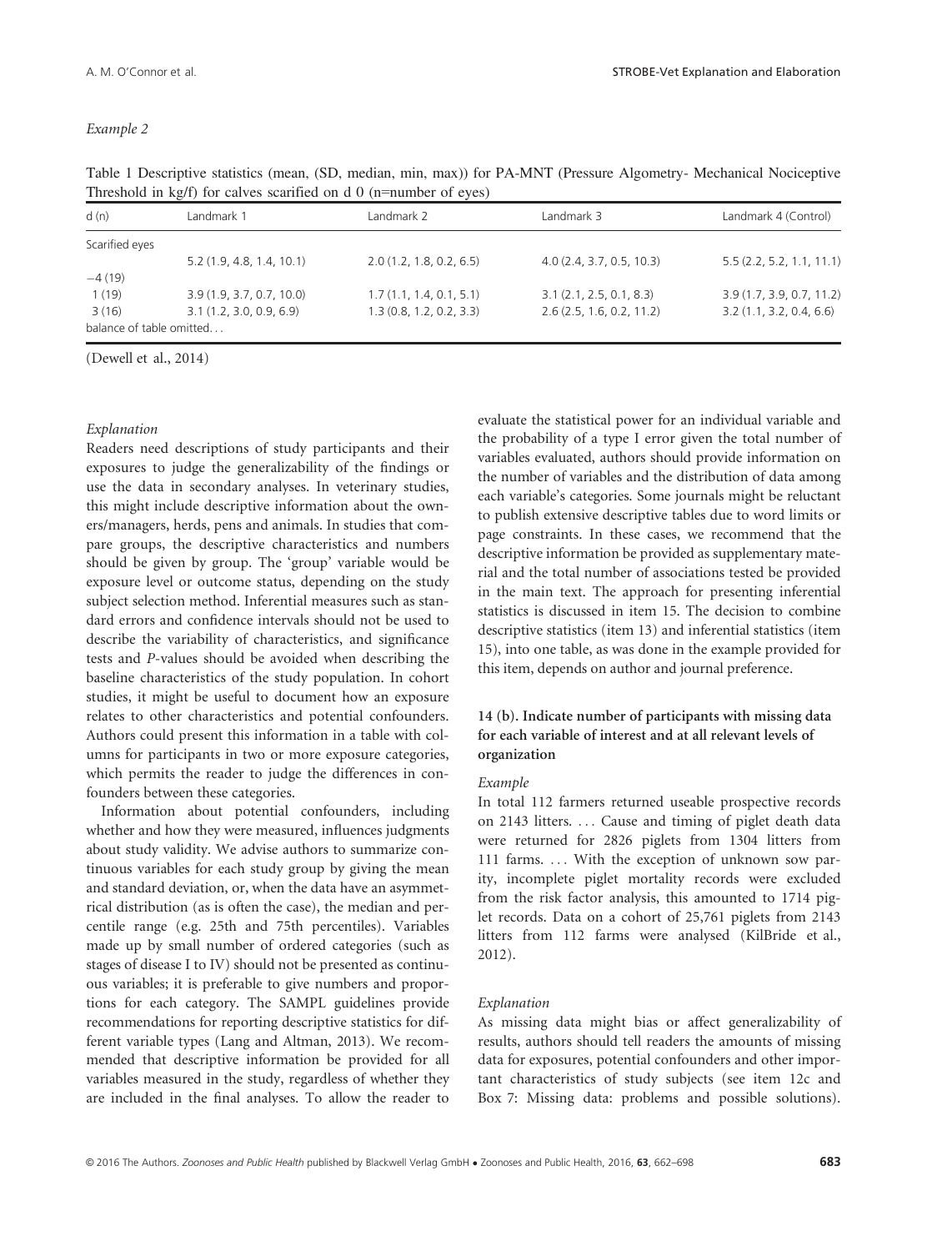*Example 2*

Table 1 Descriptive statistics (mean, (SD, median, min, max)) for PA-MNT (Pressure Algometry- Mechanical Nociceptive Threshold in kg/f) for calves scarified on d 0 (n=number of eyes)

| d (n) | Landmark 1 | Landmark 2 | Landmark 3 | Landmark 4 (Control) |
|---|---|---|---|---|
| Scarified eyes | | | | |
| | 5.2 (1.9, 4.8, 1.4, 10.1) | 2.0 (1.2, 1.8, 0.2, 6.5) | 4.0 (2.4, 3.7, 0.5, 10.3) | 5.5 (2.2, 5.2, 1.1, 11.1) |
| −4 (19) | | | | |
| 1 (19) | 3.9 (1.9, 3.7, 0.7, 10.0) | 1.7 (1.1, 1.4, 0.1, 5.1) | 3.1 (2.1, 2.5, 0.1, 8.3) | 3.9 (1.7, 3.9, 0.7, 11.2) |
| 3 (16) | 3.1 (1.2, 3.0, 0.9, 6.9) | 1.3 (0.8, 1.2, 0.2, 3.3) | 2.6 (2.5, 1.6, 0.2, 11.2) | 3.2 (1.1, 3.2, 0.4, 6.6) |
| balance of table omitted… | | | | |

(Dewell et al., 2014)

*Explanation*

Readers need descriptions of study participants and their exposures to judge the generalizability of the findings or use the data in secondary analyses. In veterinary studies, this might include descriptive information about the owners/managers, herds, pens and animals. In studies that compare groups, the descriptive characteristics and numbers should be given by group. The 'group' variable would be exposure level or outcome status, depending on the study subject selection method. Inferential measures such as standard errors and confidence intervals should not be used to describe the variability of characteristics, and significance tests and *P*-values should be avoided when describing the baseline characteristics of the study population. In cohort studies, it might be useful to document how an exposure relates to other characteristics and potential confounders. Authors could present this information in a table with columns for participants in two or more exposure categories, which permits the reader to judge the differences in confounders between these categories.

Information about potential confounders, including whether and how they were measured, influences judgments about study validity. We advise authors to summarize continuous variables for each study group by giving the mean and standard deviation, or, when the data have an asymmetrical distribution (as is often the case), the median and percentile range (e.g. 25th and 75th percentiles). Variables made up by small number of ordered categories (such as stages of disease I to IV) should not be presented as continuous variables; it is preferable to give numbers and proportions for each category. The SAMPL guidelines provide recommendations for reporting descriptive statistics for different variable types (Lang and Altman, 2013). We recommended that descriptive information be provided for all variables measured in the study, regardless of whether they are included in the final analyses. To allow the reader to evaluate the statistical power for an individual variable and the probability of a type I error given the total number of variables evaluated, authors should provide information on the number of variables and the distribution of data among each variable's categories. Some journals might be reluctant to publish extensive descriptive tables due to word limits or page constraints. In these cases, we recommend that the descriptive information be provided as supplementary material and the total number of associations tested be provided in the main text. The approach for presenting inferential statistics is discussed in item 15. The decision to combine descriptive statistics (item 13) and inferential statistics (item 15), into one table, as was done in the example provided for this item, depends on author and journal preference.

### 14 (b). Indicate number of participants with missing data for each variable of interest and at all relevant levels of organization

*Example*

In total 112 farmers returned useable prospective records on 2143 litters. … Cause and timing of piglet death data were returned for 2826 piglets from 1304 litters from 111 farms. … With the exception of unknown sow parity, incomplete piglet mortality records were excluded from the risk factor analysis, this amounted to 1714 piglet records. Data on a cohort of 25,761 piglets from 2143 litters from 112 farms were analysed (KilBride et al., 2012).

*Explanation*

As missing data might bias or affect generalizability of results, authors should tell readers the amounts of missing data for exposures, potential confounders and other important characteristics of study subjects (see item 12c and Box 7: Missing data: problems and possible solutions).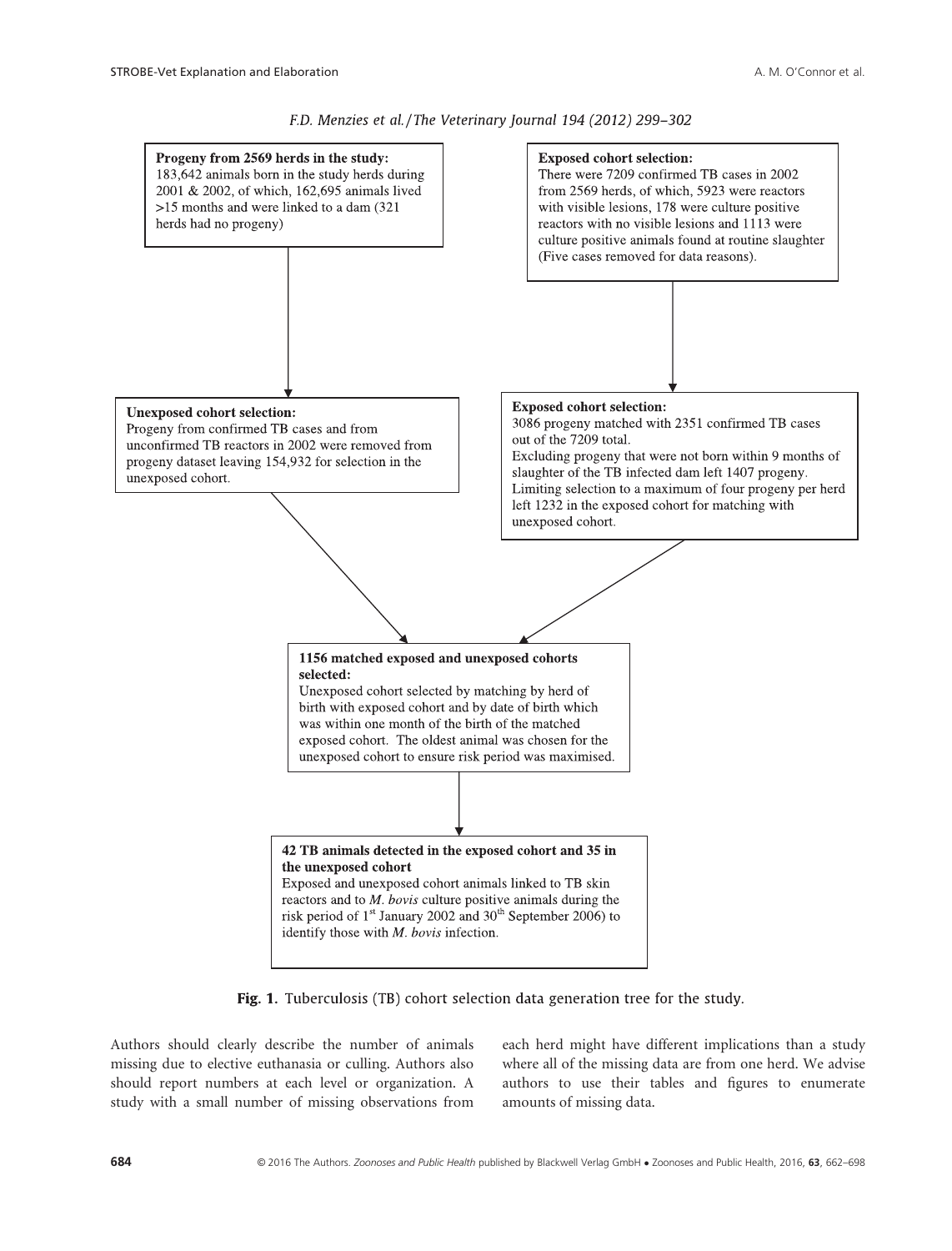*F.D. Menzies et al./The Veterinary Journal 194 (2012) 299–302*

**Progeny from 2569 herds in the study:**
183,642 animals born in the study herds during 2001 & 2002, of which, 162,695 animals lived >15 months and were linked to a dam (321 herds had no progeny)

**Exposed cohort selection:**
There were 7209 confirmed TB cases in 2002 from 2569 herds, of which, 5923 were reactors with visible lesions, 178 were culture positive reactors with no visible lesions and 1113 were culture positive animals found at routine slaughter (Five cases removed for data reasons).

**Unexposed cohort selection:**
Progeny from confirmed TB cases and from unconfirmed TB reactors in 2002 were removed from progeny dataset leaving 154,932 for selection in the unexposed cohort.

**Exposed cohort selection:**
3086 progeny matched with 2351 confirmed TB cases out of the 7209 total.
Excluding progeny that were not born within 9 months of slaughter of the TB infected dam left 1407 progeny.
Limiting selection to a maximum of four progeny per herd left 1232 in the exposed cohort for matching with unexposed cohort.

**1156 matched exposed and unexposed cohorts selected:**
Unexposed cohort selected by matching by herd of birth with exposed cohort and by date of birth which was within one month of the birth of the matched exposed cohort. The oldest animal was chosen for the unexposed cohort to ensure risk period was maximised.

**42 TB animals detected in the exposed cohort and 35 in the unexposed cohort**
Exposed and unexposed cohort animals linked to TB skin reactors and to *M. bovis* culture positive animals during the risk period of 1st January 2002 and 30th September 2006) to identify those with *M. bovis* infection.

**Fig. 1.** Tuberculosis (TB) cohort selection data generation tree for the study.

Authors should clearly describe the number of animals missing due to elective euthanasia or culling. Authors also should report numbers at each level or organization. A study with a small number of missing observations from each herd might have different implications than a study where all of the missing data are from one herd. We advise authors to use their tables and figures to enumerate amounts of missing data.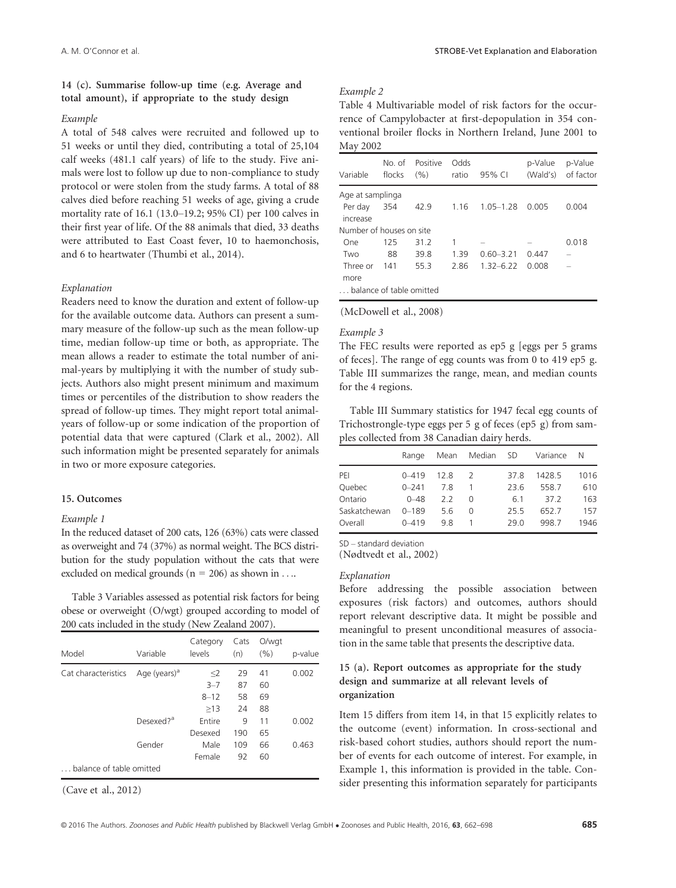### 14 (c). Summarise follow-up time (e.g. Average and total amount), if appropriate to the study design

*Example*

A total of 548 calves were recruited and followed up to 51 weeks or until they died, contributing a total of 25,104 calf weeks (481.1 calf years) of life to the study. Five animals were lost to follow up due to non-compliance to study protocol or were stolen from the study farms. A total of 88 calves died before reaching 51 weeks of age, giving a crude mortality rate of 16.1 (13.0–19.2; 95% CI) per 100 calves in their first year of life. Of the 88 animals that died, 33 deaths were attributed to East Coast fever, 10 to haemonchosis, and 6 to heartwater (Thumbi et al., 2014).

*Explanation*

Readers need to know the duration and extent of follow-up for the available outcome data. Authors can present a summary measure of the follow-up such as the mean follow-up time, median follow-up time or both, as appropriate. The mean allows a reader to estimate the total number of animal-years by multiplying it with the number of study subjects. Authors also might present minimum and maximum times or percentiles of the distribution to show readers the spread of follow-up times. They might report total animal-years of follow-up or some indication of the proportion of potential data that were captured (Clark et al., 2002). All such information might be presented separately for animals in two or more exposure categories.

### 15. Outcomes

*Example 1*

In the reduced dataset of 200 cats, 126 (63%) cats were classed as overweight and 74 (37%) as normal weight. The BCS distribution for the study population without the cats that were excluded on medical grounds (n = 206) as shown in . . ..

Table 3 Variables assessed as potential risk factors for being obese or overweight (O/wgt) grouped according to model of 200 cats included in the study (New Zealand 2007).

| Model | Variable | Category levels | Cats (n) | O/wgt (%) | p-value |
|---|---|---|---|---|---|
| Cat characteristics | Age (years)[a] | ≤2 | 29 | 41 | 0.002 |
| | | 3–7 | 87 | 60 | |
| | | 8–12 | 58 | 69 | |
| | | ≥13 | 24 | 88 | |
| | Desexed?[a] | Entire | 9 | 11 | 0.002 |
| | | Desexed | 190 | 65 | |
| | Gender | Male | 109 | 66 | 0.463 |
| | | Female | 92 | 60 | |
| . . . balance of table omitted | | | | | |

(Cave et al., 2012)

*Example 2*

Table 4 Multivariable model of risk factors for the occurrence of Campylobacter at first-depopulation in 354 conventional broiler flocks in Northern Ireland, June 2001 to May 2002

| Variable | No. of flocks | Positive (%) | Odds ratio | 95% CI | p-Value (Wald's) | p-Value of factor |
|---|---|---|---|---|---|---|
| Age at samplinga | | | | | | |
| Per day increase | 354 | 42.9 | 1.16 | 1.05–1.28 | 0.005 | 0.004 |
| Number of houses on site | | | | | | |
| One | 125 | 31.2 | 1 | – | – | 0.018 |
| Two | 88 | 39.8 | 1.39 | 0.60–3.21 | 0.447 | – |
| Three or more | 141 | 55.3 | 2.86 | 1.32–6.22 | 0.008 | – |
| . . . balance of table omitted | | | | | | |

(McDowell et al., 2008)

*Example 3*

The FEC results were reported as ep5 g [eggs per 5 grams of feces]. The range of egg counts was from 0 to 419 ep5 g. Table III summarizes the range, mean, and median counts for the 4 regions.

Table III Summary statistics for 1947 fecal egg counts of Trichostrongle-type eggs per 5 g of feces (ep5 g) from samples collected from 38 Canadian dairy herds.

| | Range | Mean | Median | SD | Variance | N |
|---|---|---|---|---|---|---|
| PEI | 0–419 | 12.8 | 2 | 37.8 | 1428.5 | 1016 |
| Quebec | 0–241 | 7.8 | 1 | 23.6 | 558.7 | 610 |
| Ontario | 0–48 | 2.2 | 0 | 6.1 | 37.2 | 163 |
| Saskatchewan | 0–189 | 5.6 | 0 | 25.5 | 652.7 | 157 |
| Overall | 0–419 | 9.8 | 1 | 29.0 | 998.7 | 1946 |

SD – standard deviation

(Nødtvedt et al., 2002)

*Explanation*

Before addressing the possible association between exposures (risk factors) and outcomes, authors should report relevant descriptive data. It might be possible and meaningful to present unconditional measures of association in the same table that presents the descriptive data.

### 15 (a). Report outcomes as appropriate for the study design and summarize at all relevant levels of organization

Item 15 differs from item 14, in that 15 explicitly relates to the outcome (event) information. In cross-sectional and risk-based cohort studies, authors should report the number of events for each outcome of interest. For example, in Example 1, this information is provided in the table. Consider presenting this information separately for participants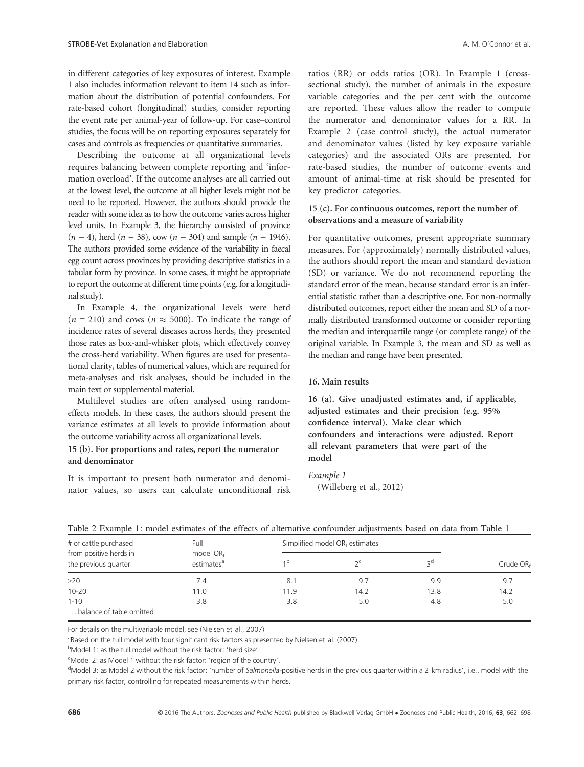in different categories of key exposures of interest. Example 1 also includes information relevant to item 14 such as information about the distribution of potential confounders. For rate-based cohort (longitudinal) studies, consider reporting the event rate per animal-year of follow-up. For case–control studies, the focus will be on reporting exposures separately for cases and controls as frequencies or quantitative summaries.

Describing the outcome at all organizational levels requires balancing between complete reporting and 'information overload'. If the outcome analyses are all carried out at the lowest level, the outcome at all higher levels might not be need to be reported. However, the authors should provide the reader with some idea as to how the outcome varies across higher level units. In Example 3, the hierarchy consisted of province ($n = 4$), herd ($n = 38$), cow ($n = 304$) and sample ($n = 1946$). The authors provided some evidence of the variability in faecal egg count across provinces by providing descriptive statistics in a tabular form by province. In some cases, it might be appropriate to report the outcome at different time points (e.g. for a longitudinal study).

In Example 4, the organizational levels were herd ($n = 210$) and cows ($n \approx 5000$). To indicate the range of incidence rates of several diseases across herds, they presented those rates as box-and-whisker plots, which effectively convey the cross-herd variability. When figures are used for presentational clarity, tables of numerical values, which are required for meta-analyses and risk analyses, should be included in the main text or supplemental material.

Multilevel studies are often analysed using random-effects models. In these cases, the authors should present the variance estimates at all levels to provide information about the outcome variability across all organizational levels.

**15 (b). For proportions and rates, report the numerator and denominator**

It is important to present both numerator and denominator values, so users can calculate unconditional risk ratios (RR) or odds ratios (OR). In Example 1 (cross-sectional study), the number of animals in the exposure variable categories and the per cent with the outcome are reported. These values allow the reader to compute the numerator and denominator values for a RR. In Example 2 (case–control study), the actual numerator and denominator values (listed by key exposure variable categories) and the associated ORs are presented. For rate-based studies, the number of outcome events and amount of animal-time at risk should be presented for key predictor categories.

**15 (c). For continuous outcomes, report the number of observations and a measure of variability**

For quantitative outcomes, present appropriate summary measures. For (approximately) normally distributed values, the authors should report the mean and standard deviation (SD) or variance. We do not recommend reporting the standard error of the mean, because standard error is an inferential statistic rather than a descriptive one. For non-normally distributed outcomes, report either the mean and SD of a normally distributed transformed outcome or consider reporting the median and interquartile range (or complete range) of the original variable. In Example 3, the mean and SD as well as the median and range have been presented.

**16. Main results**

**16 (a). Give unadjusted estimates and, if applicable, adjusted estimates and their precision (e.g. 95% confidence interval). Make clear which confounders and interactions were adjusted. Report all relevant parameters that were part of the model**

*Example 1*
(Willeberg et al., 2012)

Table 2 Example 1: model estimates of the effects of alternative confounder adjustments based on data from Table 1

| # of cattle purchased from positive herds in the previous quarter | Full model $OR_f$ estimates[a] | Simplified model $OR_f$ estimates | | | Crude $OR_f$ |
|---|---|---|---|---|---|
| | | 1[b] | 2[c] | 3[d] | |
| >20 | 7.4 | 8.1 | 9.7 | 9.9 | 9.7 |
| 10-20 | 11.0 | 11.9 | 14.2 | 13.8 | 14.2 |
| 1-10 | 3.8 | 3.8 | 5.0 | 4.8 | 5.0 |
| ... balance of table omitted | | | | | |

For details on the multivariable model, see (Nielsen et al., 2007)

[a]Based on the full model with four significant risk factors as presented by Nielsen et al. (2007).

[b]Model 1: as the full model without the risk factor: 'herd size'.

[c]Model 2: as Model 1 without the risk factor: 'region of the country'.

[d]Model 3: as Model 2 without the risk factor: 'number of *Salmonella*-positive herds in the previous quarter within a 2 km radius', i.e., model with the primary risk factor, controlling for repeated measurements within herds.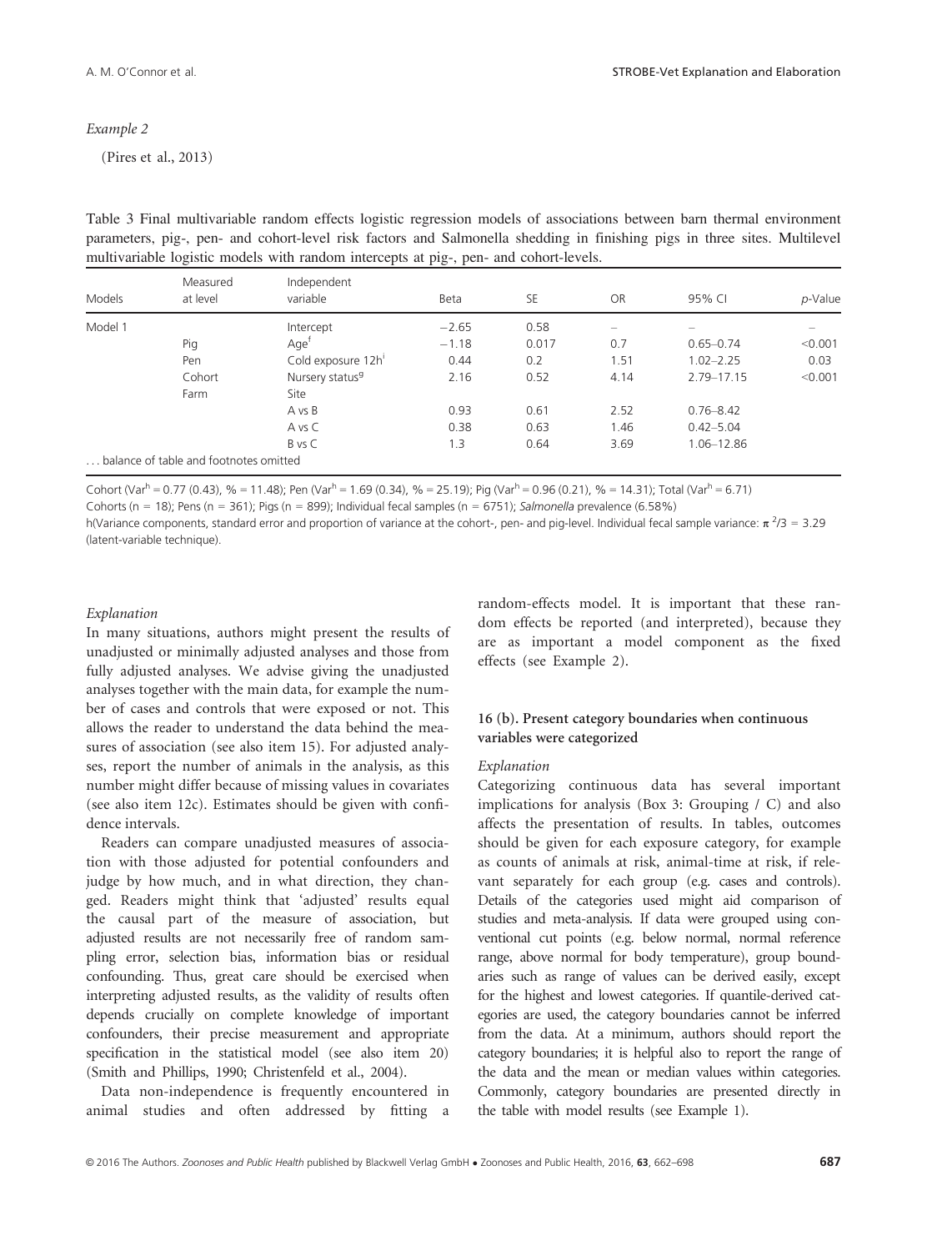*Example 2*

(Pires et al., 2013)

Table 3 Final multivariable random effects logistic regression models of associations between barn thermal environment parameters, pig-, pen- and cohort-level risk factors and Salmonella shedding in finishing pigs in three sites. Multilevel multivariable logistic models with random intercepts at pig-, pen- and cohort-levels.

| Models | Measured at level | Independent variable | Beta | SE | OR | 95% CI | *p*-Value |
|---|---|---|---|---|---|---|---|
| Model 1 | | Intercept | −2.65 | 0.58 | – | – | – |
| | Pig | Age[f] | −1.18 | 0.017 | 0.7 | 0.65–0.74 | <0.001 |
| | Pen | Cold exposure 12h[i] | 0.44 | 0.2 | 1.51 | 1.02–2.25 | 0.03 |
| | Cohort | Nursery status[g] | 2.16 | 0.52 | 4.14 | 2.79–17.15 | <0.001 |
| | Farm | Site | | | | | |
| | | A vs B | 0.93 | 0.61 | 2.52 | 0.76–8.42 | |
| | | A vs C | 0.38 | 0.63 | 1.46 | 0.42–5.04 | |
| | | B vs C | 1.3 | 0.64 | 3.69 | 1.06–12.86 | |
| . . . balance of table and footnotes omitted | | | | | | | |

Cohort (Var[h] = 0.77 (0.43), % = 11.48); Pen (Var[h] = 1.69 (0.34), % = 25.19); Pig (Var[h] = 0.96 (0.21), % = 14.31); Total (Var[h] = 6.71)

Cohorts (n = 18); Pens (n = 361); Pigs (n = 899); Individual fecal samples (n = 6751); *Salmonella* prevalence (6.58%)

h(Variance components, standard error and proportion of variance at the cohort-, pen- and pig-level. Individual fecal sample variance: $\pi^2/3 = 3.29$ (latent-variable technique).

*Explanation*

In many situations, authors might present the results of unadjusted or minimally adjusted analyses and those from fully adjusted analyses. We advise giving the unadjusted analyses together with the main data, for example the number of cases and controls that were exposed or not. This allows the reader to understand the data behind the measures of association (see also item 15). For adjusted analyses, report the number of animals in the analysis, as this number might differ because of missing values in covariates (see also item 12c). Estimates should be given with confidence intervals.

Readers can compare unadjusted measures of association with those adjusted for potential confounders and judge by how much, and in what direction, they changed. Readers might think that 'adjusted' results equal the causal part of the measure of association, but adjusted results are not necessarily free of random sampling error, selection bias, information bias or residual confounding. Thus, great care should be exercised when interpreting adjusted results, as the validity of results often depends crucially on complete knowledge of important confounders, their precise measurement and appropriate specification in the statistical model (see also item 20) (Smith and Phillips, 1990; Christenfeld et al., 2004).

Data non-independence is frequently encountered in animal studies and often addressed by fitting a random-effects model. It is important that these random effects be reported (and interpreted), because they are as important a model component as the fixed effects (see Example 2).

### 16 (b). Present category boundaries when continuous variables were categorized

*Explanation*

Categorizing continuous data has several important implications for analysis (Box 3: Grouping / C) and also affects the presentation of results. In tables, outcomes should be given for each exposure category, for example as counts of animals at risk, animal-time at risk, if relevant separately for each group (e.g. cases and controls). Details of the categories used might aid comparison of studies and meta-analysis. If data were grouped using conventional cut points (e.g. below normal, normal reference range, above normal for body temperature), group boundaries such as range of values can be derived easily, except for the highest and lowest categories. If quantile-derived categories are used, the category boundaries cannot be inferred from the data. At a minimum, authors should report the category boundaries; it is helpful also to report the range of the data and the mean or median values within categories. Commonly, category boundaries are presented directly in the table with model results (see Example 1).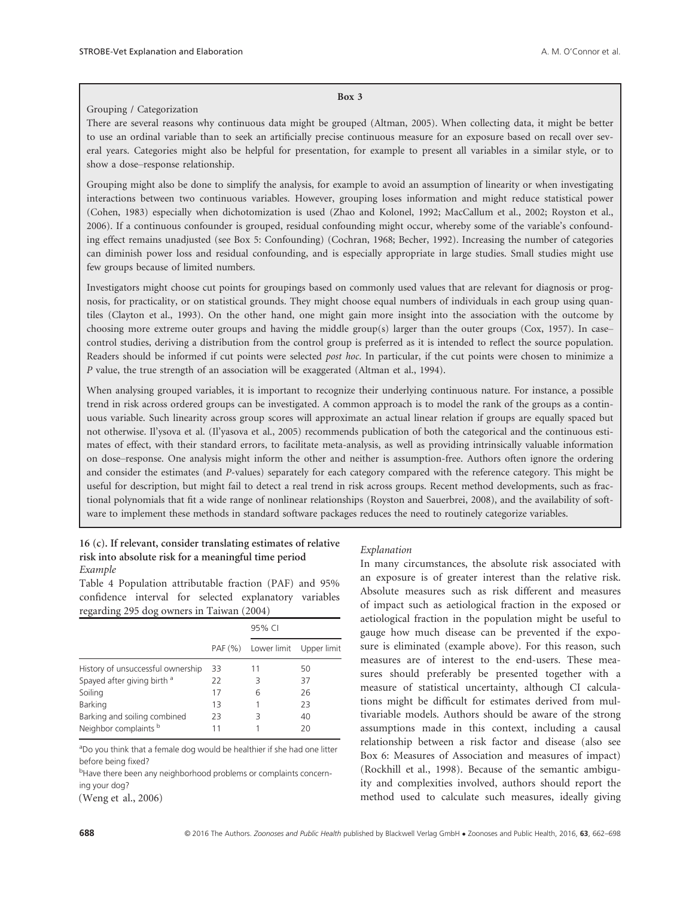**Box 3**

Grouping / Categorization

There are several reasons why continuous data might be grouped (Altman, 2005). When collecting data, it might be better to use an ordinal variable than to seek an artificially precise continuous measure for an exposure based on recall over several years. Categories might also be helpful for presentation, for example to present all variables in a similar style, or to show a dose–response relationship.

Grouping might also be done to simplify the analysis, for example to avoid an assumption of linearity or when investigating interactions between two continuous variables. However, grouping loses information and might reduce statistical power (Cohen, 1983) especially when dichotomization is used (Zhao and Kolonel, 1992; MacCallum et al., 2002; Royston et al., 2006). If a continuous confounder is grouped, residual confounding might occur, whereby some of the variable's confounding effect remains unadjusted (see Box 5: Confounding) (Cochran, 1968; Becher, 1992). Increasing the number of categories can diminish power loss and residual confounding, and is especially appropriate in large studies. Small studies might use few groups because of limited numbers.

Investigators might choose cut points for groupings based on commonly used values that are relevant for diagnosis or prognosis, for practicality, or on statistical grounds. They might choose equal numbers of individuals in each group using quantiles (Clayton et al., 1993). On the other hand, one might gain more insight into the association with the outcome by choosing more extreme outer groups and having the middle group(s) larger than the outer groups (Cox, 1957). In case–control studies, deriving a distribution from the control group is preferred as it is intended to reflect the source population. Readers should be informed if cut points were selected *post hoc*. In particular, if the cut points were chosen to minimize a *P* value, the true strength of an association will be exaggerated (Altman et al., 1994).

When analysing grouped variables, it is important to recognize their underlying continuous nature. For instance, a possible trend in risk across ordered groups can be investigated. A common approach is to model the rank of the groups as a continuous variable. Such linearity across group scores will approximate an actual linear relation if groups are equally spaced but not otherwise. Il'ysova et al. (Il'yasova et al., 2005) recommends publication of both the categorical and the continuous estimates of effect, with their standard errors, to facilitate meta-analysis, as well as providing intrinsically valuable information on dose–response. One analysis might inform the other and neither is assumption-free. Authors often ignore the ordering and consider the estimates (and *P*-values) separately for each category compared with the reference category. This might be useful for description, but might fail to detect a real trend in risk across groups. Recent method developments, such as fractional polynomials that fit a wide range of nonlinear relationships (Royston and Sauerbrei, 2008), and the availability of software to implement these methods in standard software packages reduces the need to routinely categorize variables.

**16 (c). If relevant, consider translating estimates of relative risk into absolute risk for a meaningful time period**

*Example*

Table 4 Population attributable fraction (PAF) and 95% confidence interval for selected explanatory variables regarding 295 dog owners in Taiwan (2004)

| | | 95% CI | |
|---|---|---|---|
| | PAF (%) | Lower limit | Upper limit |
| History of unsuccessful ownership | 33 | 11 | 50 |
| Spayed after giving birth [a] | 22 | 3 | 37 |
| Soiling | 17 | 6 | 26 |
| Barking | 13 | 1 | 23 |
| Barking and soiling combined | 23 | 3 | 40 |
| Neighbor complaints [b] | 11 | 1 | 20 |

[a]Do you think that a female dog would be healthier if she had one litter before being fixed?

[b]Have there been any neighborhood problems or complaints concerning your dog?

(Weng et al., 2006)

*Explanation*

In many circumstances, the absolute risk associated with an exposure is of greater interest than the relative risk. Absolute measures such as risk different and measures of impact such as aetiological fraction in the exposed or aetiological fraction in the population might be useful to gauge how much disease can be prevented if the exposure is eliminated (example above). For this reason, such measures are of interest to the end-users. These measures should preferably be presented together with a measure of statistical uncertainty, although CI calculations might be difficult for estimates derived from multivariable models. Authors should be aware of the strong assumptions made in this context, including a causal relationship between a risk factor and disease (also see Box 6: Measures of Association and measures of impact) (Rockhill et al., 1998). Because of the semantic ambiguity and complexities involved, authors should report the method used to calculate such measures, ideally giving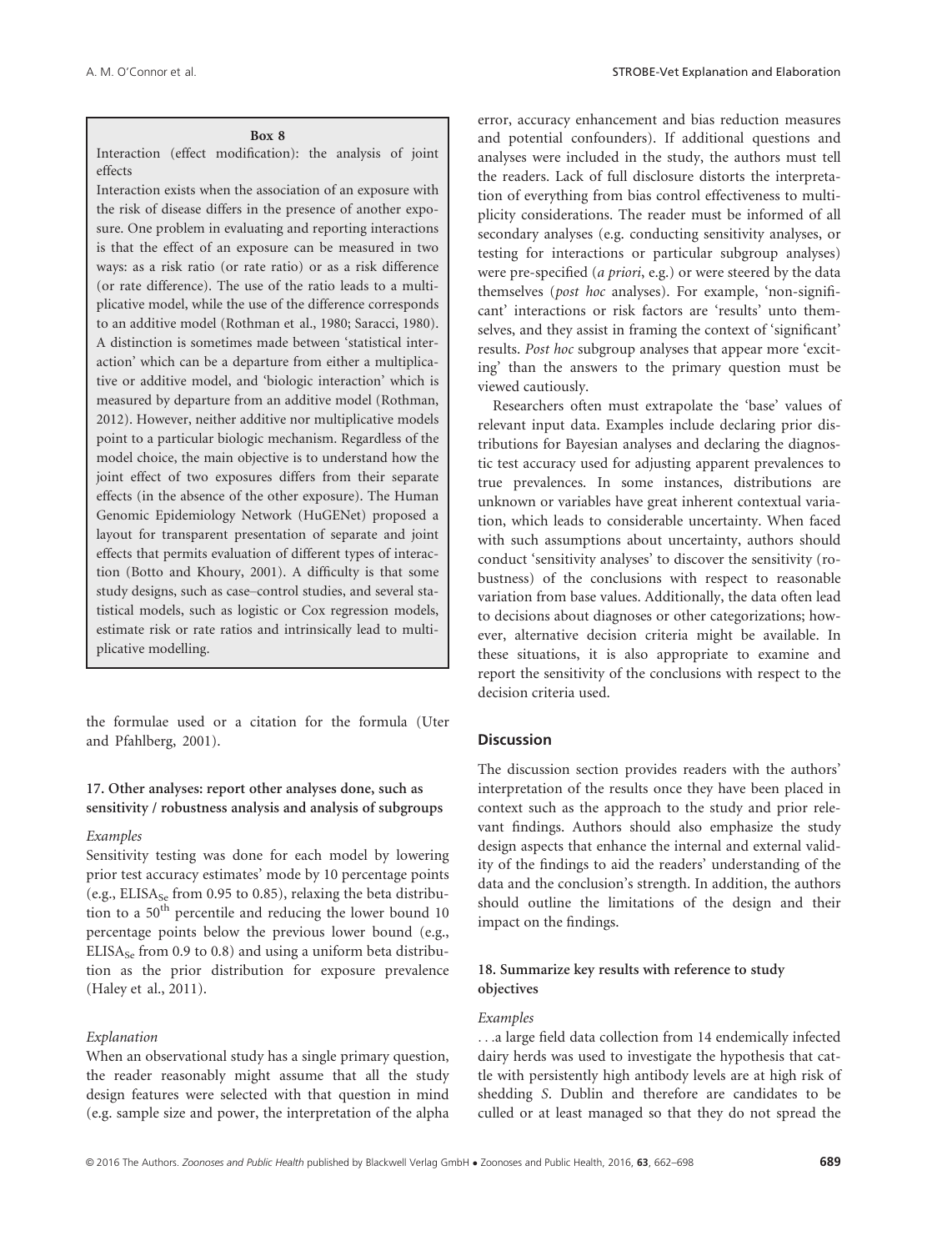**Box 8**

Interaction (effect modification): the analysis of joint effects

Interaction exists when the association of an exposure with the risk of disease differs in the presence of another exposure. One problem in evaluating and reporting interactions is that the effect of an exposure can be measured in two ways: as a risk ratio (or rate ratio) or as a risk difference (or rate difference). The use of the ratio leads to a multiplicative model, while the use of the difference corresponds to an additive model (Rothman et al., 1980; Saracci, 1980). A distinction is sometimes made between 'statistical interaction' which can be a departure from either a multiplicative or additive model, and 'biologic interaction' which is measured by departure from an additive model (Rothman, 2012). However, neither additive nor multiplicative models point to a particular biologic mechanism. Regardless of the model choice, the main objective is to understand how the joint effect of two exposures differs from their separate effects (in the absence of the other exposure). The Human Genomic Epidemiology Network (HuGENet) proposed a layout for transparent presentation of separate and joint effects that permits evaluation of different types of interaction (Botto and Khoury, 2001). A difficulty is that some study designs, such as case–control studies, and several statistical models, such as logistic or Cox regression models, estimate risk or rate ratios and intrinsically lead to multiplicative modelling.

the formulae used or a citation for the formula (Uter and Pfahlberg, 2001).

### 17. Other analyses: report other analyses done, such as sensitivity / robustness analysis and analysis of subgroups

*Examples*

Sensitivity testing was done for each model by lowering prior test accuracy estimates' mode by 10 percentage points (e.g., $ELISA_{Se}$ from 0.95 to 0.85), relaxing the beta distribution to a $50^{th}$ percentile and reducing the lower bound 10 percentage points below the previous lower bound (e.g., $ELISA_{Se}$ from 0.9 to 0.8) and using a uniform beta distribution as the prior distribution for exposure prevalence (Haley et al., 2011).

*Explanation*

When an observational study has a single primary question, the reader reasonably might assume that all the study design features were selected with that question in mind (e.g. sample size and power, the interpretation of the alpha error, accuracy enhancement and bias reduction measures and potential confounders). If additional questions and analyses were included in the study, the authors must tell the readers. Lack of full disclosure distorts the interpretation of everything from bias control effectiveness to multiplicity considerations. The reader must be informed of all secondary analyses (e.g. conducting sensitivity analyses, or testing for interactions or particular subgroup analyses) were pre-specified (*a priori*, e.g.) or were steered by the data themselves (*post hoc* analyses). For example, 'non-significant' interactions or risk factors are 'results' unto themselves, and they assist in framing the context of 'significant' results. *Post hoc* subgroup analyses that appear more 'exciting' than the answers to the primary question must be viewed cautiously.

Researchers often must extrapolate the 'base' values of relevant input data. Examples include declaring prior distributions for Bayesian analyses and declaring the diagnostic test accuracy used for adjusting apparent prevalences to true prevalences. In some instances, distributions are unknown or variables have great inherent contextual variation, which leads to considerable uncertainty. When faced with such assumptions about uncertainty, authors should conduct 'sensitivity analyses' to discover the sensitivity (robustness) of the conclusions with respect to reasonable variation from base values. Additionally, the data often lead to decisions about diagnoses or other categorizations; however, alternative decision criteria might be available. In these situations, it is also appropriate to examine and report the sensitivity of the conclusions with respect to the decision criteria used.

## Discussion

The discussion section provides readers with the authors' interpretation of the results once they have been placed in context such as the approach to the study and prior relevant findings. Authors should also emphasize the study design aspects that enhance the internal and external validity of the findings to aid the readers' understanding of the data and the conclusion's strength. In addition, the authors should outline the limitations of the design and their impact on the findings.

### 18. Summarize key results with reference to study objectives

*Examples*

. . .a large field data collection from 14 endemically infected dairy herds was used to investigate the hypothesis that cattle with persistently high antibody levels are at high risk of shedding *S.* Dublin and therefore are candidates to be culled or at least managed so that they do not spread the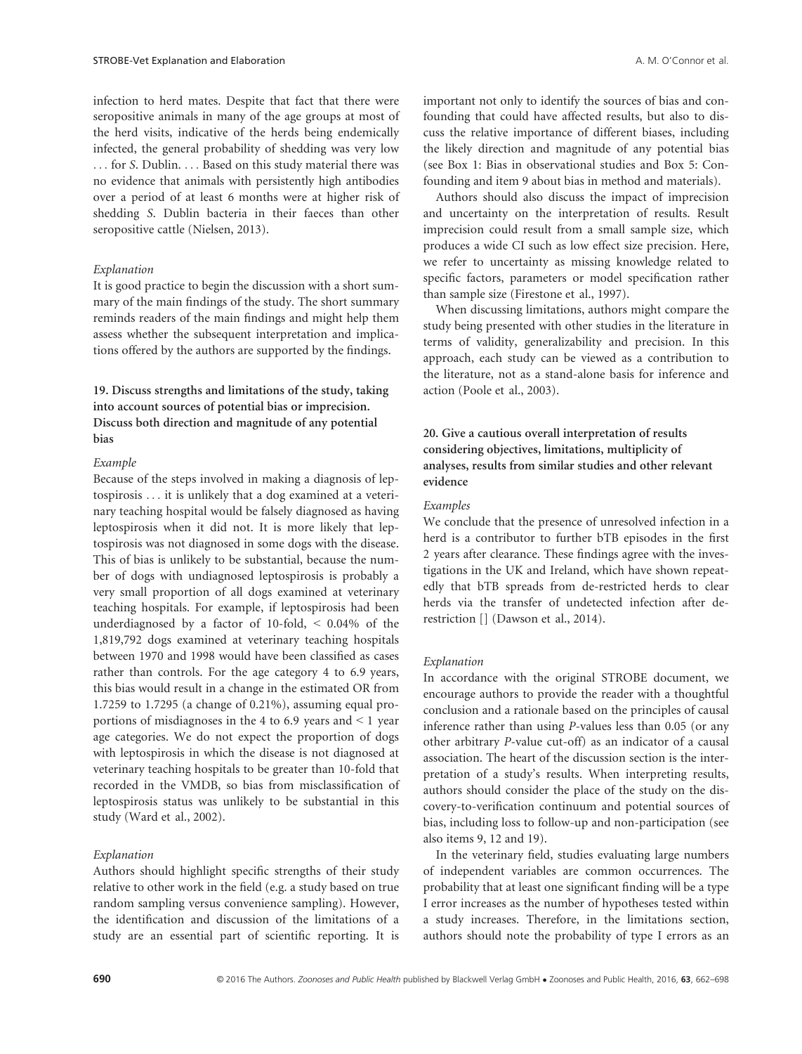infection to herd mates. Despite that fact that there were seropositive animals in many of the age groups at most of the herd visits, indicative of the herds being endemically infected, the general probability of shedding was very low . . . for S. Dublin. . . . Based on this study material there was no evidence that animals with persistently high antibodies over a period of at least 6 months were at higher risk of shedding S. Dublin bacteria in their faeces than other seropositive cattle (Nielsen, 2013).

*Explanation*

It is good practice to begin the discussion with a short summary of the main findings of the study. The short summary reminds readers of the main findings and might help them assess whether the subsequent interpretation and implications offered by the authors are supported by the findings.

### 19. Discuss strengths and limitations of the study, taking into account sources of potential bias or imprecision. Discuss both direction and magnitude of any potential bias

*Example*

Because of the steps involved in making a diagnosis of leptospirosis . . . it is unlikely that a dog examined at a veterinary teaching hospital would be falsely diagnosed as having leptospirosis when it did not. It is more likely that leptospirosis was not diagnosed in some dogs with the disease. This of bias is unlikely to be substantial, because the number of dogs with undiagnosed leptospirosis is probably a very small proportion of all dogs examined at veterinary teaching hospitals. For example, if leptospirosis had been underdiagnosed by a factor of 10-fold, < 0.04% of the 1,819,792 dogs examined at veterinary teaching hospitals between 1970 and 1998 would have been classified as cases rather than controls. For the age category 4 to 6.9 years, this bias would result in a change in the estimated OR from 1.7259 to 1.7295 (a change of 0.21%), assuming equal proportions of misdiagnoses in the 4 to 6.9 years and < 1 year age categories. We do not expect the proportion of dogs with leptospirosis in which the disease is not diagnosed at veterinary teaching hospitals to be greater than 10-fold that recorded in the VMDB, so bias from misclassification of leptospirosis status was unlikely to be substantial in this study (Ward et al., 2002).

*Explanation*

Authors should highlight specific strengths of their study relative to other work in the field (e.g. a study based on true random sampling versus convenience sampling). However, the identification and discussion of the limitations of a study are an essential part of scientific reporting. It is important not only to identify the sources of bias and confounding that could have affected results, but also to discuss the relative importance of different biases, including the likely direction and magnitude of any potential bias (see Box 1: Bias in observational studies and Box 5: Confounding and item 9 about bias in method and materials).

Authors should also discuss the impact of imprecision and uncertainty on the interpretation of results. Result imprecision could result from a small sample size, which produces a wide CI such as low effect size precision. Here, we refer to uncertainty as missing knowledge related to specific factors, parameters or model specification rather than sample size (Firestone et al., 1997).

When discussing limitations, authors might compare the study being presented with other studies in the literature in terms of validity, generalizability and precision. In this approach, each study can be viewed as a contribution to the literature, not as a stand-alone basis for inference and action (Poole et al., 2003).

### 20. Give a cautious overall interpretation of results considering objectives, limitations, multiplicity of analyses, results from similar studies and other relevant evidence

*Examples*

We conclude that the presence of unresolved infection in a herd is a contributor to further bTB episodes in the first 2 years after clearance. These findings agree with the investigations in the UK and Ireland, which have shown repeatedly that bTB spreads from de-restricted herds to clear herds via the transfer of undetected infection after de-restriction [] (Dawson et al., 2014).

*Explanation*

In accordance with the original STROBE document, we encourage authors to provide the reader with a thoughtful conclusion and a rationale based on the principles of causal inference rather than using *P*-values less than 0.05 (or any other arbitrary *P*-value cut-off) as an indicator of a causal association. The heart of the discussion section is the interpretation of a study's results. When interpreting results, authors should consider the place of the study on the discovery-to-verification continuum and potential sources of bias, including loss to follow-up and non-participation (see also items 9, 12 and 19).

In the veterinary field, studies evaluating large numbers of independent variables are common occurrences. The probability that at least one significant finding will be a type I error increases as the number of hypotheses tested within a study increases. Therefore, in the limitations section, authors should note the probability of type I errors as an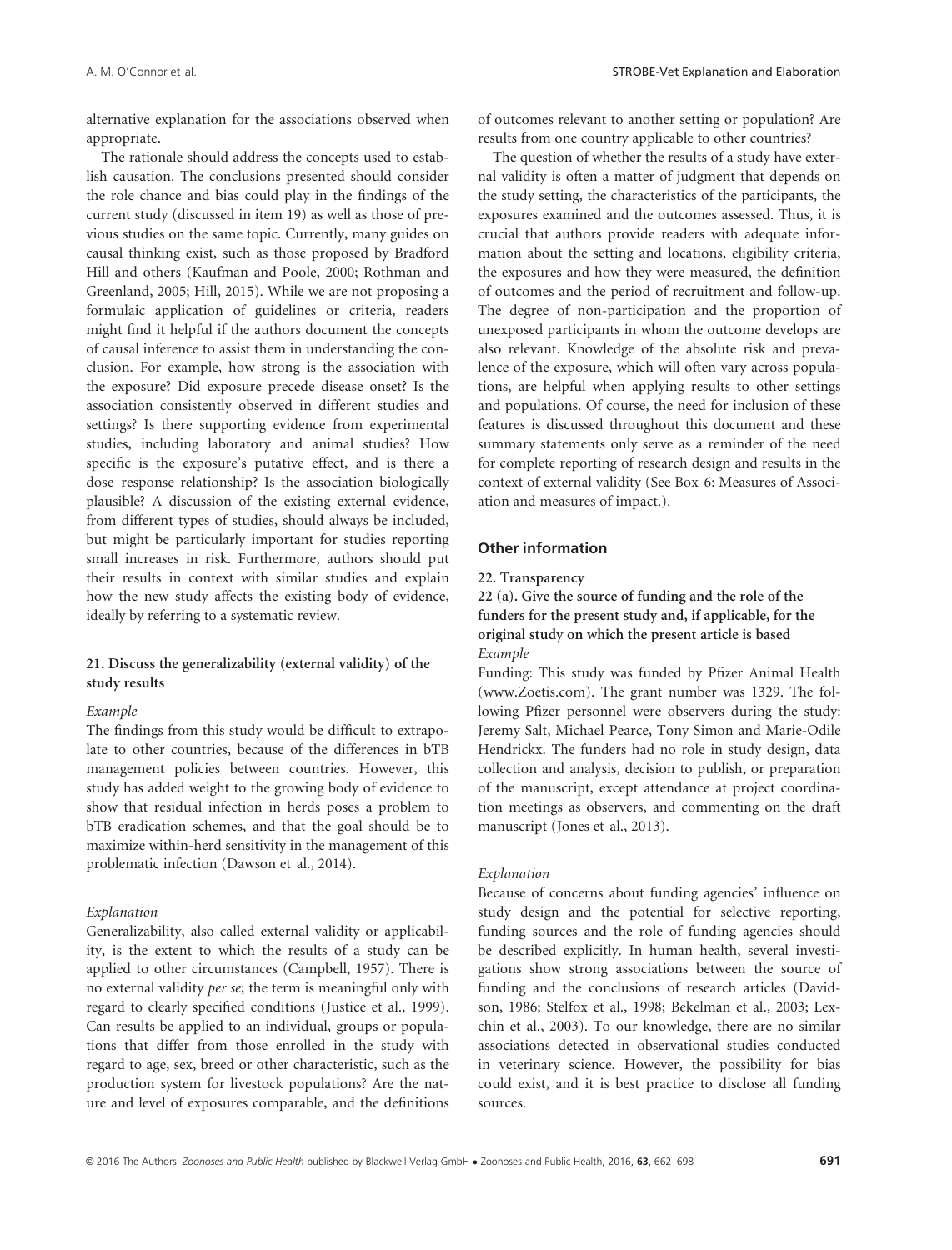alternative explanation for the associations observed when appropriate.

The rationale should address the concepts used to establish causation. The conclusions presented should consider the role chance and bias could play in the findings of the current study (discussed in item 19) as well as those of previous studies on the same topic. Currently, many guides on causal thinking exist, such as those proposed by Bradford Hill and others (Kaufman and Poole, 2000; Rothman and Greenland, 2005; Hill, 2015). While we are not proposing a formulaic application of guidelines or criteria, readers might find it helpful if the authors document the concepts of causal inference to assist them in understanding the conclusion. For example, how strong is the association with the exposure? Did exposure precede disease onset? Is the association consistently observed in different studies and settings? Is there supporting evidence from experimental studies, including laboratory and animal studies? How specific is the exposure's putative effect, and is there a dose–response relationship? Is the association biologically plausible? A discussion of the existing external evidence, from different types of studies, should always be included, but might be particularly important for studies reporting small increases in risk. Furthermore, authors should put their results in context with similar studies and explain how the new study affects the existing body of evidence, ideally by referring to a systematic review.

#### 21. Discuss the generalizability (external validity) of the study results

*Example*

The findings from this study would be difficult to extrapolate to other countries, because of the differences in bTB management policies between countries. However, this study has added weight to the growing body of evidence to show that residual infection in herds poses a problem to bTB eradication schemes, and that the goal should be to maximize within-herd sensitivity in the management of this problematic infection (Dawson et al., 2014).

*Explanation*

Generalizability, also called external validity or applicability, is the extent to which the results of a study can be applied to other circumstances (Campbell, 1957). There is no external validity *per se*; the term is meaningful only with regard to clearly specified conditions (Justice et al., 1999). Can results be applied to an individual, groups or populations that differ from those enrolled in the study with regard to age, sex, breed or other characteristic, such as the production system for livestock populations? Are the nature and level of exposures comparable, and the definitions of outcomes relevant to another setting or population? Are results from one country applicable to other countries?

The question of whether the results of a study have external validity is often a matter of judgment that depends on the study setting, the characteristics of the participants, the exposures examined and the outcomes assessed. Thus, it is crucial that authors provide readers with adequate information about the setting and locations, eligibility criteria, the exposures and how they were measured, the definition of outcomes and the period of recruitment and follow-up. The degree of non-participation and the proportion of unexposed participants in whom the outcome develops are also relevant. Knowledge of the absolute risk and prevalence of the exposure, which will often vary across populations, are helpful when applying results to other settings and populations. Of course, the need for inclusion of these features is discussed throughout this document and these summary statements only serve as a reminder of the need for complete reporting of research design and results in the context of external validity (See Box 6: Measures of Association and measures of impact.).

### Other information

#### 22. Transparency

#### 22 (a). Give the source of funding and the role of the funders for the present study and, if applicable, for the original study on which the present article is based

*Example*

Funding: This study was funded by Pfizer Animal Health (www.Zoetis.com). The grant number was 1329. The following Pfizer personnel were observers during the study: Jeremy Salt, Michael Pearce, Tony Simon and Marie-Odile Hendrickx. The funders had no role in study design, data collection and analysis, decision to publish, or preparation of the manuscript, except attendance at project coordination meetings as observers, and commenting on the draft manuscript (Jones et al., 2013).

*Explanation*

Because of concerns about funding agencies' influence on study design and the potential for selective reporting, funding sources and the role of funding agencies should be described explicitly. In human health, several investigations show strong associations between the source of funding and the conclusions of research articles (Davidson, 1986; Stelfox et al., 1998; Bekelman et al., 2003; Lexchin et al., 2003). To our knowledge, there are no similar associations detected in observational studies conducted in veterinary science. However, the possibility for bias could exist, and it is best practice to disclose all funding sources.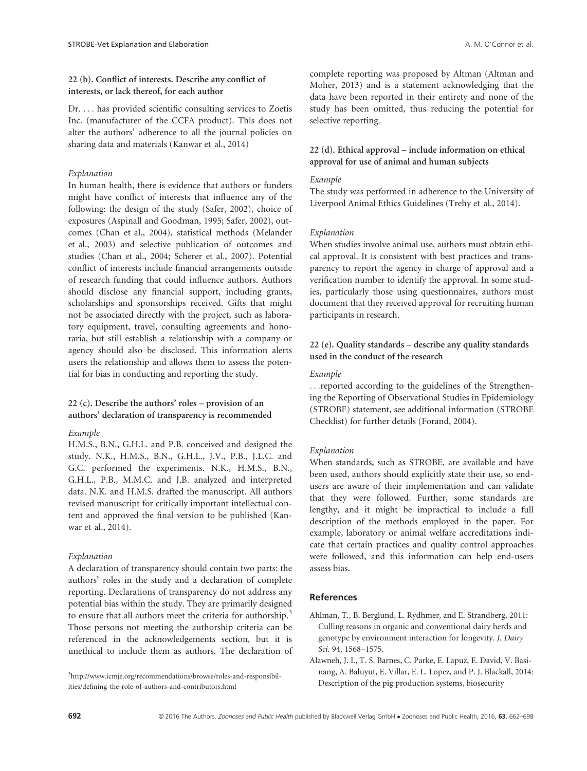### 22 (b). Conflict of interests. Describe any conflict of interests, or lack thereof, for each author

Dr. . . . has provided scientific consulting services to Zoetis Inc. (manufacturer of the CCFA product). This does not alter the authors' adherence to all the journal policies on sharing data and materials (Kanwar et al., 2014)

*Explanation*

In human health, there is evidence that authors or funders might have conflict of interests that influence any of the following: the design of the study (Safer, 2002), choice of exposures (Aspinall and Goodman, 1995; Safer, 2002), outcomes (Chan et al., 2004), statistical methods (Melander et al., 2003) and selective publication of outcomes and studies (Chan et al., 2004; Scherer et al., 2007). Potential conflict of interests include financial arrangements outside of research funding that could influence authors. Authors should disclose any financial support, including grants, scholarships and sponsorships received. Gifts that might not be associated directly with the project, such as laboratory equipment, travel, consulting agreements and honoraria, but still establish a relationship with a company or agency should also be disclosed. This information alerts users the relationship and allows them to assess the potential for bias in conducting and reporting the study.

### 22 (c). Describe the authors' roles – provision of an authors' declaration of transparency is recommended

*Example*

H.M.S., B.N., G.H.L. and P.B. conceived and designed the study. N.K., H.M.S., B.N., G.H.L., J.V., P.B., J.L.C. and G.C. performed the experiments. N.K., H.M.S., B.N., G.H.L., P.B., M.M.C. and J.B. analyzed and interpreted data. N.K. and H.M.S. drafted the manuscript. All authors revised manuscript for critically important intellectual content and approved the final version to be published (Kanwar et al., 2014).

*Explanation*

A declaration of transparency should contain two parts: the authors' roles in the study and a declaration of complete reporting. Declarations of transparency do not address any potential bias within the study. They are primarily designed to ensure that all authors meet the criteria for authorship.[3] Those persons not meeting the authorship criteria can be referenced in the acknowledgements section, but it is unethical to include them as authors. The declaration of complete reporting was proposed by Altman (Altman and Moher, 2013) and is a statement acknowledging that the data have been reported in their entirety and none of the study has been omitted, thus reducing the potential for selective reporting.

[3] http://www.icmje.org/recommendations/browse/roles-and-responsibilities/defining-the-role-of-authors-and-contributors.html

### 22 (d). Ethical approval – include information on ethical approval for use of animal and human subjects

*Example*

The study was performed in adherence to the University of Liverpool Animal Ethics Guidelines (Trehy et al., 2014).

*Explanation*

When studies involve animal use, authors must obtain ethical approval. It is consistent with best practices and transparency to report the agency in charge of approval and a verification number to identify the approval. In some studies, particularly those using questionnaires, authors must document that they received approval for recruiting human participants in research.

### 22 (e). Quality standards – describe any quality standards used in the conduct of the research

*Example*

. . .reported according to the guidelines of the Strengthening the Reporting of Observational Studies in Epidemiology (STROBE) statement, see additional information (STROBE Checklist) for further details (Forand, 2004).

*Explanation*

When standards, such as STROBE, are available and have been used, authors should explicitly state their use, so end-users are aware of their implementation and can validate that they were followed. Further, some standards are lengthy, and it might be impractical to include a full description of the methods employed in the paper. For example, laboratory or animal welfare accreditations indicate that certain practices and quality control approaches were followed, and this information can help end-users assess bias.

## References

Ahlman, T., B. Berglund, L. Rydhmer, and E. Strandberg, 2011: Culling reasons in organic and conventional dairy herds and genotype by environment interaction for longevity. *J. Dairy Sci.* 94, 1568–1575.

Alawneh, J. I., T. S. Barnes, C. Parke, E. Lapuz, E. David, V. Basinang, A. Baluyut, E. Villar, E. L. Lopez, and P. J. Blackall, 2014: Description of the pig production systems, biosecurity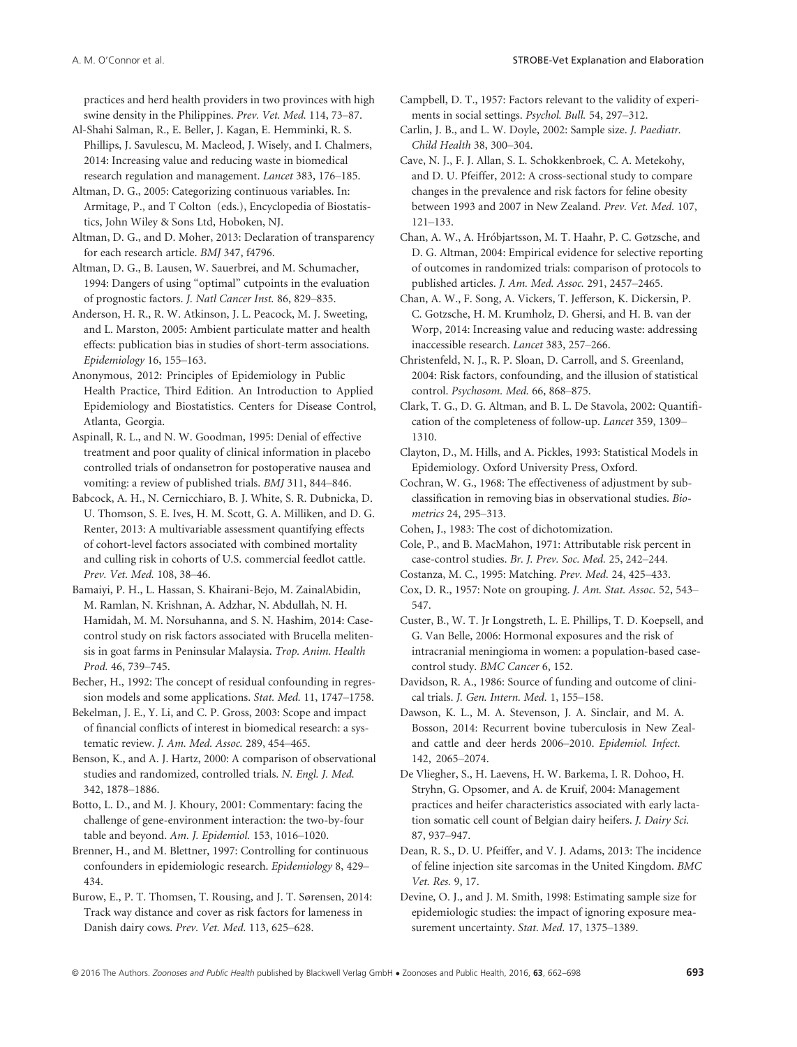practices and herd health providers in two provinces with high swine density in the Philippines. *Prev. Vet. Med.* 114, 73–87.

Al-Shahi Salman, R., E. Beller, J. Kagan, E. Hemminki, R. S. Phillips, J. Savulescu, M. Macleod, J. Wisely, and I. Chalmers, 2014: Increasing value and reducing waste in biomedical research regulation and management. *Lancet* 383, 176–185.

Altman, D. G., 2005: Categorizing continuous variables. In: Armitage, P., and T Colton (eds.), Encyclopedia of Biostatistics, John Wiley & Sons Ltd, Hoboken, NJ.

Altman, D. G., and D. Moher, 2013: Declaration of transparency for each research article. *BMJ* 347, f4796.

Altman, D. G., B. Lausen, W. Sauerbrei, and M. Schumacher, 1994: Dangers of using "optimal" cutpoints in the evaluation of prognostic factors. *J. Natl Cancer Inst.* 86, 829–835.

Anderson, H. R., R. W. Atkinson, J. L. Peacock, M. J. Sweeting, and L. Marston, 2005: Ambient particulate matter and health effects: publication bias in studies of short-term associations. *Epidemiology* 16, 155–163.

Anonymous, 2012: Principles of Epidemiology in Public Health Practice, Third Edition. An Introduction to Applied Epidemiology and Biostatistics. Centers for Disease Control, Atlanta, Georgia.

Aspinall, R. L., and N. W. Goodman, 1995: Denial of effective treatment and poor quality of clinical information in placebo controlled trials of ondansetron for postoperative nausea and vomiting: a review of published trials. *BMJ* 311, 844–846.

Babcock, A. H., N. Cernicchiaro, B. J. White, S. R. Dubnicka, D. U. Thomson, S. E. Ives, H. M. Scott, G. A. Milliken, and D. G. Renter, 2013: A multivariable assessment quantifying effects of cohort-level factors associated with combined mortality and culling risk in cohorts of U.S. commercial feedlot cattle. *Prev. Vet. Med.* 108, 38–46.

Bamaiyi, P. H., L. Hassan, S. Khairani-Bejo, M. ZainalAbidin, M. Ramlan, N. Krishnan, A. Adzhar, N. Abdullah, N. H. Hamidah, M. M. Norsuhanna, and S. N. Hashim, 2014: Case-control study on risk factors associated with Brucella melitensis in goat farms in Peninsular Malaysia. *Trop. Anim. Health Prod.* 46, 739–745.

Becher, H., 1992: The concept of residual confounding in regression models and some applications. *Stat. Med.* 11, 1747–1758.

Bekelman, J. E., Y. Li, and C. P. Gross, 2003: Scope and impact of financial conflicts of interest in biomedical research: a systematic review. *J. Am. Med. Assoc.* 289, 454–465.

Benson, K., and A. J. Hartz, 2000: A comparison of observational studies and randomized, controlled trials. *N. Engl. J. Med.* 342, 1878–1886.

Botto, L. D., and M. J. Khoury, 2001: Commentary: facing the challenge of gene-environment interaction: the two-by-four table and beyond. *Am. J. Epidemiol.* 153, 1016–1020.

Brenner, H., and M. Blettner, 1997: Controlling for continuous confounders in epidemiologic research. *Epidemiology* 8, 429–434.

Burow, E., P. T. Thomsen, T. Rousing, and J. T. Sørensen, 2014: Track way distance and cover as risk factors for lameness in Danish dairy cows. *Prev. Vet. Med.* 113, 625–628.

Campbell, D. T., 1957: Factors relevant to the validity of experiments in social settings. *Psychol. Bull.* 54, 297–312.

Carlin, J. B., and L. W. Doyle, 2002: Sample size. *J. Paediatr. Child Health* 38, 300–304.

Cave, N. J., F. J. Allan, S. L. Schokkenbroek, C. A. Metekohy, and D. U. Pfeiffer, 2012: A cross-sectional study to compare changes in the prevalence and risk factors for feline obesity between 1993 and 2007 in New Zealand. *Prev. Vet. Med.* 107, 121–133.

Chan, A. W., A. Hróbjartsson, M. T. Haahr, P. C. Gøtzsche, and D. G. Altman, 2004: Empirical evidence for selective reporting of outcomes in randomized trials: comparison of protocols to published articles. *J. Am. Med. Assoc.* 291, 2457–2465.

Chan, A. W., F. Song, A. Vickers, T. Jefferson, K. Dickersin, P. C. Gotzsche, H. M. Krumholz, D. Ghersi, and H. B. van der Worp, 2014: Increasing value and reducing waste: addressing inaccessible research. *Lancet* 383, 257–266.

Christenfeld, N. J., R. P. Sloan, D. Carroll, and S. Greenland, 2004: Risk factors, confounding, and the illusion of statistical control. *Psychosom. Med.* 66, 868–875.

Clark, T. G., D. G. Altman, and B. L. De Stavola, 2002: Quantification of the completeness of follow-up. *Lancet* 359, 1309–1310.

Clayton, D., M. Hills, and A. Pickles, 1993: Statistical Models in Epidemiology. Oxford University Press, Oxford.

Cochran, W. G., 1968: The effectiveness of adjustment by subclassification in removing bias in observational studies. *Biometrics* 24, 295–313.

Cohen, J., 1983: The cost of dichotomization.

Cole, P., and B. MacMahon, 1971: Attributable risk percent in case-control studies. *Br. J. Prev. Soc. Med.* 25, 242–244.

Costanza, M. C., 1995: Matching. *Prev. Med.* 24, 425–433.

Cox, D. R., 1957: Note on grouping. *J. Am. Stat. Assoc.* 52, 543–547.

Custer, B., W. T. Jr Longstreth, L. E. Phillips, T. D. Koepsell, and G. Van Belle, 2006: Hormonal exposures and the risk of intracranial meningioma in women: a population-based case-control study. *BMC Cancer* 6, 152.

Davidson, R. A., 1986: Source of funding and outcome of clinical trials. *J. Gen. Intern. Med.* 1, 155–158.

Dawson, K. L., M. A. Stevenson, J. A. Sinclair, and M. A. Bosson, 2014: Recurrent bovine tuberculosis in New Zealand cattle and deer herds 2006–2010. *Epidemiol. Infect.* 142, 2065–2074.

De Vliegher, S., H. Laevens, H. W. Barkema, I. R. Dohoo, H. Stryhn, G. Opsomer, and A. de Kruif, 2004: Management practices and heifer characteristics associated with early lactation somatic cell count of Belgian dairy heifers. *J. Dairy Sci.* 87, 937–947.

Dean, R. S., D. U. Pfeiffer, and V. J. Adams, 2013: The incidence of feline injection site sarcomas in the United Kingdom. *BMC Vet. Res.* 9, 17.

Devine, O. J., and J. M. Smith, 1998: Estimating sample size for epidemiologic studies: the impact of ignoring exposure measurement uncertainty. *Stat. Med.* 17, 1375–1389.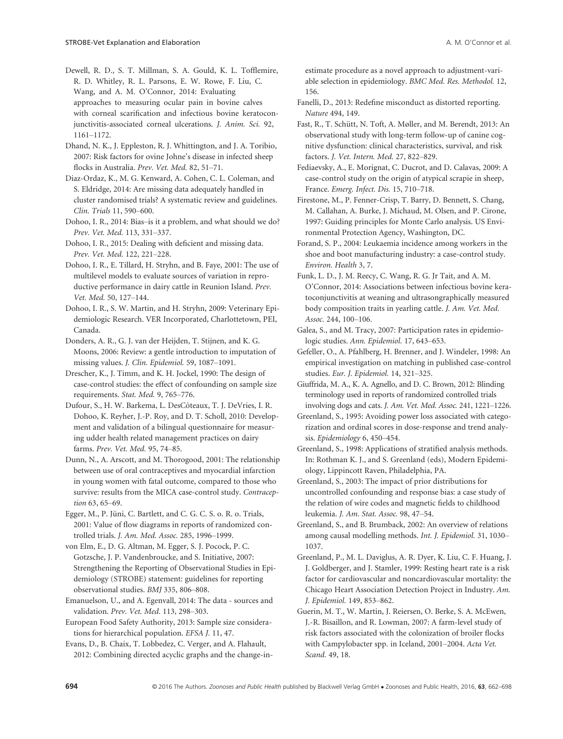Dewell, R. D., S. T. Millman, S. A. Gould, K. L. Tofflemire, R. D. Whitley, R. L. Parsons, E. W. Rowe, F. Liu, C. Wang, and A. M. O'Connor, 2014: Evaluating approaches to measuring ocular pain in bovine calves with corneal scarification and infectious bovine keratoconjunctivitis-associated corneal ulcerations. *J. Anim. Sci.* 92, 1161–1172.

Dhand, N. K., J. Eppleston, R. J. Whittington, and J. A. Toribio, 2007: Risk factors for ovine Johne's disease in infected sheep flocks in Australia. *Prev. Vet. Med.* 82, 51–71.

Diaz-Ordaz, K., M. G. Kenward, A. Cohen, C. L. Coleman, and S. Eldridge, 2014: Are missing data adequately handled in cluster randomised trials? A systematic review and guidelines. *Clin. Trials* 11, 590–600.

Dohoo, I. R., 2014: Bias–is it a problem, and what should we do? *Prev. Vet. Med.* 113, 331–337.

Dohoo, I. R., 2015: Dealing with deficient and missing data. *Prev. Vet. Med.* 122, 221–228.

Dohoo, I. R., E. Tillard, H. Stryhn, and B. Faye, 2001: The use of multilevel models to evaluate sources of variation in reproductive performance in dairy cattle in Reunion Island. *Prev. Vet. Med.* 50, 127–144.

Dohoo, I. R., S. W. Martin, and H. Stryhn, 2009: Veterinary Epidemiologic Research. VER Incorporated, Charlottetown, PEI, Canada.

Donders, A. R., G. J. van der Heijden, T. Stijnen, and K. G. Moons, 2006: Review: a gentle introduction to imputation of missing values. *J. Clin. Epidemiol.* 59, 1087–1091.

Drescher, K., J. Timm, and K. H. Jockel, 1990: The design of case-control studies: the effect of confounding on sample size requirements. *Stat. Med.* 9, 765–776.

Dufour, S., H. W. Barkema, L. DesCôteaux, T. J. DeVries, I. R. Dohoo, K. Reyher, J.-P. Roy, and D. T. Scholl, 2010: Development and validation of a bilingual questionnaire for measuring udder health related management practices on dairy farms. *Prev. Vet. Med.* 95, 74–85.

Dunn, N., A. Arscott, and M. Thorogood, 2001: The relationship between use of oral contraceptives and myocardial infarction in young women with fatal outcome, compared to those who survive: results from the MICA case-control study. *Contraception* 63, 65–69.

Egger, M., P. Jüni, C. Bartlett, and C. G. C. S. o. R. o. Trials, 2001: Value of flow diagrams in reports of randomized controlled trials. *J. Am. Med. Assoc.* 285, 1996–1999.

von Elm, E., D. G. Altman, M. Egger, S. J. Pocock, P. C. Gotzsche, J. P. Vandenbroucke, and S. Initiative, 2007: Strengthening the Reporting of Observational Studies in Epidemiology (STROBE) statement: guidelines for reporting observational studies. *BMJ* 335, 806–808.

Emanuelson, U., and A. Egenvall, 2014: The data - sources and validation. *Prev. Vet. Med.* 113, 298–303.

European Food Safety Authority, 2013: Sample size considerations for hierarchical population. *EFSA J.* 11, 47.

Evans, D., B. Chaix, T. Lobbedez, C. Verger, and A. Flahault, 2012: Combining directed acyclic graphs and the change-in-estimate procedure as a novel approach to adjustment-variable selection in epidemiology. *BMC Med. Res. Methodol.* 12, 156.

Fanelli, D., 2013: Redefine misconduct as distorted reporting. *Nature* 494, 149.

Fast, R., T. Schütt, N. Toft, A. Møller, and M. Berendt, 2013: An observational study with long-term follow-up of canine cognitive dysfunction: clinical characteristics, survival, and risk factors. *J. Vet. Intern. Med.* 27, 822–829.

Fediaevsky, A., E. Morignat, C. Ducrot, and D. Calavas, 2009: A case-control study on the origin of atypical scrapie in sheep, France. *Emerg. Infect. Dis.* 15, 710–718.

Firestone, M., P. Fenner-Crisp, T. Barry, D. Bennett, S. Chang, M. Callahan, A. Burke, J. Michaud, M. Olsen, and P. Cirone, 1997: Guiding principles for Monte Carlo analysis. US Environmental Protection Agency, Washington, DC.

Forand, S. P., 2004: Leukaemia incidence among workers in the shoe and boot manufacturing industry: a case-control study. *Environ. Health* 3, 7.

Funk, L. D., J. M. Reecy, C. Wang, R. G. Jr Tait, and A. M. O'Connor, 2014: Associations between infectious bovine keratoconjunctivitis at weaning and ultrasongraphically measured body composition traits in yearling cattle. *J. Am. Vet. Med. Assoc.* 244, 100–106.

Galea, S., and M. Tracy, 2007: Participation rates in epidemiologic studies. *Ann. Epidemiol.* 17, 643–653.

Gefeller, O., A. Pfahlberg, H. Brenner, and J. Windeler, 1998: An empirical investigation on matching in published case-control studies. *Eur. J. Epidemiol.* 14, 321–325.

Giuffrida, M. A., K. A. Agnello, and D. C. Brown, 2012: Blinding terminology used in reports of randomized controlled trials involving dogs and cats. *J. Am. Vet. Med. Assoc.* 241, 1221–1226.

Greenland, S., 1995: Avoiding power loss associated with categorization and ordinal scores in dose-response and trend analysis. *Epidemiology* 6, 450–454.

Greenland, S., 1998: Applications of stratified analysis methods. In: Rothman K. J., and S. Greenland (eds), Modern Epidemiology, Lippincott Raven, Philadelphia, PA.

Greenland, S., 2003: The impact of prior distributions for uncontrolled confounding and response bias: a case study of the relation of wire codes and magnetic fields to childhood leukemia. *J. Am. Stat. Assoc.* 98, 47–54.

Greenland, S., and B. Brumback, 2002: An overview of relations among causal modelling methods. *Int. J. Epidemiol.* 31, 1030–1037.

Greenland, P., M. L. Daviglus, A. R. Dyer, K. Liu, C. F. Huang, J. J. Goldberger, and J. Stamler, 1999: Resting heart rate is a risk factor for cardiovascular and noncardiovascular mortality: the Chicago Heart Association Detection Project in Industry. *Am. J. Epidemiol.* 149, 853–862.

Guerin, M. T., W. Martin, J. Reiersen, O. Berke, S. A. McEwen, J.-R. Bisaillon, and R. Lowman, 2007: A farm-level study of risk factors associated with the colonization of broiler flocks with Campylobacter spp. in Iceland, 2001–2004. *Acta Vet. Scand.* 49, 18.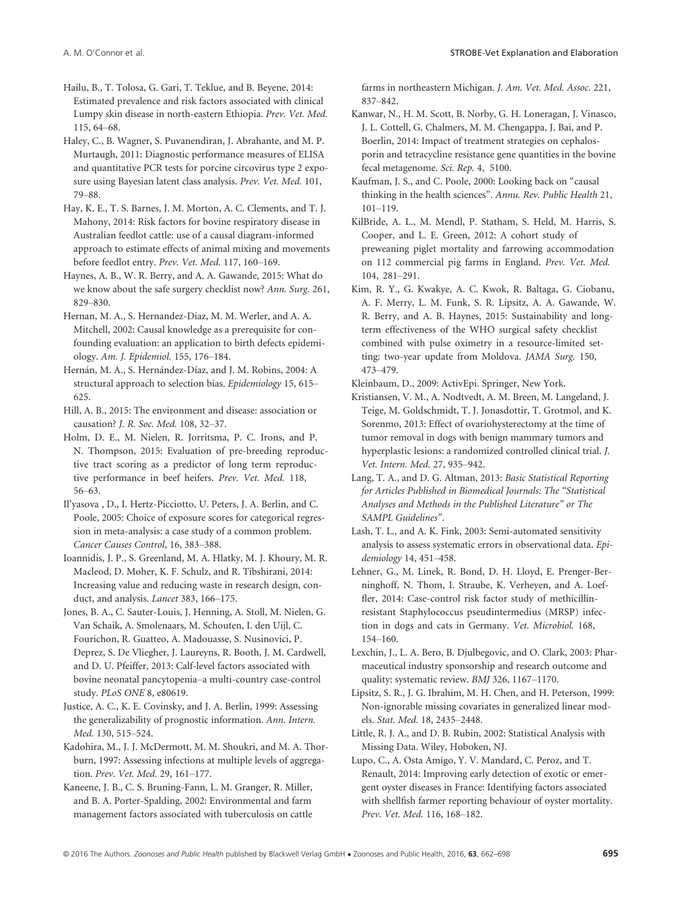Hailu, B., T. Tolosa, G. Gari, T. Teklue, and B. Beyene, 2014: Estimated prevalence and risk factors associated with clinical Lumpy skin disease in north-eastern Ethiopia. *Prev. Vet. Med.* 115, 64–68.

Haley, C., B. Wagner, S. Puvanendiran, J. Abrahante, and M. P. Murtaugh, 2011: Diagnostic performance measures of ELISA and quantitative PCR tests for porcine circovirus type 2 exposure using Bayesian latent class analysis. *Prev. Vet. Med.* 101, 79–88.

Hay, K. E., T. S. Barnes, J. M. Morton, A. C. Clements, and T. J. Mahony, 2014: Risk factors for bovine respiratory disease in Australian feedlot cattle: use of a causal diagram-informed approach to estimate effects of animal mixing and movements before feedlot entry. *Prev. Vet. Med.* 117, 160–169.

Haynes, A. B., W. R. Berry, and A. A. Gawande, 2015: What do we know about the safe surgery checklist now? *Ann. Surg.* 261, 829–830.

Hernan, M. A., S. Hernandez-Diaz, M. M. Werler, and A. A. Mitchell, 2002: Causal knowledge as a prerequisite for confounding evaluation: an application to birth defects epidemiology. *Am. J. Epidemiol.* 155, 176–184.

Hernán, M. A., S. Hernández-Díaz, and J. M. Robins, 2004: A structural approach to selection bias. *Epidemiology* 15, 615–625.

Hill, A. B., 2015: The environment and disease: association or causation? *J. R. Soc. Med.* 108, 32–37.

Holm, D. E., M. Nielen, R. Jorritsma, P. C. Irons, and P. N. Thompson, 2015: Evaluation of pre-breeding reproductive tract scoring as a predictor of long term reproductive performance in beef heifers. *Prev. Vet. Med.* 118, 56–63.

Il'yasova , D., I. Hertz-Picciotto, U. Peters, J. A. Berlin, and C. Poole, 2005: Choice of exposure scores for categorical regression in meta-analysis: a case study of a common problem. *Cancer Causes Control*, 16, 383–388.

Ioannidis, J. P., S. Greenland, M. A. Hlatky, M. J. Khoury, M. R. Macleod, D. Moher, K. F. Schulz, and R. Tibshirani, 2014: Increasing value and reducing waste in research design, conduct, and analysis. *Lancet* 383, 166–175.

Jones, B. A., C. Sauter-Louis, J. Henning, A. Stoll, M. Nielen, G. Van Schaik, A. Smolenaars, M. Schouten, I. den Uijl, C. Fourichon, R. Guatteo, A. Madouasse, S. Nusinovici, P. Deprez, S. De Vliegher, J. Laureyns, R. Booth, J. M. Cardwell, and D. U. Pfeiffer, 2013: Calf-level factors associated with bovine neonatal pancytopenia–a multi-country case-control study. *PLoS ONE* 8, e80619.

Justice, A. C., K. E. Covinsky, and J. A. Berlin, 1999: Assessing the generalizability of prognostic information. *Ann. Intern. Med.* 130, 515–524.

Kadohira, M., J. J. McDermott, M. M. Shoukri, and M. A. Thorburn, 1997: Assessing infections at multiple levels of aggregation. *Prev. Vet. Med.* 29, 161–177.

Kaneene, J. B., C. S. Bruning-Fann, L. M. Granger, R. Miller, and B. A. Porter-Spalding, 2002: Environmental and farm management factors associated with tuberculosis on cattle farms in northeastern Michigan. *J. Am. Vet. Med. Assoc.* 221, 837–842.

Kanwar, N., H. M. Scott, B. Norby, G. H. Loneragan, J. Vinasco, J. L. Cottell, G. Chalmers, M. M. Chengappa, J. Bai, and P. Boerlin, 2014: Impact of treatment strategies on cephalosporin and tetracycline resistance gene quantities in the bovine fecal metagenome. *Sci. Rep.* 4, 5100.

Kaufman, J. S., and C. Poole, 2000: Looking back on "causal thinking in the health sciences". *Annu. Rev. Public Health* 21, 101–119.

KilBride, A. L., M. Mendl, P. Statham, S. Held, M. Harris, S. Cooper, and L. E. Green, 2012: A cohort study of preweaning piglet mortality and farrowing accommodation on 112 commercial pig farms in England. *Prev. Vet. Med.* 104, 281–291.

Kim, R. Y., G. Kwakye, A. C. Kwok, R. Baltaga, G. Ciobanu, A. F. Merry, L. M. Funk, S. R. Lipsitz, A. A. Gawande, W. R. Berry, and A. B. Haynes, 2015: Sustainability and long-term effectiveness of the WHO surgical safety checklist combined with pulse oximetry in a resource-limited setting: two-year update from Moldova. *JAMA Surg.* 150, 473–479.

Kleinbaum, D., 2009: ActivEpi. Springer, New York.

Kristiansen, V. M., A. Nodtvedt, A. M. Breen, M. Langeland, J. Teige, M. Goldschmidt, T. J. Jonasdottir, T. Grotmol, and K. Sorenmo, 2013: Effect of ovariohysterectomy at the time of tumor removal in dogs with benign mammary tumors and hyperplastic lesions: a randomized controlled clinical trial. *J. Vet. Intern. Med.* 27, 935–942.

Lang, T. A., and D. G. Altman, 2013: *Basic Statistical Reporting for Articles Published in Biomedical Journals: The "Statistical Analyses and Methods in the Published Literature" or The SAMPL Guidelines"*.

Lash, T. L., and A. K. Fink, 2003: Semi-automated sensitivity analysis to assess systematic errors in observational data. *Epidemiology* 14, 451–458.

Lehner, G., M. Linek, R. Bond, D. H. Lloyd, E. Prenger-Berninghoff, N. Thom, I. Straube, K. Verheyen, and A. Loeffler, 2014: Case-control risk factor study of methicillin-resistant Staphylococcus pseudintermedius (MRSP) infection in dogs and cats in Germany. *Vet. Microbiol.* 168, 154–160.

Lexchin, J., L. A. Bero, B. Djulbegovic, and O. Clark, 2003: Pharmaceutical industry sponsorship and research outcome and quality: systematic review. *BMJ* 326, 1167–1170.

Lipsitz, S. R., J. G. Ibrahim, M. H. Chen, and H. Peterson, 1999: Non-ignorable missing covariates in generalized linear models. *Stat. Med.* 18, 2435–2448.

Little, R. J. A., and D. B. Rubin, 2002: Statistical Analysis with Missing Data. Wiley, Hoboken, NJ.

Lupo, C., A. Osta Amigo, Y. V. Mandard, C. Peroz, and T. Renault, 2014: Improving early detection of exotic or emergent oyster diseases in France: Identifying factors associated with shellfish farmer reporting behaviour of oyster mortality. *Prev. Vet. Med.* 116, 168–182.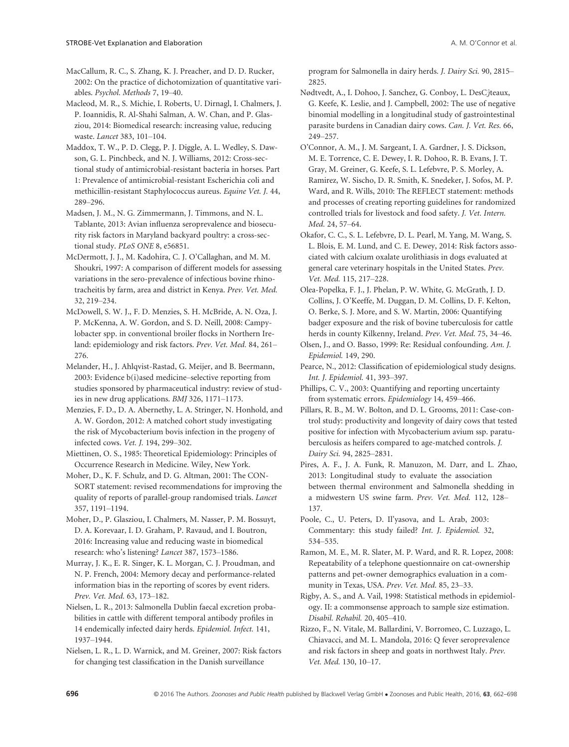MacCallum, R. C., S. Zhang, K. J. Preacher, and D. D. Rucker, 2002: On the practice of dichotomization of quantitative variables. *Psychol. Methods* 7, 19–40.

Macleod, M. R., S. Michie, I. Roberts, U. Dirnagl, I. Chalmers, J. P. Ioannidis, R. Al-Shahi Salman, A. W. Chan, and P. Glasziou, 2014: Biomedical research: increasing value, reducing waste. *Lancet* 383, 101–104.

Maddox, T. W., P. D. Clegg, P. J. Diggle, A. L. Wedley, S. Dawson, G. L. Pinchbeck, and N. J. Williams, 2012: Cross-sectional study of antimicrobial-resistant bacteria in horses. Part 1: Prevalence of antimicrobial-resistant Escherichia coli and methicillin-resistant Staphylococcus aureus. *Equine Vet. J.* 44, 289–296.

Madsen, J. M., N. G. Zimmermann, J. Timmons, and N. L. Tablante, 2013: Avian influenza seroprevalence and biosecurity risk factors in Maryland backyard poultry: a cross-sectional study. *PLoS ONE* 8, e56851.

McDermott, J. J., M. Kadohira, C. J. O'Callaghan, and M. M. Shoukri, 1997: A comparison of different models for assessing variations in the sero-prevalence of infectious bovine rhinotracheitis by farm, area and district in Kenya. *Prev. Vet. Med.* 32, 219–234.

McDowell, S. W. J., F. D. Menzies, S. H. McBride, A. N. Oza, J. P. McKenna, A. W. Gordon, and S. D. Neill, 2008: Campylobacter spp. in conventional broiler flocks in Northern Ireland: epidemiology and risk factors. *Prev. Vet. Med.* 84, 261–276.

Melander, H., J. Ahlqvist-Rastad, G. Meijer, and B. Beermann, 2003: Evidence b(i)ased medicine–selective reporting from studies sponsored by pharmaceutical industry: review of studies in new drug applications. *BMJ* 326, 1171–1173.

Menzies, F. D., D. A. Abernethy, L. A. Stringer, N. Honhold, and A. W. Gordon, 2012: A matched cohort study investigating the risk of Mycobacterium bovis infection in the progeny of infected cows. *Vet. J.* 194, 299–302.

Miettinen, O. S., 1985: Theoretical Epidemiology: Principles of Occurrence Research in Medicine. Wiley, New York.

Moher, D., K. F. Schulz, and D. G. Altman, 2001: The CONSORT statement: revised recommendations for improving the quality of reports of parallel-group randomised trials. *Lancet* 357, 1191–1194.

Moher, D., P. Glasziou, I. Chalmers, M. Nasser, P. M. Bossuyt, D. A. Korevaar, I. D. Graham, P. Ravaud, and I. Boutron, 2016: Increasing value and reducing waste in biomedical research: who's listening? *Lancet* 387, 1573–1586.

Murray, J. K., E. R. Singer, K. L. Morgan, C. J. Proudman, and N. P. French, 2004: Memory decay and performance-related information bias in the reporting of scores by event riders. *Prev. Vet. Med.* 63, 173–182.

Nielsen, L. R., 2013: Salmonella Dublin faecal excretion probabilities in cattle with different temporal antibody profiles in 14 endemically infected dairy herds. *Epidemiol. Infect.* 141, 1937–1944.

Nielsen, L. R., L. D. Warnick, and M. Greiner, 2007: Risk factors for changing test classification in the Danish surveillance program for Salmonella in dairy herds. *J. Dairy Sci.* 90, 2815–2825.

Nødtvedt, A., I. Dohoo, J. Sanchez, G. Conboy, L. DesCĵteaux, G. Keefe, K. Leslie, and J. Campbell, 2002: The use of negative binomial modelling in a longitudinal study of gastrointestinal parasite burdens in Canadian dairy cows. *Can. J. Vet. Res.* 66, 249–257.

O'Connor, A. M., J. M. Sargeant, I. A. Gardner, J. S. Dickson, M. E. Torrence, C. E. Dewey, I. R. Dohoo, R. B. Evans, J. T. Gray, M. Greiner, G. Keefe, S. L. Lefebvre, P. S. Morley, A. Ramirez, W. Sischo, D. R. Smith, K. Snedeker, J. Sofos, M. P. Ward, and R. Wills, 2010: The REFLECT statement: methods and processes of creating reporting guidelines for randomized controlled trials for livestock and food safety. *J. Vet. Intern. Med.* 24, 57–64.

Okafor, C. C., S. L. Lefebvre, D. L. Pearl, M. Yang, M. Wang, S. L. Blois, E. M. Lund, and C. E. Dewey, 2014: Risk factors associated with calcium oxalate urolithiasis in dogs evaluated at general care veterinary hospitals in the United States. *Prev. Vet. Med.* 115, 217–228.

Olea-Popelka, F. J., J. Phelan, P. W. White, G. McGrath, J. D. Collins, J. O'Keeffe, M. Duggan, D. M. Collins, D. F. Kelton, O. Berke, S. J. More, and S. W. Martin, 2006: Quantifying badger exposure and the risk of bovine tuberculosis for cattle herds in county Kilkenny, Ireland. *Prev. Vet. Med.* 75, 34–46.

Olsen, J., and O. Basso, 1999: Re: Residual confounding. *Am. J. Epidemiol.* 149, 290.

Pearce, N., 2012: Classification of epidemiological study designs. *Int. J. Epidemiol.* 41, 393–397.

Phillips, C. V., 2003: Quantifying and reporting uncertainty from systematic errors. *Epidemiology* 14, 459–466.

Pillars, R. B., M. W. Bolton, and D. L. Grooms, 2011: Case-control study: productivity and longevity of dairy cows that tested positive for infection with Mycobacterium avium ssp. paratuberculosis as heifers compared to age-matched controls. *J. Dairy Sci.* 94, 2825–2831.

Pires, A. F., J. A. Funk, R. Manuzon, M. Darr, and L. Zhao, 2013: Longitudinal study to evaluate the association between thermal environment and Salmonella shedding in a midwestern US swine farm. *Prev. Vet. Med.* 112, 128–137.

Poole, C., U. Peters, D. Il'yasova, and L. Arab, 2003: Commentary: this study failed? *Int. J. Epidemiol.* 32, 534–535.

Ramon, M. E., M. R. Slater, M. P. Ward, and R. R. Lopez, 2008: Repeatability of a telephone questionnaire on cat-ownership patterns and pet-owner demographics evaluation in a community in Texas, USA. *Prev. Vet. Med.* 85, 23–33.

Rigby, A. S., and A. Vail, 1998: Statistical methods in epidemiology. II: a commonsense approach to sample size estimation. *Disabil. Rehabil.* 20, 405–410.

Rizzo, F., N. Vitale, M. Ballardini, V. Borromeo, C. Luzzago, L. Chiavacci, and M. L. Mandola, 2016: Q fever seroprevalence and risk factors in sheep and goats in northwest Italy. *Prev. Vet. Med.* 130, 10–17.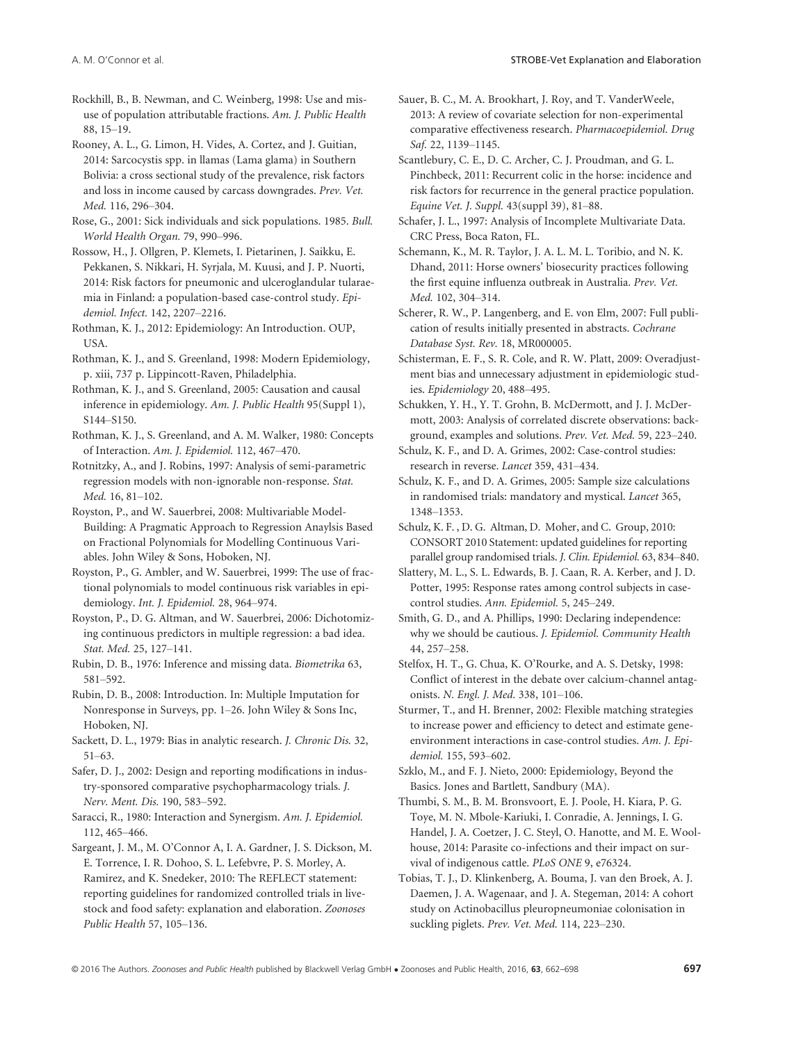Rockhill, B., B. Newman, and C. Weinberg, 1998: Use and misuse of population attributable fractions. *Am. J. Public Health* 88, 15–19.

Rooney, A. L., G. Limon, H. Vides, A. Cortez, and J. Guitian, 2014: Sarcocystis spp. in llamas (Lama glama) in Southern Bolivia: a cross sectional study of the prevalence, risk factors and loss in income caused by carcass downgrades. *Prev. Vet. Med.* 116, 296–304.

Rose, G., 2001: Sick individuals and sick populations. 1985. *Bull. World Health Organ.* 79, 990–996.

Rossow, H., J. Ollgren, P. Klemets, I. Pietarinen, J. Saikku, E. Pekkanen, S. Nikkari, H. Syrjala, M. Kuusi, and J. P. Nuorti, 2014: Risk factors for pneumonic and ulceroglandular tularaemia in Finland: a population-based case-control study. *Epidemiol. Infect.* 142, 2207–2216.

Rothman, K. J., 2012: Epidemiology: An Introduction. OUP, USA.

Rothman, K. J., and S. Greenland, 1998: Modern Epidemiology, p. xiii, 737 p. Lippincott-Raven, Philadelphia.

Rothman, K. J., and S. Greenland, 2005: Causation and causal inference in epidemiology. *Am. J. Public Health* 95(Suppl 1), S144–S150.

Rothman, K. J., S. Greenland, and A. M. Walker, 1980: Concepts of Interaction. *Am. J. Epidemiol.* 112, 467–470.

Rotnitzky, A., and J. Robins, 1997: Analysis of semi-parametric regression models with non-ignorable non-response. *Stat. Med.* 16, 81–102.

Royston, P., and W. Sauerbrei, 2008: Multivariable Model-Building: A Pragmatic Approach to Regression Anaylsis Based on Fractional Polynomials for Modelling Continuous Variables. John Wiley & Sons, Hoboken, NJ.

Royston, P., G. Ambler, and W. Sauerbrei, 1999: The use of fractional polynomials to model continuous risk variables in epidemiology. *Int. J. Epidemiol.* 28, 964–974.

Royston, P., D. G. Altman, and W. Sauerbrei, 2006: Dichotomizing continuous predictors in multiple regression: a bad idea. *Stat. Med.* 25, 127–141.

Rubin, D. B., 1976: Inference and missing data. *Biometrika* 63, 581–592.

Rubin, D. B., 2008: Introduction. In: Multiple Imputation for Nonresponse in Surveys, pp. 1–26. John Wiley & Sons Inc, Hoboken, NJ.

Sackett, D. L., 1979: Bias in analytic research. *J. Chronic Dis.* 32, 51–63.

Safer, D. J., 2002: Design and reporting modifications in industry-sponsored comparative psychopharmacology trials. *J. Nerv. Ment. Dis.* 190, 583–592.

Saracci, R., 1980: Interaction and Synergism. *Am. J. Epidemiol.* 112, 465–466.

Sargeant, J. M., M. O'Connor A, I. A. Gardner, J. S. Dickson, M. E. Torrence, I. R. Dohoo, S. L. Lefebvre, P. S. Morley, A. Ramirez, and K. Snedeker, 2010: The REFLECT statement: reporting guidelines for randomized controlled trials in livestock and food safety: explanation and elaboration. *Zoonoses Public Health* 57, 105–136.

Sauer, B. C., M. A. Brookhart, J. Roy, and T. VanderWeele, 2013: A review of covariate selection for non-experimental comparative effectiveness research. *Pharmacoepidemiol. Drug Saf.* 22, 1139–1145.

Scantlebury, C. E., D. C. Archer, C. J. Proudman, and G. L. Pinchbeck, 2011: Recurrent colic in the horse: incidence and risk factors for recurrence in the general practice population. *Equine Vet. J. Suppl.* 43(suppl 39), 81–88.

Schafer, J. L., 1997: Analysis of Incomplete Multivariate Data. CRC Press, Boca Raton, FL.

Schemann, K., M. R. Taylor, J. A. L. M. L. Toribio, and N. K. Dhand, 2011: Horse owners' biosecurity practices following the first equine influenza outbreak in Australia. *Prev. Vet. Med.* 102, 304–314.

Scherer, R. W., P. Langenberg, and E. von Elm, 2007: Full publication of results initially presented in abstracts. *Cochrane Database Syst. Rev.* 18, MR000005.

Schisterman, E. F., S. R. Cole, and R. W. Platt, 2009: Overadjustment bias and unnecessary adjustment in epidemiologic studies. *Epidemiology* 20, 488–495.

Schukken, Y. H., Y. T. Grohn, B. McDermott, and J. J. McDermott, 2003: Analysis of correlated discrete observations: background, examples and solutions. *Prev. Vet. Med.* 59, 223–240.

Schulz, K. F., and D. A. Grimes, 2002: Case-control studies: research in reverse. *Lancet* 359, 431–434.

Schulz, K. F., and D. A. Grimes, 2005: Sample size calculations in randomised trials: mandatory and mystical. *Lancet* 365, 1348–1353.

Schulz, K. F. , D. G. Altman, D. Moher, and C. Group, 2010: CONSORT 2010 Statement: updated guidelines for reporting parallel group randomised trials. *J. Clin. Epidemiol.* 63, 834–840.

Slattery, M. L., S. L. Edwards, B. J. Caan, R. A. Kerber, and J. D. Potter, 1995: Response rates among control subjects in case-control studies. *Ann. Epidemiol.* 5, 245–249.

Smith, G. D., and A. Phillips, 1990: Declaring independence: why we should be cautious. *J. Epidemiol. Community Health* 44, 257–258.

Stelfox, H. T., G. Chua, K. O'Rourke, and A. S. Detsky, 1998: Conflict of interest in the debate over calcium-channel antagonists. *N. Engl. J. Med.* 338, 101–106.

Sturmer, T., and H. Brenner, 2002: Flexible matching strategies to increase power and efficiency to detect and estimate gene-environment interactions in case-control studies. *Am. J. Epidemiol.* 155, 593–602.

Szklo, M., and F. J. Nieto, 2000: Epidemiology, Beyond the Basics. Jones and Bartlett, Sandbury (MA).

Thumbi, S. M., B. M. Bronsvoort, E. J. Poole, H. Kiara, P. G. Toye, M. N. Mbole-Kariuki, I. Conradie, A. Jennings, I. G. Handel, J. A. Coetzer, J. C. Steyl, O. Hanotte, and M. E. Woolhouse, 2014: Parasite co-infections and their impact on survival of indigenous cattle. *PLoS ONE* 9, e76324.

Tobias, T. J., D. Klinkenberg, A. Bouma, J. van den Broek, A. J. Daemen, J. A. Wagenaar, and J. A. Stegeman, 2014: A cohort study on Actinobacillus pleuropneumoniae colonisation in suckling piglets. *Prev. Vet. Med.* 114, 223–230.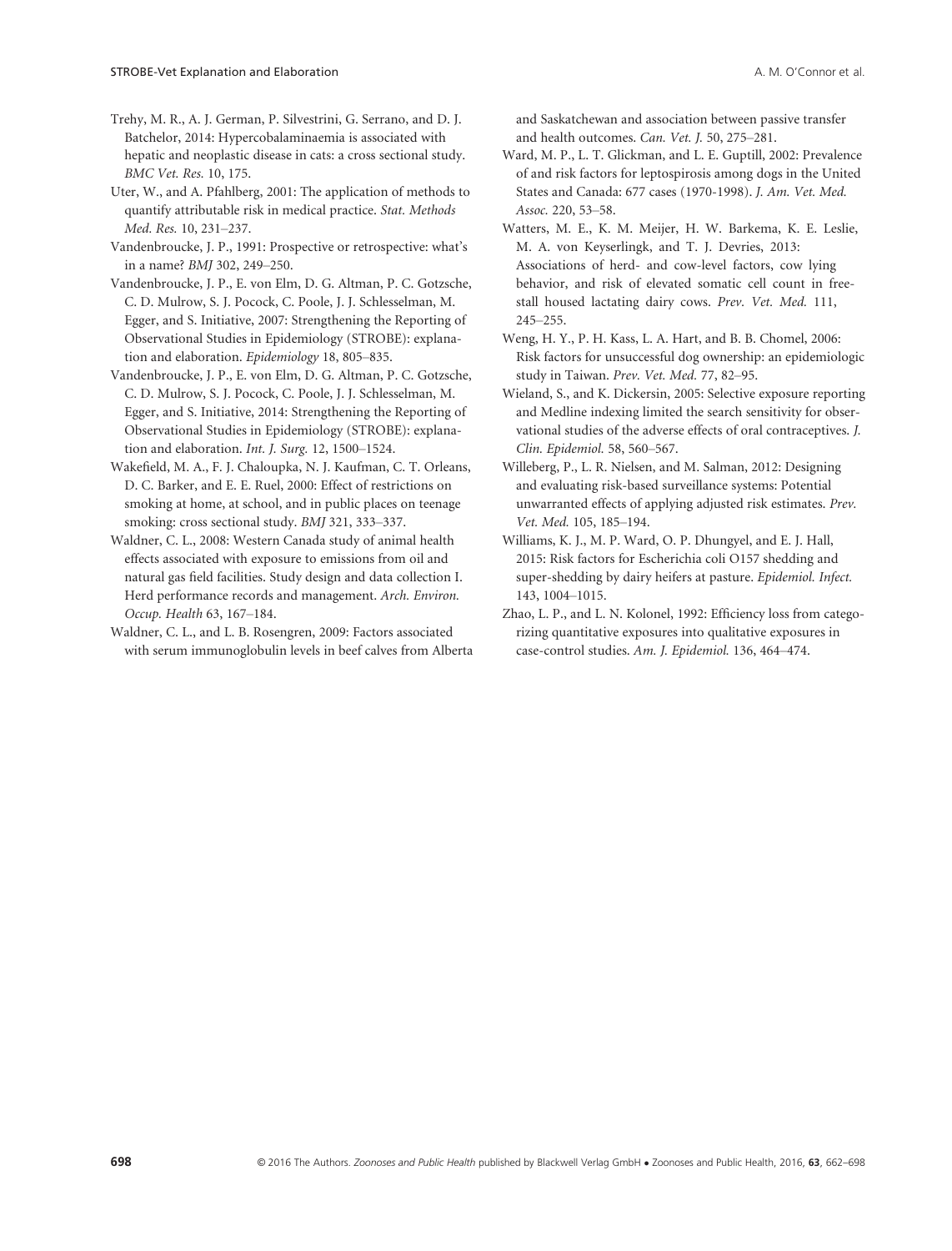Trehy, M. R., A. J. German, P. Silvestrini, G. Serrano, and D. J. Batchelor, 2014: Hypercobalaminaemia is associated with hepatic and neoplastic disease in cats: a cross sectional study. *BMC Vet. Res.* 10, 175.

Uter, W., and A. Pfahlberg, 2001: The application of methods to quantify attributable risk in medical practice. *Stat. Methods Med. Res.* 10, 231–237.

Vandenbroucke, J. P., 1991: Prospective or retrospective: what's in a name? *BMJ* 302, 249–250.

Vandenbroucke, J. P., E. von Elm, D. G. Altman, P. C. Gotzsche, C. D. Mulrow, S. J. Pocock, C. Poole, J. J. Schlesselman, M. Egger, and S. Initiative, 2007: Strengthening the Reporting of Observational Studies in Epidemiology (STROBE): explanation and elaboration. *Epidemiology* 18, 805–835.

Vandenbroucke, J. P., E. von Elm, D. G. Altman, P. C. Gotzsche, C. D. Mulrow, S. J. Pocock, C. Poole, J. J. Schlesselman, M. Egger, and S. Initiative, 2014: Strengthening the Reporting of Observational Studies in Epidemiology (STROBE): explanation and elaboration. *Int. J. Surg.* 12, 1500–1524.

Wakefield, M. A., F. J. Chaloupka, N. J. Kaufman, C. T. Orleans, D. C. Barker, and E. E. Ruel, 2000: Effect of restrictions on smoking at home, at school, and in public places on teenage smoking: cross sectional study. *BMJ* 321, 333–337.

Waldner, C. L., 2008: Western Canada study of animal health effects associated with exposure to emissions from oil and natural gas field facilities. Study design and data collection I. Herd performance records and management. *Arch. Environ. Occup. Health* 63, 167–184.

Waldner, C. L., and L. B. Rosengren, 2009: Factors associated with serum immunoglobulin levels in beef calves from Alberta and Saskatchewan and association between passive transfer and health outcomes. *Can. Vet. J.* 50, 275–281.

Ward, M. P., L. T. Glickman, and L. E. Guptill, 2002: Prevalence of and risk factors for leptospirosis among dogs in the United States and Canada: 677 cases (1970-1998). *J. Am. Vet. Med. Assoc.* 220, 53–58.

Watters, M. E., K. M. Meijer, H. W. Barkema, K. E. Leslie, M. A. von Keyserlingk, and T. J. Devries, 2013: Associations of herd- and cow-level factors, cow lying behavior, and risk of elevated somatic cell count in free-stall housed lactating dairy cows. *Prev. Vet. Med.* 111, 245–255.

Weng, H. Y., P. H. Kass, L. A. Hart, and B. B. Chomel, 2006: Risk factors for unsuccessful dog ownership: an epidemiologic study in Taiwan. *Prev. Vet. Med.* 77, 82–95.

Wieland, S., and K. Dickersin, 2005: Selective exposure reporting and Medline indexing limited the search sensitivity for observational studies of the adverse effects of oral contraceptives. *J. Clin. Epidemiol.* 58, 560–567.

Willeberg, P., L. R. Nielsen, and M. Salman, 2012: Designing and evaluating risk-based surveillance systems: Potential unwarranted effects of applying adjusted risk estimates. *Prev. Vet. Med.* 105, 185–194.

Williams, K. J., M. P. Ward, O. P. Dhungyel, and E. J. Hall, 2015: Risk factors for Escherichia coli O157 shedding and super-shedding by dairy heifers at pasture. *Epidemiol. Infect.* 143, 1004–1015.

Zhao, L. P., and L. N. Kolonel, 1992: Efficiency loss from categorizing quantitative exposures into qualitative exposures in case-control studies. *Am. J. Epidemiol.* 136, 464–474.